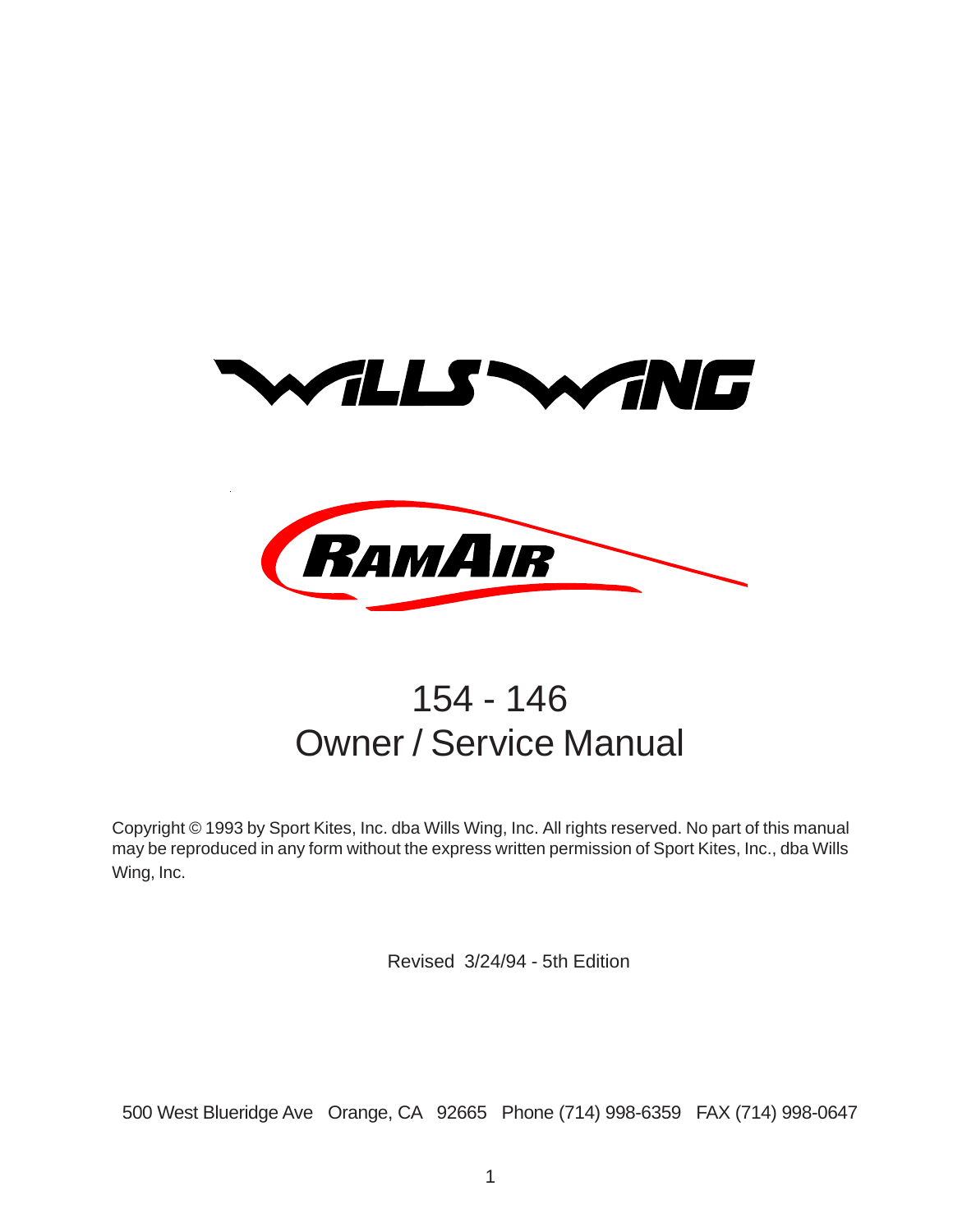# WILLS WING

# RAMAIR

## 154 - 146
## Owner / Service Manual

Copyright © 1993 by Sport Kites, Inc. dba Wills Wing, Inc. All rights reserved. No part of this manual may be reproduced in any form without the express written permission of Sport Kites, Inc., dba Wills Wing, Inc.

Revised 3/24/94 - 5th Edition

500 West Blueridge Ave Orange, CA 92665 Phone (714) 998-6359 FAX (714) 998-0647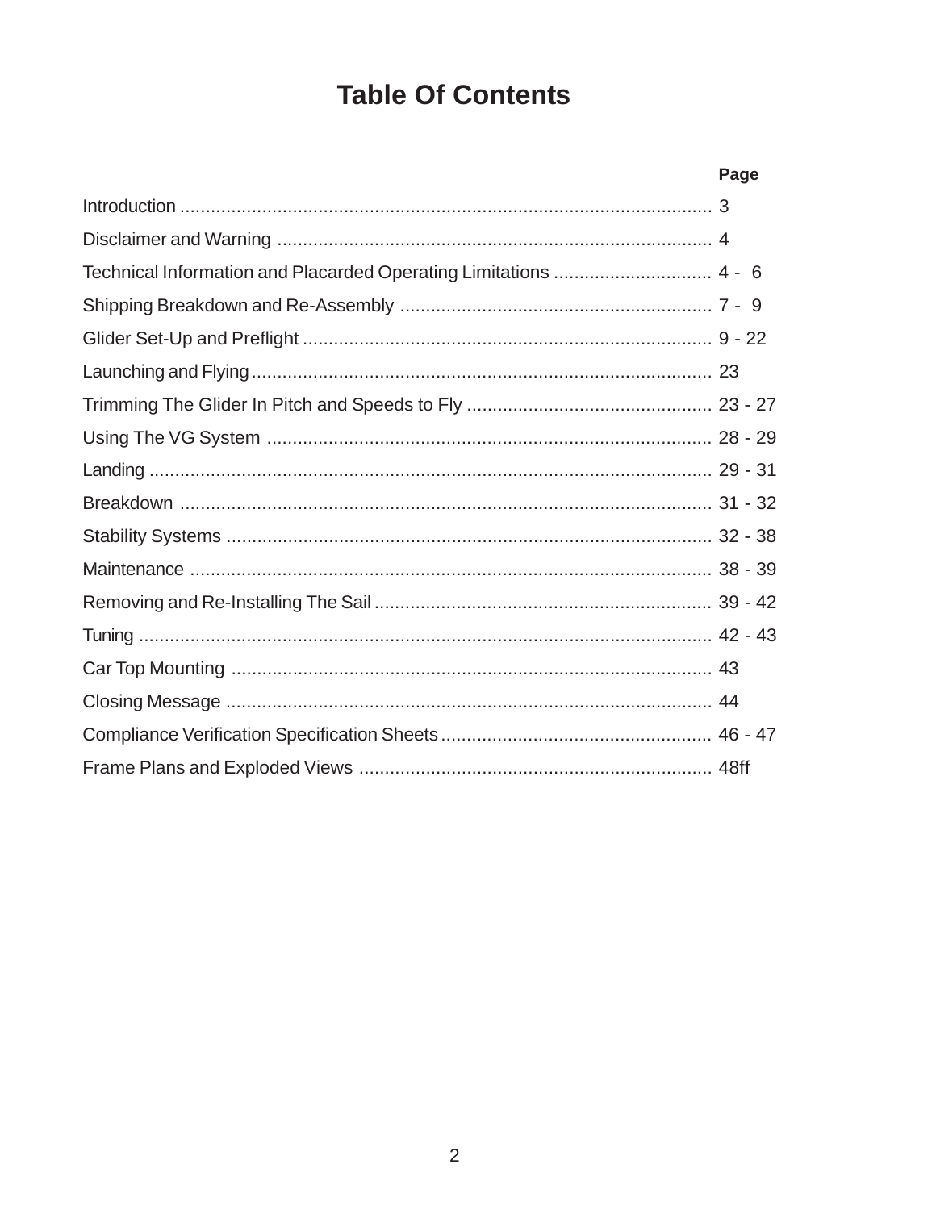# Table Of Contents

| | Page |
|---|---|
| Introduction | 3 |
| Disclaimer and Warning | 4 |
| Technical Information and Placarded Operating Limitations | 4 - 6 |
| Shipping Breakdown and Re-Assembly | 7 - 9 |
| Glider Set-Up and Preflight | 9 - 22 |
| Launching and Flying | 23 |
| Trimming The Glider In Pitch and Speeds to Fly | 23 - 27 |
| Using The VG System | 28 - 29 |
| Landing | 29 - 31 |
| Breakdown | 31 - 32 |
| Stability Systems | 32 - 38 |
| Maintenance | 38 - 39 |
| Removing and Re-Installing The Sail | 39 - 42 |
| Tuning | 42 - 43 |
| Car Top Mounting | 43 |
| Closing Message | 44 |
| Compliance Verification Specification Sheets | 46 - 47 |
| Frame Plans and Exploded Views | 48ff |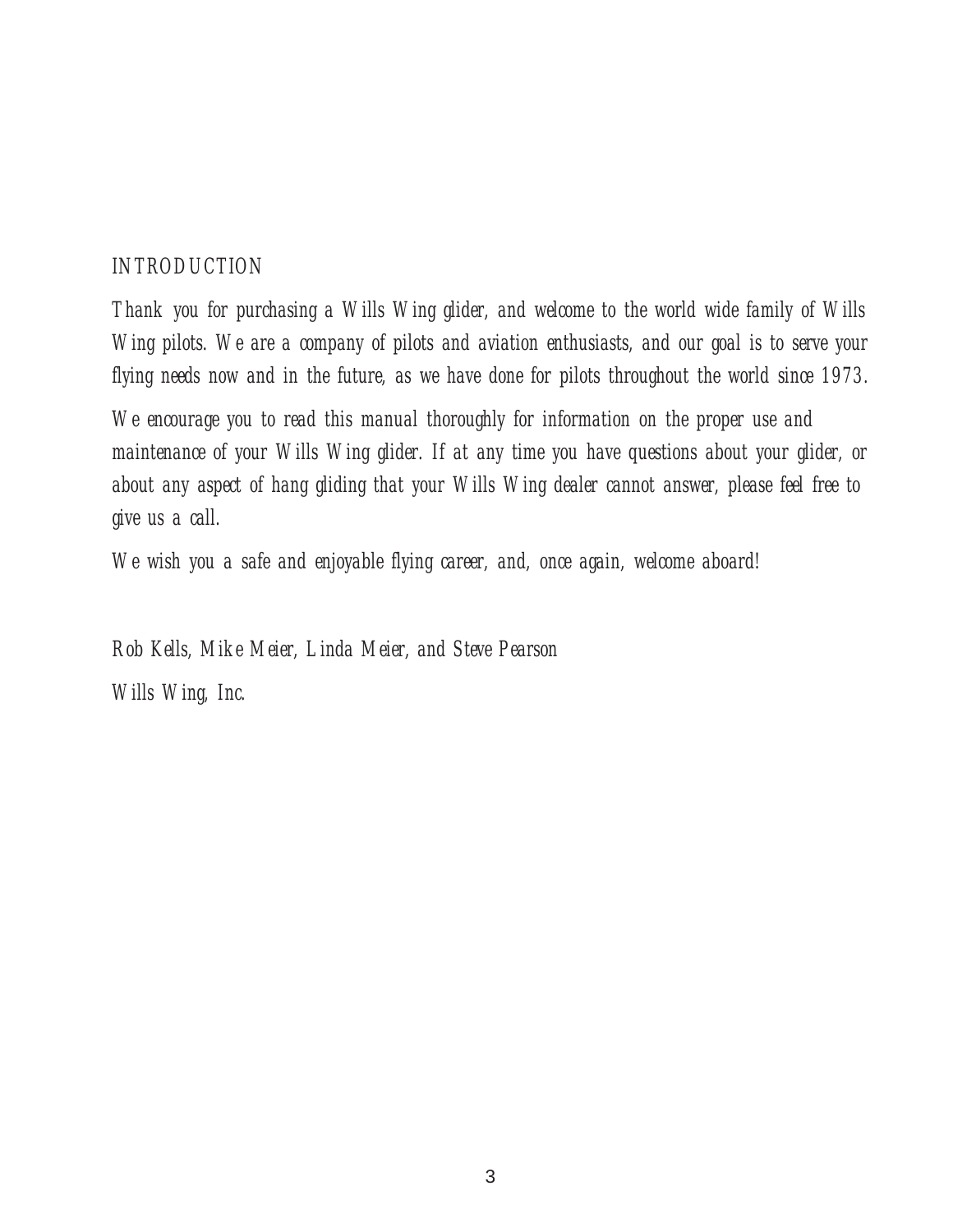## INTRODUCTION

*Thank you for purchasing a Wills Wing glider, and welcome to the world wide family of Wills Wing pilots. We are a company of pilots and aviation enthusiasts, and our goal is to serve your flying needs now and in the future, as we have done for pilots throughout the world since 1973.*

*We encourage you to read this manual thoroughly for information on the proper use and maintenance of your Wills Wing glider. If at any time you have questions about your glider, or about any aspect of hang gliding that your Wills Wing dealer cannot answer, please feel free to give us a call.*

*We wish you a safe and enjoyable flying career, and, once again, welcome aboard!*

*Rob Kells, Mike Meier, Linda Meier, and Steve Pearson*

*Wills Wing, Inc.*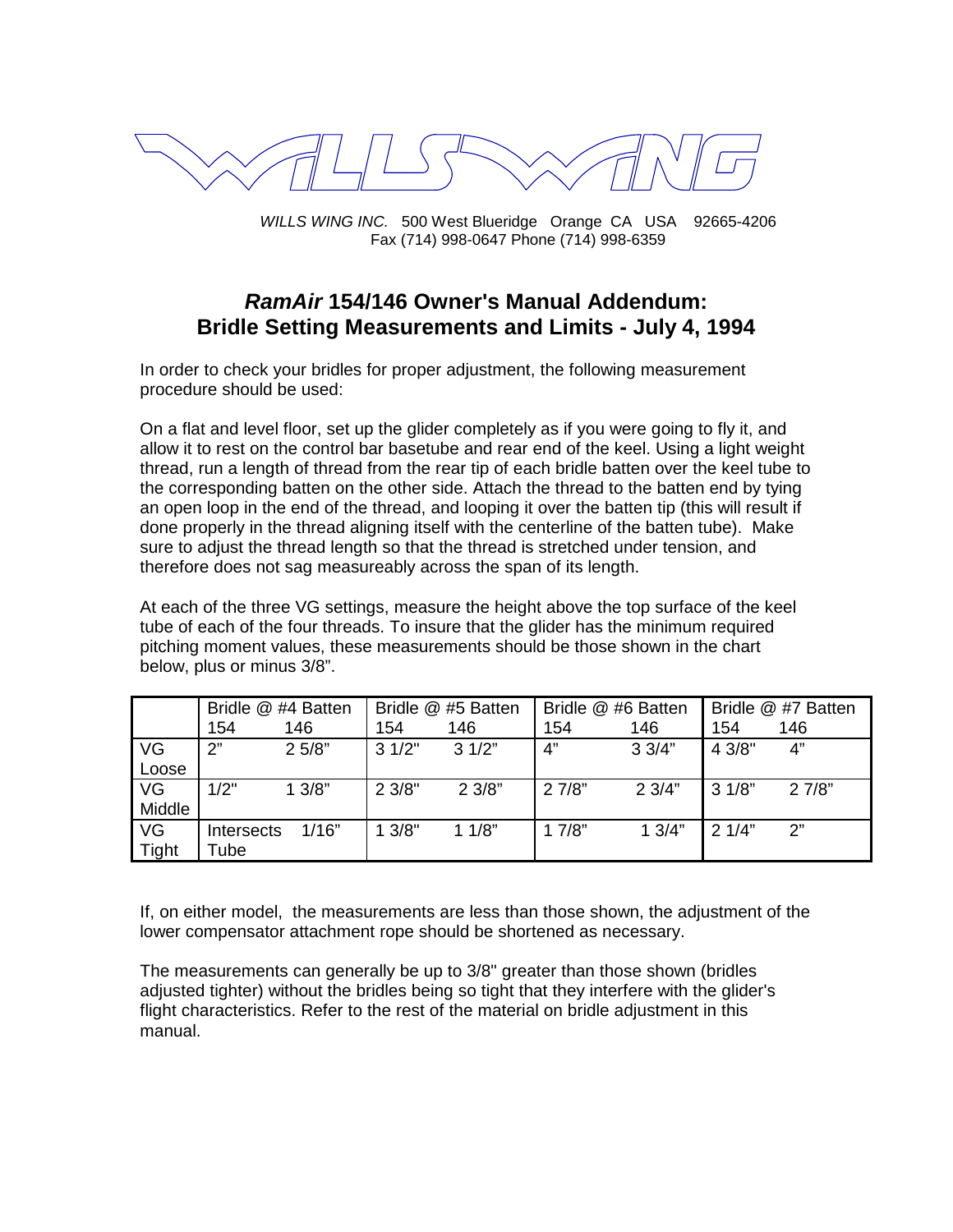WILLS WING

*WILLS WING INC.* 500 West Blueridge Orange CA USA 92665-4206
Fax (714) 998-0647 Phone (714) 998-6359

# *RamAir* 154/146 Owner's Manual Addendum: Bridle Setting Measurements and Limits - July 4, 1994

In order to check your bridles for proper adjustment, the following measurement procedure should be used:

On a flat and level floor, set up the glider completely as if you were going to fly it, and allow it to rest on the control bar basetube and rear end of the keel. Using a light weight thread, run a length of thread from the rear tip of each bridle batten over the keel tube to the corresponding batten on the other side. Attach the thread to the batten end by tying an open loop in the end of the thread, and looping it over the batten tip (this will result if done properly in the thread aligning itself with the centerline of the batten tube). Make sure to adjust the thread length so that the thread is stretched under tension, and therefore does not sag measureably across the span of its length.

At each of the three VG settings, measure the height above the top surface of the keel tube of each of the four threads. To insure that the glider has the minimum required pitching moment values, these measurements should be those shown in the chart below, plus or minus 3/8".

| | Bridle @ #4 Batten | | Bridle @ #5 Batten | | Bridle @ #6 Batten | | Bridle @ #7 Batten | |
|---|---|---|---|---|---|---|---|---|
| | 154 | 146 | 154 | 146 | 154 | 146 | 154 | 146 |
| VG Loose | 2" | 2 5/8" | 3 1/2" | 3 1/2" | 4" | 3 3/4" | 4 3/8" | 4" |
| VG Middle | 1/2" | 1 3/8" | 2 3/8" | 2 3/8" | 2 7/8" | 2 3/4" | 3 1/8" | 2 7/8" |
| VG Tight | Intersects Tube | 1/16" | 1 3/8" | 1 1/8" | 1 7/8" | 1 3/4" | 2 1/4" | 2" |

If, on either model, the measurements are less than those shown, the adjustment of the lower compensator attachment rope should be shortened as necessary.

The measurements can generally be up to 3/8" greater than those shown (bridles adjusted tighter) without the bridles being so tight that they interfere with the glider's flight characteristics. Refer to the rest of the material on bridle adjustment in this manual.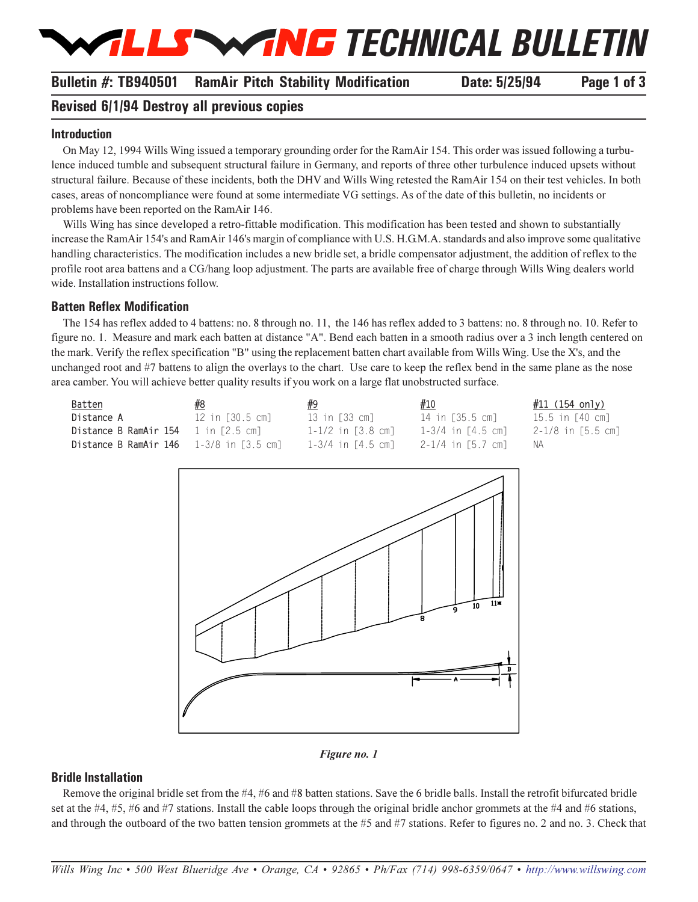# WILLS WING TECHNICAL BULLETIN

**Bulletin #: TB940501 RamAir Pitch Stability Modification Date: 5/25/94 Page 1 of 3**

**Revised 6/1/94 Destroy all previous copies**

### Introduction

On May 12, 1994 Wills Wing issued a temporary grounding order for the RamAir 154. This order was issued following a turbulence induced tumble and subsequent structural failure in Germany, and reports of three other turbulence induced upsets without structural failure. Because of these incidents, both the DHV and Wills Wing retested the RamAir 154 on their test vehicles. In both cases, areas of noncompliance were found at some intermediate VG settings. As of the date of this bulletin, no incidents or problems have been reported on the RamAir 146.

Wills Wing has since developed a retro-fittable modification. This modification has been tested and shown to substantially increase the RamAir 154's and RamAir 146's margin of compliance with U.S. H.G.M.A. standards and also improve some qualitative handling characteristics. The modification includes a new bridle set, a bridle compensator adjustment, the addition of reflex to the profile root area battens and a CG/hang loop adjustment. The parts are available free of charge through Wills Wing dealers world wide. Installation instructions follow.

### Batten Reflex Modification

The 154 has reflex added to 4 battens: no. 8 through no. 11, the 146 has reflex added to 3 battens: no. 8 through no. 10. Refer to figure no. 1. Measure and mark each batten at distance "A". Bend each batten in a smooth radius over a 3 inch length centered on the mark. Verify the reflex specification "B" using the replacement batten chart available from Wills Wing. Use the X's, and the unchanged root and #7 battens to align the overlays to the chart. Use care to keep the reflex bend in the same plane as the nose area camber. You will achieve better quality results if you work on a large flat unobstructed surface.

| Batten | #8 | #9 | #10 | #11 (154 only) |
|---|---|---|---|---|
| Distance A | 12 in [30.5 cm] | 13 in [33 cm] | 14 in [35.5 cm] | 15.5 in [40 cm] |
| Distance B RamAir 154 | 1 in [2.5 cm] | 1-1/2 in [3.8 cm] | 1-3/4 in [4.5 cm] | 2-1/8 in [5.5 cm] |
| Distance B RamAir 146 | 1-3/8 in [3.5 cm] | 1-3/4 in [4.5 cm] | 2-1/4 in [5.7 cm] | NA |

*Figure no. 1*

### Bridle Installation

Remove the original bridle set from the #4, #6 and #8 batten stations. Save the 6 bridle balls. Install the retrofit bifurcated bridle set at the #4, #5, #6 and #7 stations. Install the cable loops through the original bridle anchor grommets at the #4 and #6 stations, and through the outboard of the two batten tension grommets at the #5 and #7 stations. Refer to figures no. 2 and no. 3. Check that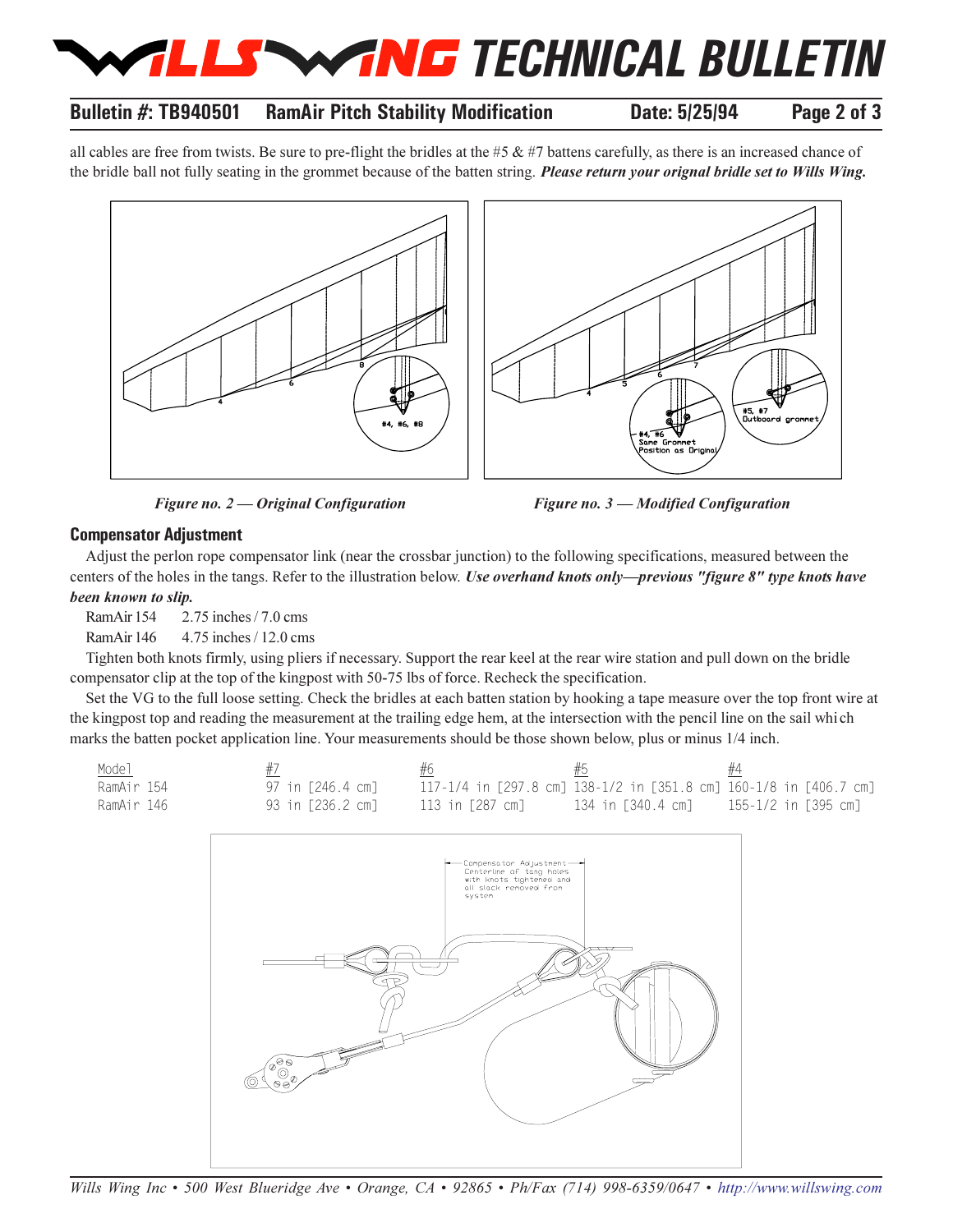all cables are free from twists. Be sure to pre-flight the bridles at the #5 & #7 battens carefully, as there is an increased chance of the bridle ball not fully seating in the grommet because of the batten string. ***Please return your orignal bridle set to Wills Wing.***

*Figure no. 2 — Original Configuration*

*Figure no. 3 — Modified Configuration*

### Compensator Adjustment

Adjust the perlon rope compensator link (near the crossbar junction) to the following specifications, measured between the centers of the holes in the tangs. Refer to the illustration below. ***Use overhand knots only—previous "figure 8" type knots have been known to slip.***

RamAir 154 2.75 inches / 7.0 cms

RamAir 146 4.75 inches / 12.0 cms

Tighten both knots firmly, using pliers if necessary. Support the rear keel at the rear wire station and pull down on the bridle compensator clip at the top of the kingpost with 50-75 lbs of force. Recheck the specification.

Set the VG to the full loose setting. Check the bridles at each batten station by hooking a tape measure over the top front wire at the kingpost top and reading the measurement at the trailing edge hem, at the intersection with the pencil line on the sail which marks the batten pocket application line. Your measurements should be those shown below, plus or minus 1/4 inch.

| Model | #7 | #6 | #5 | #4 |
|---|---|---|---|---|
| RamAir 154 | 97 in [246.4 cm] | 117-1/4 in [297.8 cm] | 138-1/2 in [351.8 cm] | 160-1/8 in [406.7 cm] |
| RamAir 146 | 93 in [236.2 cm] | 113 in [287 cm] | 134 in [340.4 cm] | 155-1/2 in [395 cm] |

Compensator Adjustment Centerline of tang holes with knots tightened and all slack removed from system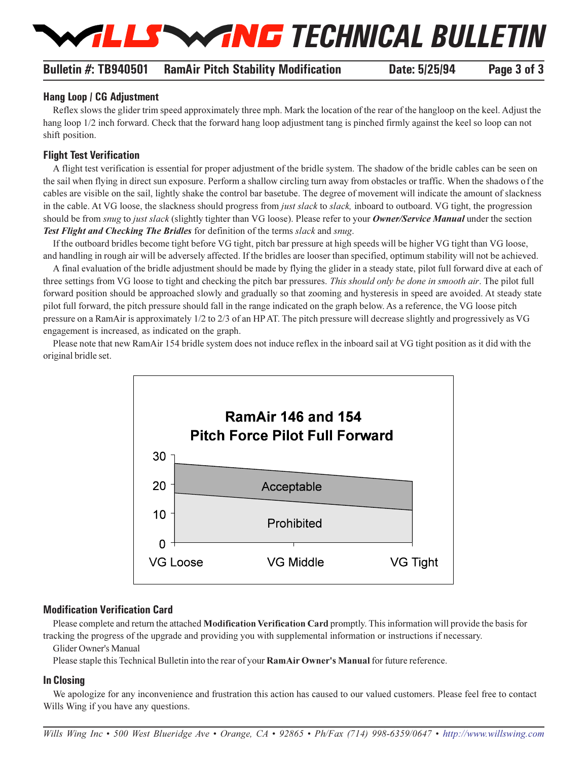## Hang Loop / CG Adjustment

Reflex slows the glider trim speed approximately three mph. Mark the location of the rear of the hangloop on the keel. Adjust the hang loop 1/2 inch forward. Check that the forward hang loop adjustment tang is pinched firmly against the keel so loop can not shift position.

## Flight Test Verification

A flight test verification is essential for proper adjustment of the bridle system. The shadow of the bridle cables can be seen on the sail when flying in direct sun exposure. Perform a shallow circling turn away from obstacles or traffic. When the shadows of the cables are visible on the sail, lightly shake the control bar basetube. The degree of movement will indicate the amount of slackness in the cable. At VG loose, the slackness should progress from *just slack* to *slack,* inboard to outboard. VG tight, the progression should be from *snug* to *just slack* (slightly tighter than VG loose). Please refer to your ***Owner/Service Manual*** under the section ***Test Flight and Checking The Bridles*** for definition of the terms *slack* and *snug*.

If the outboard bridles become tight before VG tight, pitch bar pressure at high speeds will be higher VG tight than VG loose, and handling in rough air will be adversely affected. If the bridles are looser than specified, optimum stability will not be achieved.

A final evaluation of the bridle adjustment should be made by flying the glider in a steady state, pilot full forward dive at each of three settings from VG loose to tight and checking the pitch bar pressures. *This should only be done in smooth air*. The pilot full forward position should be approached slowly and gradually so that zooming and hysteresis in speed are avoided. At steady state pilot full forward, the pitch pressure should fall in the range indicated on the graph below. As a reference, the VG loose pitch pressure on a RamAir is approximately 1/2 to 2/3 of an HP AT. The pitch pressure will decrease slightly and progressively as VG engagement is increased, as indicated on the graph.

Please note that new RamAir 154 bridle system does not induce reflex in the inboard sail at VG tight position as it did with the original bridle set.

**RamAir 146 and 154**
**Pitch Force Pilot Full Forward**

| | VG Loose | VG Middle | VG Tight |
|---|---|---|---|
| Acceptable (upper limit) | ~27 | ~24 | ~21 |
| Acceptable / Prohibited boundary | ~17 | ~14 | ~11 |
| Prohibited | below boundary | below boundary | below boundary |

## Modification Verification Card

Please complete and return the attached **Modification Verification Card** promptly. This information will provide the basis for tracking the progress of the upgrade and providing you with supplemental information or instructions if necessary.

Glider Owner's Manual

Please staple this Technical Bulletin into the rear of your **RamAir Owner's Manual** for future reference.

## In Closing

We apologize for any inconvenience and frustration this action has caused to our valued customers. Please feel free to contact Wills Wing if you have any questions.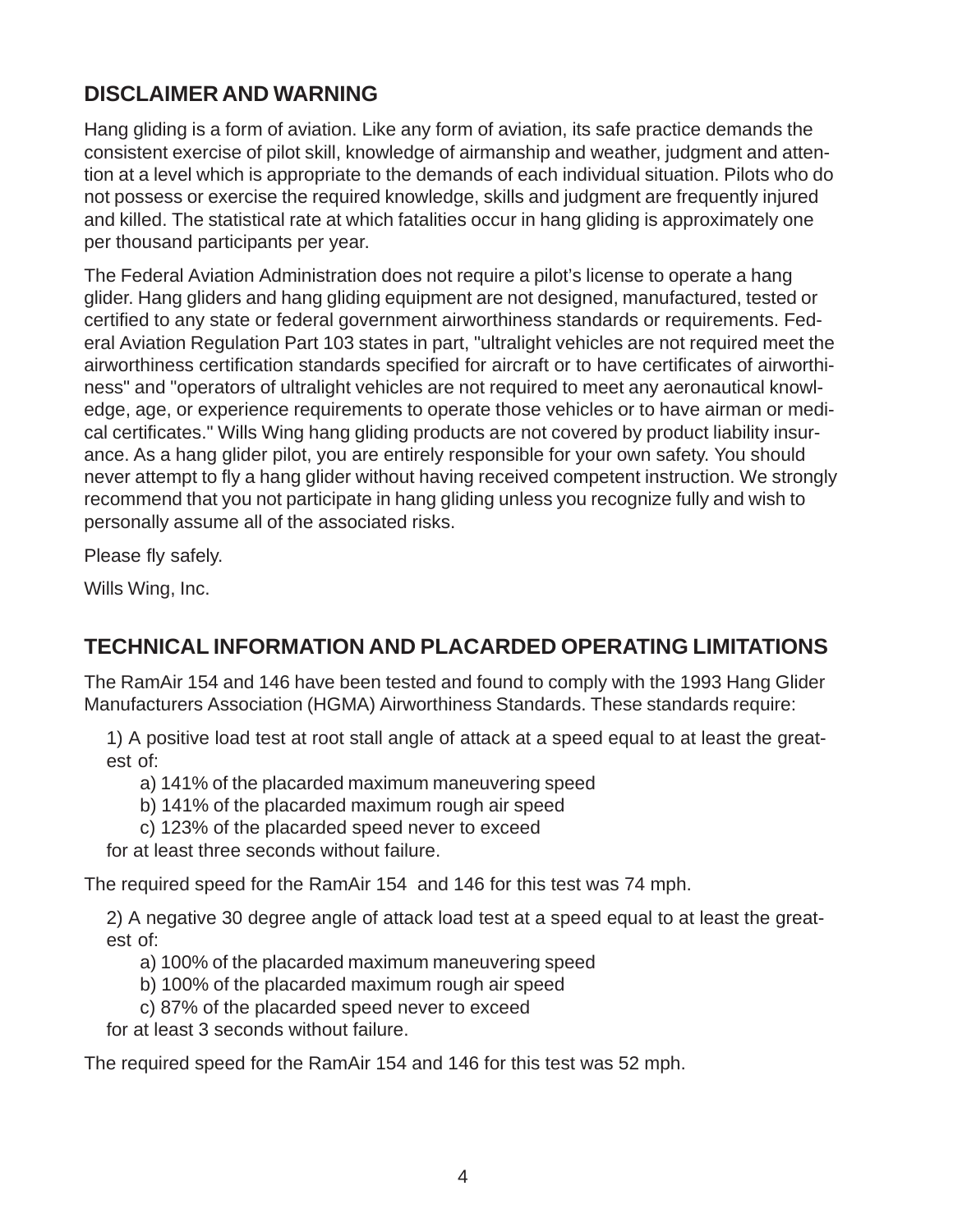## DISCLAIMER AND WARNING

Hang gliding is a form of aviation. Like any form of aviation, its safe practice demands the consistent exercise of pilot skill, knowledge of airmanship and weather, judgment and attention at a level which is appropriate to the demands of each individual situation. Pilots who do not possess or exercise the required knowledge, skills and judgment are frequently injured and killed. The statistical rate at which fatalities occur in hang gliding is approximately one per thousand participants per year.

The Federal Aviation Administration does not require a pilot's license to operate a hang glider. Hang gliders and hang gliding equipment are not designed, manufactured, tested or certified to any state or federal government airworthiness standards or requirements. Federal Aviation Regulation Part 103 states in part, "ultralight vehicles are not required meet the airworthiness certification standards specified for aircraft or to have certificates of airworthiness" and "operators of ultralight vehicles are not required to meet any aeronautical knowledge, age, or experience requirements to operate those vehicles or to have airman or medical certificates." Wills Wing hang gliding products are not covered by product liability insurance. As a hang glider pilot, you are entirely responsible for your own safety. You should never attempt to fly a hang glider without having received competent instruction. We strongly recommend that you not participate in hang gliding unless you recognize fully and wish to personally assume all of the associated risks.

Please fly safely.

Wills Wing, Inc.

## TECHNICAL INFORMATION AND PLACARDED OPERATING LIMITATIONS

The RamAir 154 and 146 have been tested and found to comply with the 1993 Hang Glider Manufacturers Association (HGMA) Airworthiness Standards. These standards require:

1) A positive load test at root stall angle of attack at a speed equal to at least the greatest of:

a) 141% of the placarded maximum maneuvering speed
b) 141% of the placarded maximum rough air speed
c) 123% of the placarded speed never to exceed

for at least three seconds without failure.

The required speed for the RamAir 154 and 146 for this test was 74 mph.

2) A negative 30 degree angle of attack load test at a speed equal to at least the greatest of:

a) 100% of the placarded maximum maneuvering speed
b) 100% of the placarded maximum rough air speed
c) 87% of the placarded speed never to exceed

for at least 3 seconds without failure.

The required speed for the RamAir 154 and 146 for this test was 52 mph.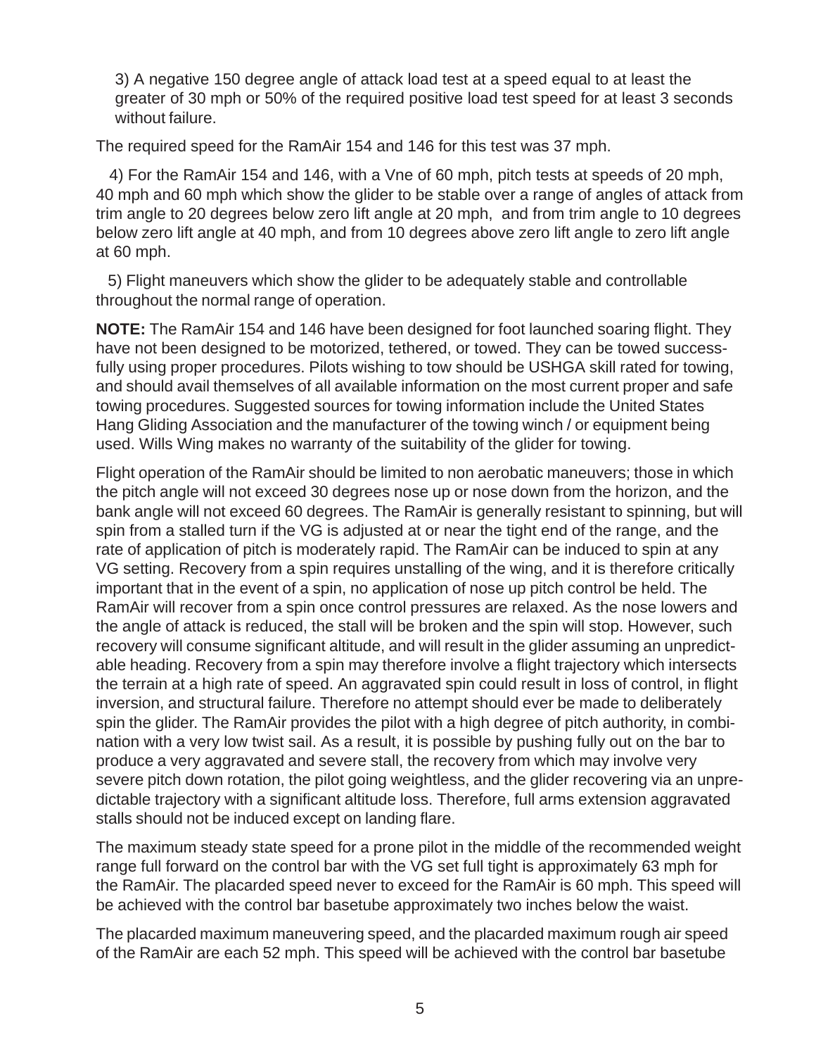3) A negative 150 degree angle of attack load test at a speed equal to at least the greater of 30 mph or 50% of the required positive load test speed for at least 3 seconds without failure.

The required speed for the RamAir 154 and 146 for this test was 37 mph.

4) For the RamAir 154 and 146, with a Vne of 60 mph, pitch tests at speeds of 20 mph, 40 mph and 60 mph which show the glider to be stable over a range of angles of attack from trim angle to 20 degrees below zero lift angle at 20 mph, and from trim angle to 10 degrees below zero lift angle at 40 mph, and from 10 degrees above zero lift angle to zero lift angle at 60 mph.

5) Flight maneuvers which show the glider to be adequately stable and controllable throughout the normal range of operation.

**NOTE:** The RamAir 154 and 146 have been designed for foot launched soaring flight. They have not been designed to be motorized, tethered, or towed. They can be towed successfully using proper procedures. Pilots wishing to tow should be USHGA skill rated for towing, and should avail themselves of all available information on the most current proper and safe towing procedures. Suggested sources for towing information include the United States Hang Gliding Association and the manufacturer of the towing winch / or equipment being used. Wills Wing makes no warranty of the suitability of the glider for towing.

Flight operation of the RamAir should be limited to non aerobatic maneuvers; those in which the pitch angle will not exceed 30 degrees nose up or nose down from the horizon, and the bank angle will not exceed 60 degrees. The RamAir is generally resistant to spinning, but will spin from a stalled turn if the VG is adjusted at or near the tight end of the range, and the rate of application of pitch is moderately rapid. The RamAir can be induced to spin at any VG setting. Recovery from a spin requires unstalling of the wing, and it is therefore critically important that in the event of a spin, no application of nose up pitch control be held. The RamAir will recover from a spin once control pressures are relaxed. As the nose lowers and the angle of attack is reduced, the stall will be broken and the spin will stop. However, such recovery will consume significant altitude, and will result in the glider assuming an unpredictable heading. Recovery from a spin may therefore involve a flight trajectory which intersects the terrain at a high rate of speed. An aggravated spin could result in loss of control, in flight inversion, and structural failure. Therefore no attempt should ever be made to deliberately spin the glider. The RamAir provides the pilot with a high degree of pitch authority, in combination with a very low twist sail. As a result, it is possible by pushing fully out on the bar to produce a very aggravated and severe stall, the recovery from which may involve very severe pitch down rotation, the pilot going weightless, and the glider recovering via an unpredictable trajectory with a significant altitude loss. Therefore, full arms extension aggravated stalls should not be induced except on landing flare.

The maximum steady state speed for a prone pilot in the middle of the recommended weight range full forward on the control bar with the VG set full tight is approximately 63 mph for the RamAir. The placarded speed never to exceed for the RamAir is 60 mph. This speed will be achieved with the control bar basetube approximately two inches below the waist.

The placarded maximum maneuvering speed, and the placarded maximum rough air speed of the RamAir are each 52 mph. This speed will be achieved with the control bar basetube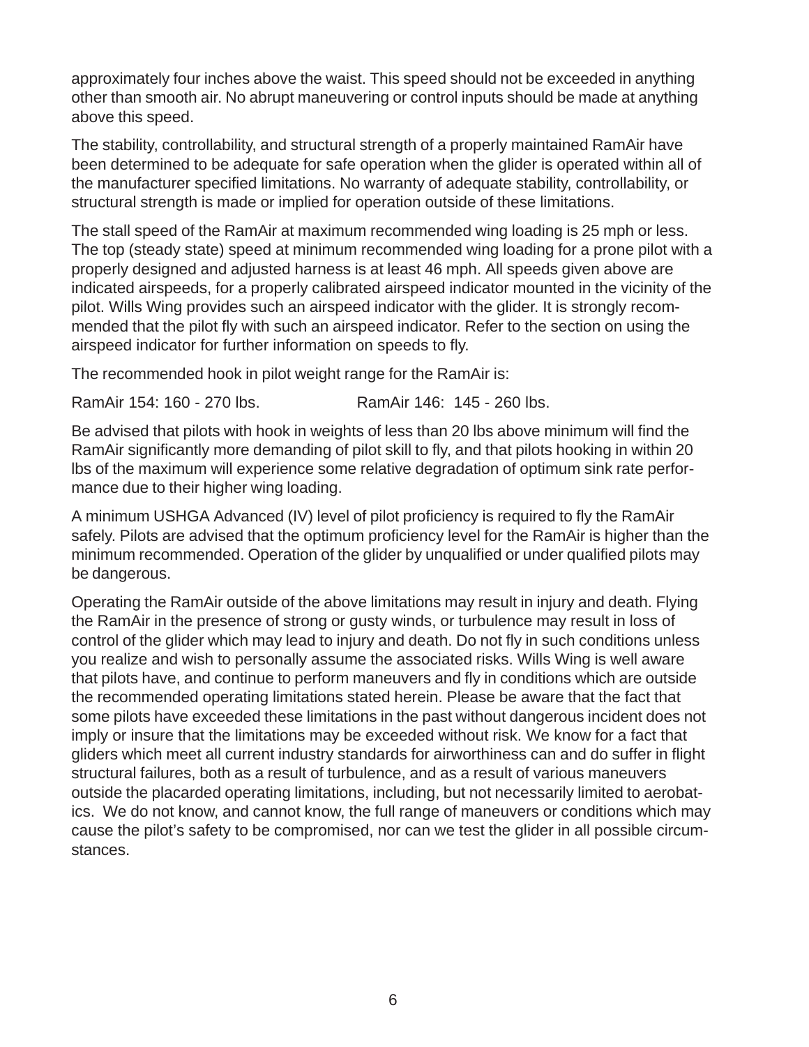approximately four inches above the waist. This speed should not be exceeded in anything other than smooth air. No abrupt maneuvering or control inputs should be made at anything above this speed.

The stability, controllability, and structural strength of a properly maintained RamAir have been determined to be adequate for safe operation when the glider is operated within all of the manufacturer specified limitations. No warranty of adequate stability, controllability, or structural strength is made or implied for operation outside of these limitations.

The stall speed of the RamAir at maximum recommended wing loading is 25 mph or less. The top (steady state) speed at minimum recommended wing loading for a prone pilot with a properly designed and adjusted harness is at least 46 mph. All speeds given above are indicated airspeeds, for a properly calibrated airspeed indicator mounted in the vicinity of the pilot. Wills Wing provides such an airspeed indicator with the glider. It is strongly recommended that the pilot fly with such an airspeed indicator. Refer to the section on using the airspeed indicator for further information on speeds to fly.

The recommended hook in pilot weight range for the RamAir is:

RamAir 154: 160 - 270 lbs.     RamAir 146: 145 - 260 lbs.

Be advised that pilots with hook in weights of less than 20 lbs above minimum will find the RamAir significantly more demanding of pilot skill to fly, and that pilots hooking in within 20 lbs of the maximum will experience some relative degradation of optimum sink rate performance due to their higher wing loading.

A minimum USHGA Advanced (IV) level of pilot proficiency is required to fly the RamAir safely. Pilots are advised that the optimum proficiency level for the RamAir is higher than the minimum recommended. Operation of the glider by unqualified or under qualified pilots may be dangerous.

Operating the RamAir outside of the above limitations may result in injury and death. Flying the RamAir in the presence of strong or gusty winds, or turbulence may result in loss of control of the glider which may lead to injury and death. Do not fly in such conditions unless you realize and wish to personally assume the associated risks. Wills Wing is well aware that pilots have, and continue to perform maneuvers and fly in conditions which are outside the recommended operating limitations stated herein. Please be aware that the fact that some pilots have exceeded these limitations in the past without dangerous incident does not imply or insure that the limitations may be exceeded without risk. We know for a fact that gliders which meet all current industry standards for airworthiness can and do suffer in flight structural failures, both as a result of turbulence, and as a result of various maneuvers outside the placarded operating limitations, including, but not necessarily limited to aerobatics. We do not know, and cannot know, the full range of maneuvers or conditions which may cause the pilot's safety to be compromised, nor can we test the glider in all possible circumstances.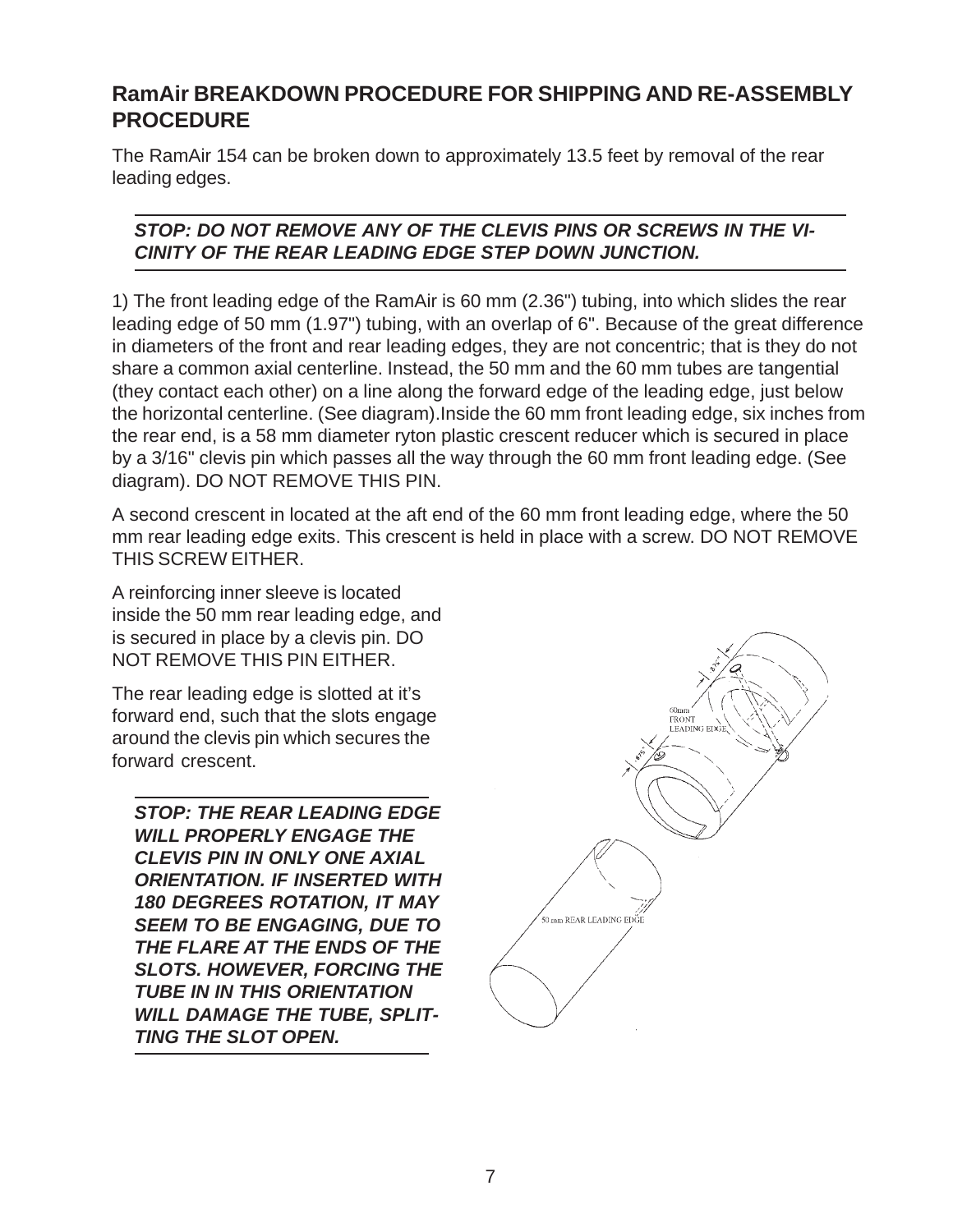## RamAir BREAKDOWN PROCEDURE FOR SHIPPING AND RE-ASSEMBLY PROCEDURE

The RamAir 154 can be broken down to approximately 13.5 feet by removal of the rear leading edges.

---

***STOP: DO NOT REMOVE ANY OF THE CLEVIS PINS OR SCREWS IN THE VICINITY OF THE REAR LEADING EDGE STEP DOWN JUNCTION.***

---

1) The front leading edge of the RamAir is 60 mm (2.36") tubing, into which slides the rear leading edge of 50 mm (1.97") tubing, with an overlap of 6". Because of the great difference in diameters of the front and rear leading edges, they are not concentric; that is they do not share a common axial centerline. Instead, the 50 mm and the 60 mm tubes are tangential (they contact each other) on a line along the forward edge of the leading edge, just below the horizontal centerline. (See diagram).Inside the 60 mm front leading edge, six inches from the rear end, is a 58 mm diameter ryton plastic crescent reducer which is secured in place by a 3/16" clevis pin which passes all the way through the 60 mm front leading edge. (See diagram). DO NOT REMOVE THIS PIN.

A second crescent in located at the aft end of the 60 mm front leading edge, where the 50 mm rear leading edge exits. This crescent is held in place with a screw. DO NOT REMOVE THIS SCREW EITHER.

A reinforcing inner sleeve is located inside the 50 mm rear leading edge, and is secured in place by a clevis pin. DO NOT REMOVE THIS PIN EITHER.

The rear leading edge is slotted at it's forward end, such that the slots engage around the clevis pin which secures the forward crescent.

---

***STOP: THE REAR LEADING EDGE WILL PROPERLY ENGAGE THE CLEVIS PIN IN ONLY ONE AXIAL ORIENTATION. IF INSERTED WITH 180 DEGREES ROTATION, IT MAY SEEM TO BE ENGAGING, DUE TO THE FLARE AT THE ENDS OF THE SLOTS. HOWEVER, FORCING THE TUBE IN IN THIS ORIENTATION WILL DAMAGE THE TUBE, SPLITTING THE SLOT OPEN.***

---

60mm FRONT LEADING EDGE

50 mm REAR LEADING EDGE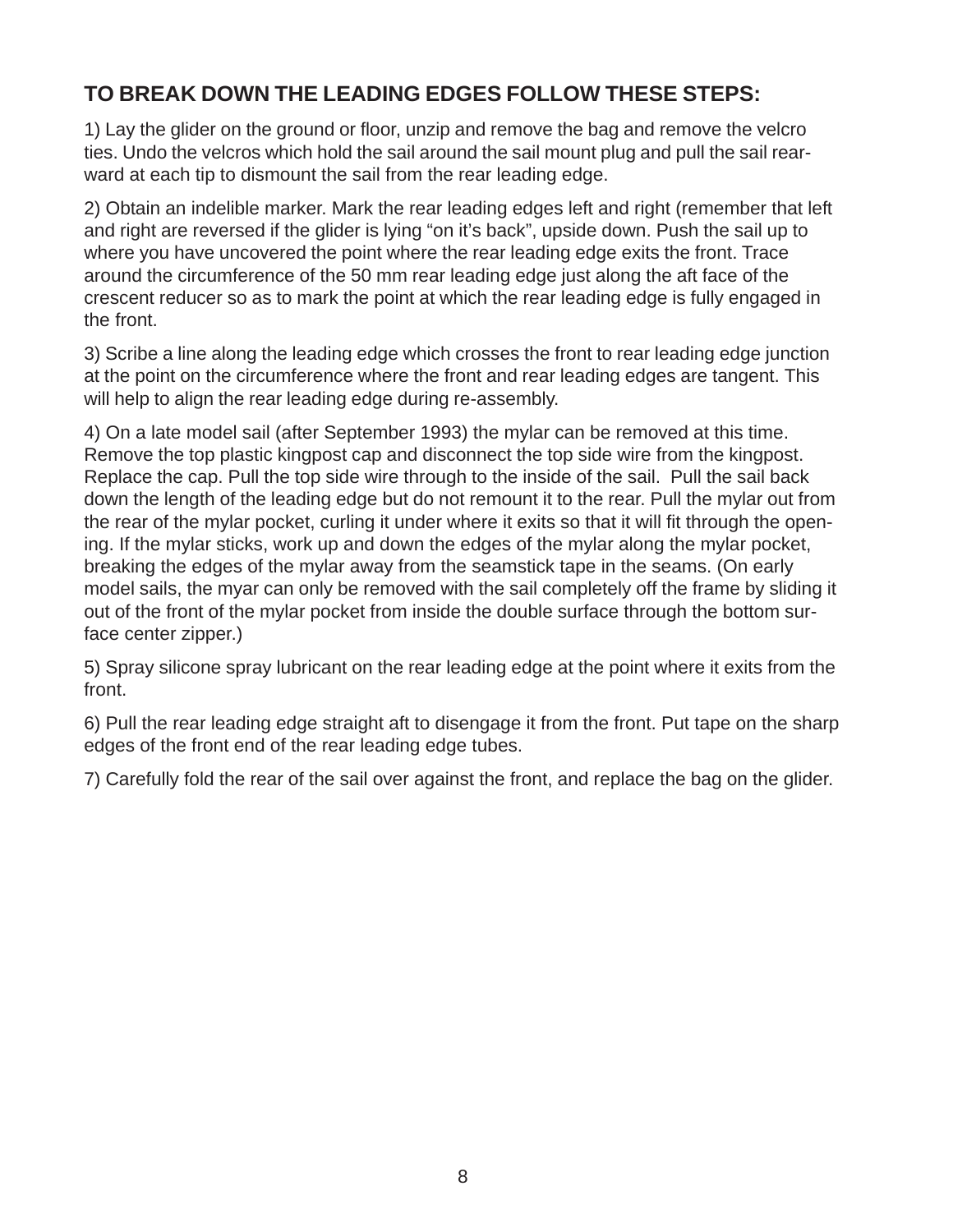## TO BREAK DOWN THE LEADING EDGES FOLLOW THESE STEPS:

1) Lay the glider on the ground or floor, unzip and remove the bag and remove the velcro ties. Undo the velcros which hold the sail around the sail mount plug and pull the sail rearward at each tip to dismount the sail from the rear leading edge.

2) Obtain an indelible marker. Mark the rear leading edges left and right (remember that left and right are reversed if the glider is lying “on it’s back”, upside down. Push the sail up to where you have uncovered the point where the rear leading edge exits the front. Trace around the circumference of the 50 mm rear leading edge just along the aft face of the crescent reducer so as to mark the point at which the rear leading edge is fully engaged in the front.

3) Scribe a line along the leading edge which crosses the front to rear leading edge junction at the point on the circumference where the front and rear leading edges are tangent. This will help to align the rear leading edge during re-assembly.

4) On a late model sail (after September 1993) the mylar can be removed at this time. Remove the top plastic kingpost cap and disconnect the top side wire from the kingpost. Replace the cap. Pull the top side wire through to the inside of the sail. Pull the sail back down the length of the leading edge but do not remount it to the rear. Pull the mylar out from the rear of the mylar pocket, curling it under where it exits so that it will fit through the opening. If the mylar sticks, work up and down the edges of the mylar along the mylar pocket, breaking the edges of the mylar away from the seamstick tape in the seams. (On early model sails, the myar can only be removed with the sail completely off the frame by sliding it out of the front of the mylar pocket from inside the double surface through the bottom surface center zipper.)

5) Spray silicone spray lubricant on the rear leading edge at the point where it exits from the front.

6) Pull the rear leading edge straight aft to disengage it from the front. Put tape on the sharp edges of the front end of the rear leading edge tubes.

7) Carefully fold the rear of the sail over against the front, and replace the bag on the glider.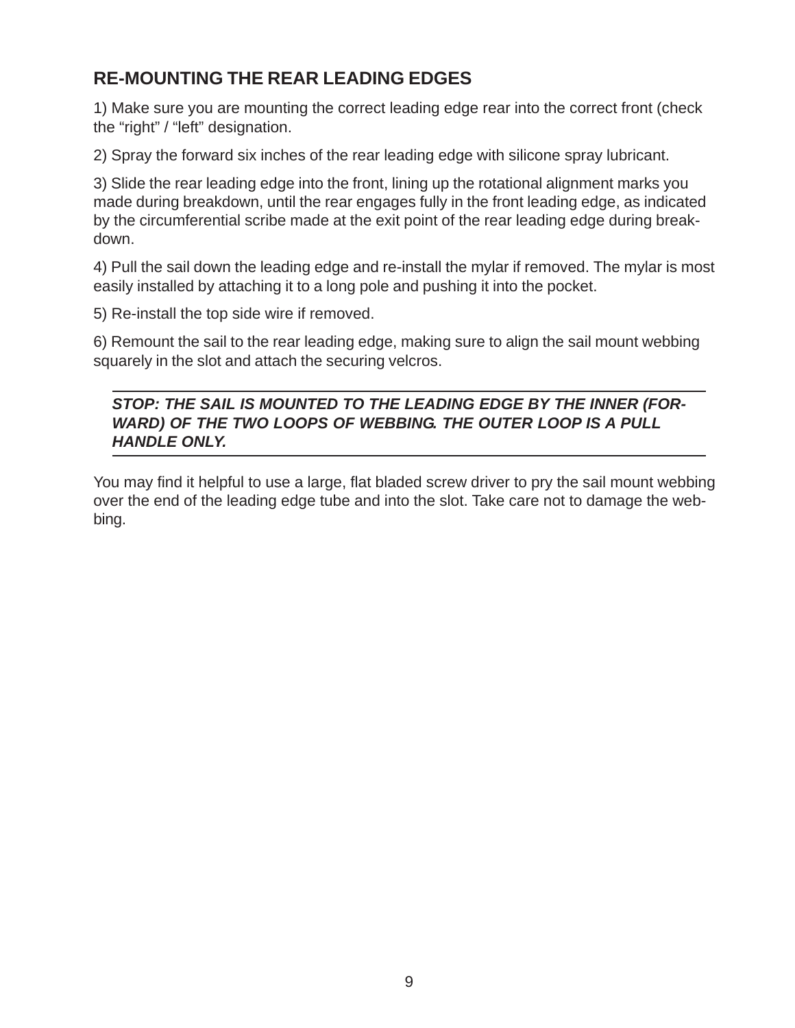## RE-MOUNTING THE REAR LEADING EDGES

1) Make sure you are mounting the correct leading edge rear into the correct front (check the "right" / "left" designation.

2) Spray the forward six inches of the rear leading edge with silicone spray lubricant.

3) Slide the rear leading edge into the front, lining up the rotational alignment marks you made during breakdown, until the rear engages fully in the front leading edge, as indicated by the circumferential scribe made at the exit point of the rear leading edge during breakdown.

4) Pull the sail down the leading edge and re-install the mylar if removed. The mylar is most easily installed by attaching it to a long pole and pushing it into the pocket.

5) Re-install the top side wire if removed.

6) Remount the sail to the rear leading edge, making sure to align the sail mount webbing squarely in the slot and attach the securing velcros.

---

***STOP: THE SAIL IS MOUNTED TO THE LEADING EDGE BY THE INNER (FORWARD) OF THE TWO LOOPS OF WEBBING. THE OUTER LOOP IS A PULL HANDLE ONLY.***

---

You may find it helpful to use a large, flat bladed screw driver to pry the sail mount webbing over the end of the leading edge tube and into the slot. Take care not to damage the webbing.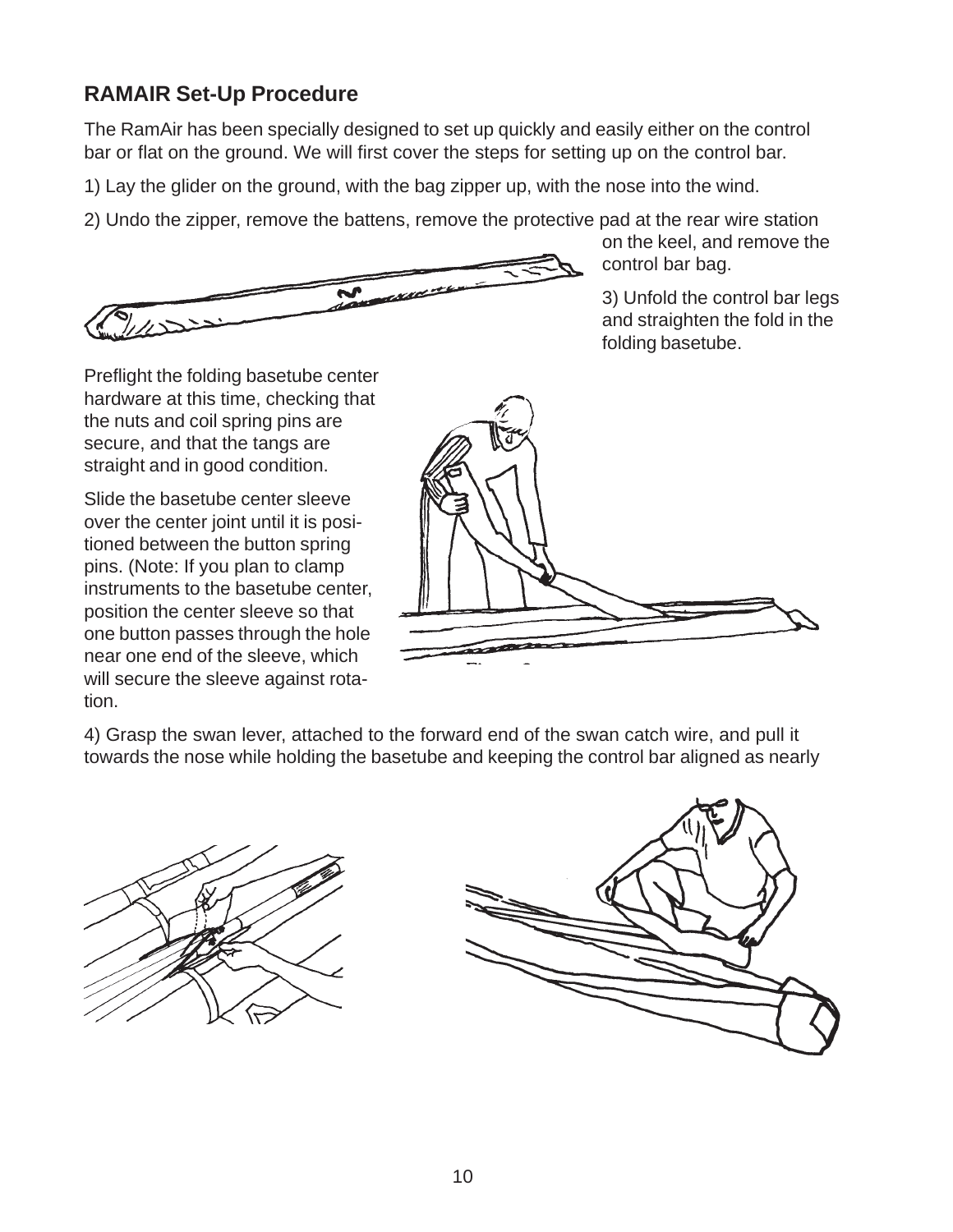## RAMAIR Set-Up Procedure

The RamAir has been specially designed to set up quickly and easily either on the control bar or flat on the ground. We will first cover the steps for setting up on the control bar.

1) Lay the glider on the ground, with the bag zipper up, with the nose into the wind.

2) Undo the zipper, remove the battens, remove the protective pad at the rear wire station on the keel, and remove the control bar bag.

3) Unfold the control bar legs and straighten the fold in the folding basetube.

Preflight the folding basetube center hardware at this time, checking that the nuts and coil spring pins are secure, and that the tangs are straight and in good condition.

Slide the basetube center sleeve over the center joint until it is positioned between the button spring pins. (Note: If you plan to clamp instruments to the basetube center, position the center sleeve so that one button passes through the hole near one end of the sleeve, which will secure the sleeve against rotation.

4) Grasp the swan lever, attached to the forward end of the swan catch wire, and pull it towards the nose while holding the basetube and keeping the control bar aligned as nearly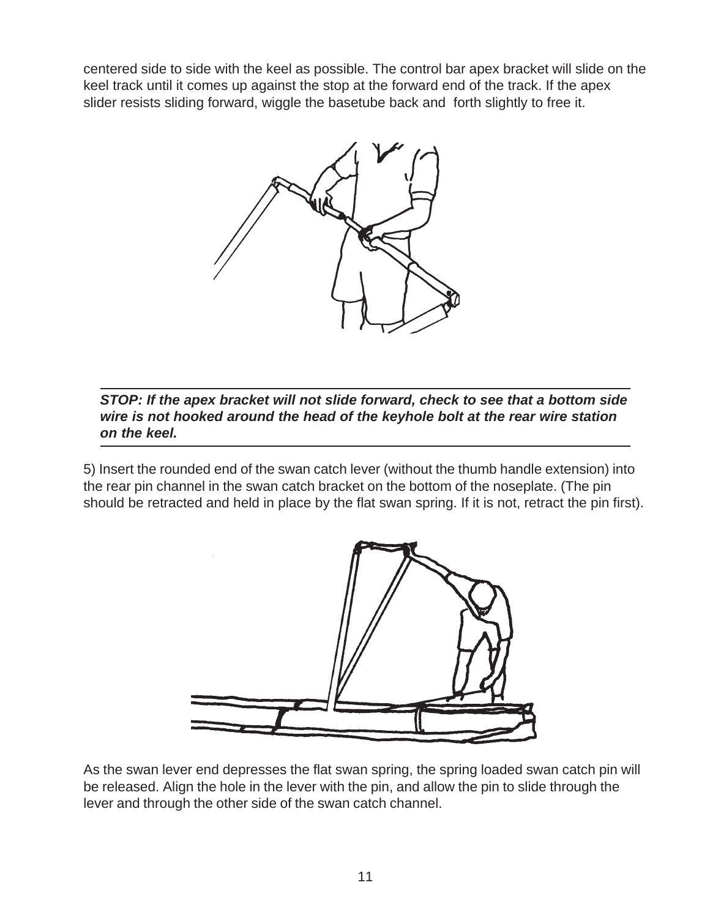centered side to side with the keel as possible. The control bar apex bracket will slide on the keel track until it comes up against the stop at the forward end of the track. If the apex slider resists sliding forward, wiggle the basetube back and forth slightly to free it.

---

***STOP: If the apex bracket will not slide forward, check to see that a bottom side wire is not hooked around the head of the keyhole bolt at the rear wire station on the keel.***

---

5) Insert the rounded end of the swan catch lever (without the thumb handle extension) into the rear pin channel in the swan catch bracket on the bottom of the noseplate. (The pin should be retracted and held in place by the flat swan spring. If it is not, retract the pin first).

As the swan lever end depresses the flat swan spring, the spring loaded swan catch pin will be released. Align the hole in the lever with the pin, and allow the pin to slide through the lever and through the other side of the swan catch channel.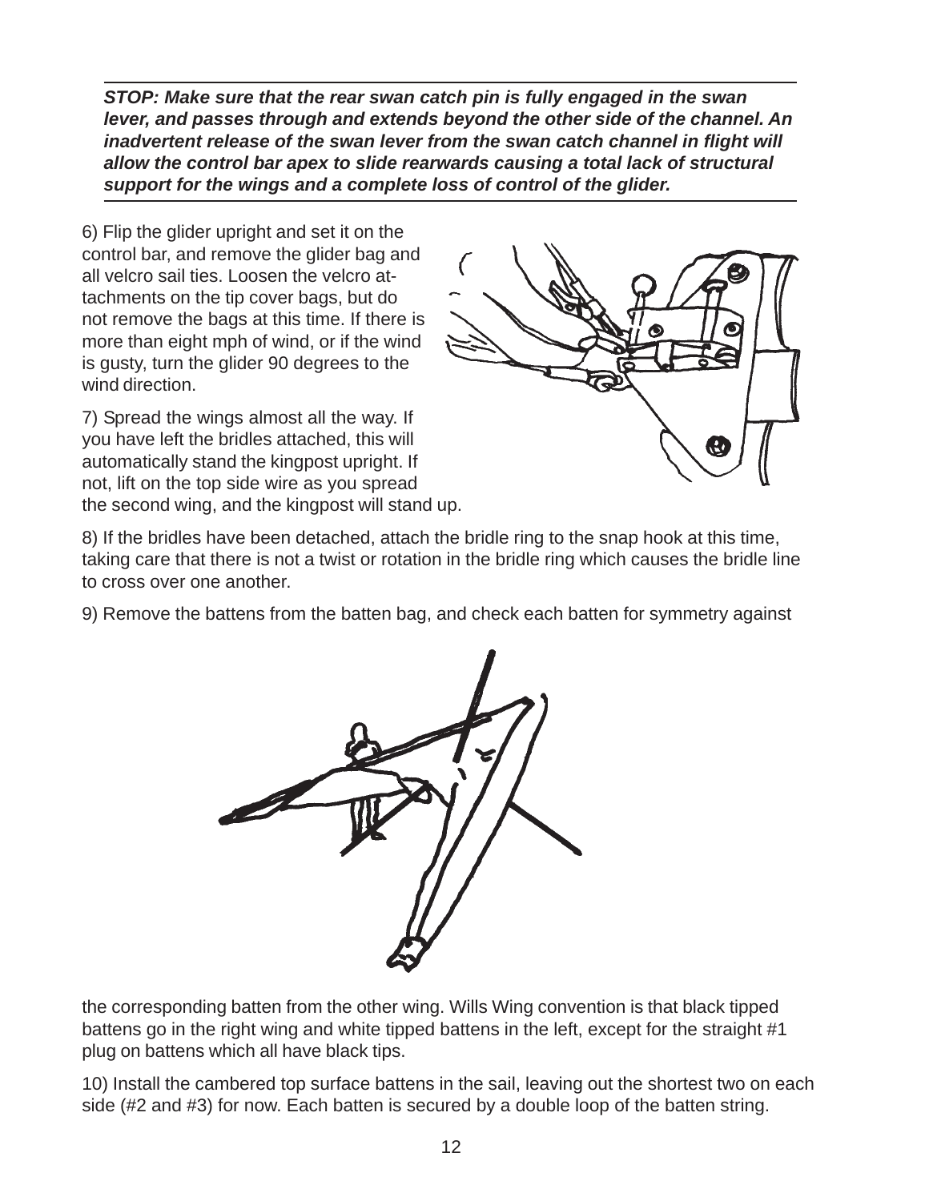***STOP: Make sure that the rear swan catch pin is fully engaged in the swan lever, and passes through and extends beyond the other side of the channel. An inadvertent release of the swan lever from the swan catch channel in flight will allow the control bar apex to slide rearwards causing a total lack of structural support for the wings and a complete loss of control of the glider.***

6) Flip the glider upright and set it on the control bar, and remove the glider bag and all velcro sail ties. Loosen the velcro attachments on the tip cover bags, but do not remove the bags at this time. If there is more than eight mph of wind, or if the wind is gusty, turn the glider 90 degrees to the wind direction.

7) Spread the wings almost all the way. If you have left the bridles attached, this will automatically stand the kingpost upright. If not, lift on the top side wire as you spread the second wing, and the kingpost will stand up.

8) If the bridles have been detached, attach the bridle ring to the snap hook at this time, taking care that there is not a twist or rotation in the bridle ring which causes the bridle line to cross over one another.

9) Remove the battens from the batten bag, and check each batten for symmetry against the corresponding batten from the other wing. Wills Wing convention is that black tipped battens go in the right wing and white tipped battens in the left, except for the straight #1 plug on battens which all have black tips.

10) Install the cambered top surface battens in the sail, leaving out the shortest two on each side (#2 and #3) for now. Each batten is secured by a double loop of the batten string.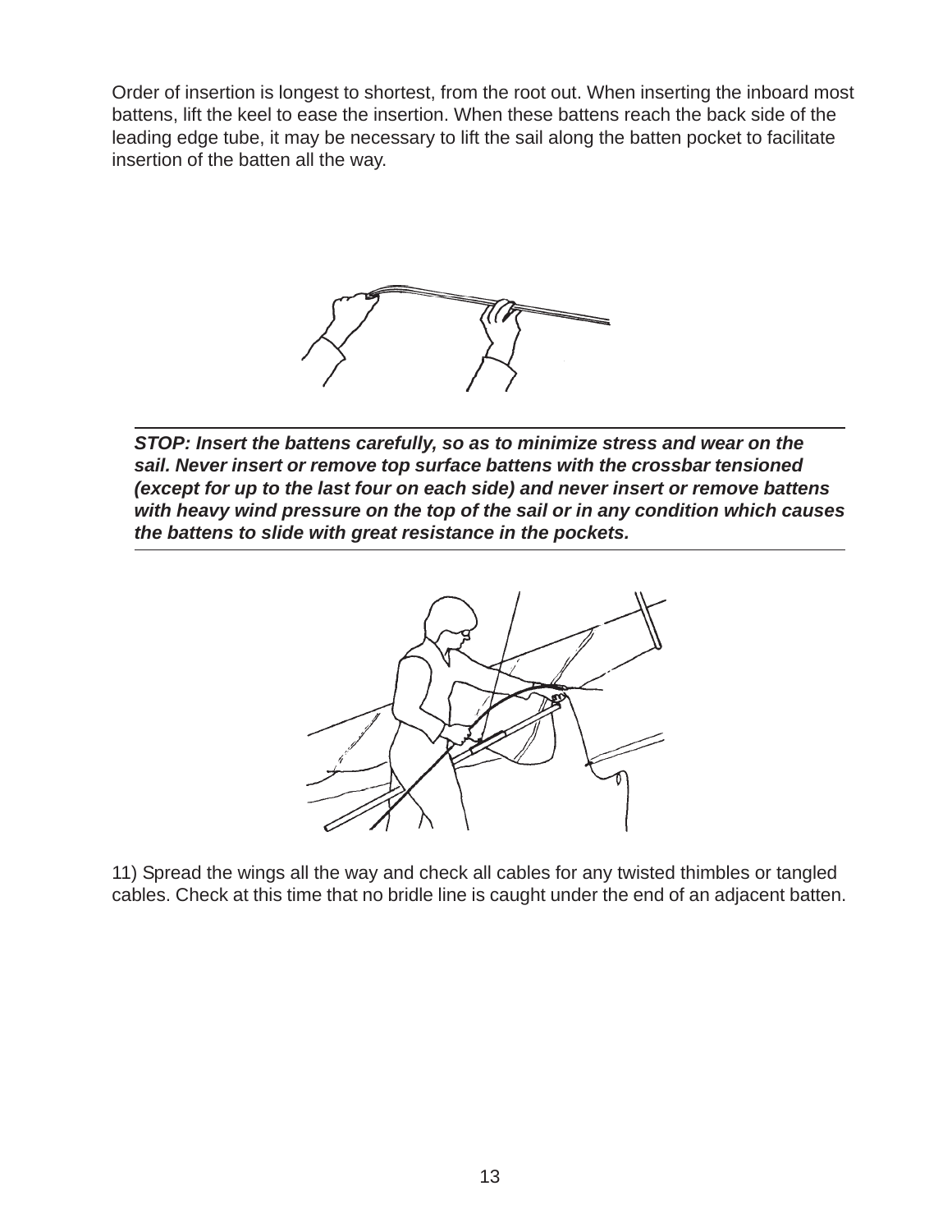Order of insertion is longest to shortest, from the root out. When inserting the inboard most battens, lift the keel to ease the insertion. When these battens reach the back side of the leading edge tube, it may be necessary to lift the sail along the batten pocket to facilitate insertion of the batten all the way.

***STOP: Insert the battens carefully, so as to minimize stress and wear on the sail. Never insert or remove top surface battens with the crossbar tensioned (except for up to the last four on each side) and never insert or remove battens with heavy wind pressure on the top of the sail or in any condition which causes the battens to slide with great resistance in the pockets.***

11) Spread the wings all the way and check all cables for any twisted thimbles or tangled cables. Check at this time that no bridle line is caught under the end of an adjacent batten.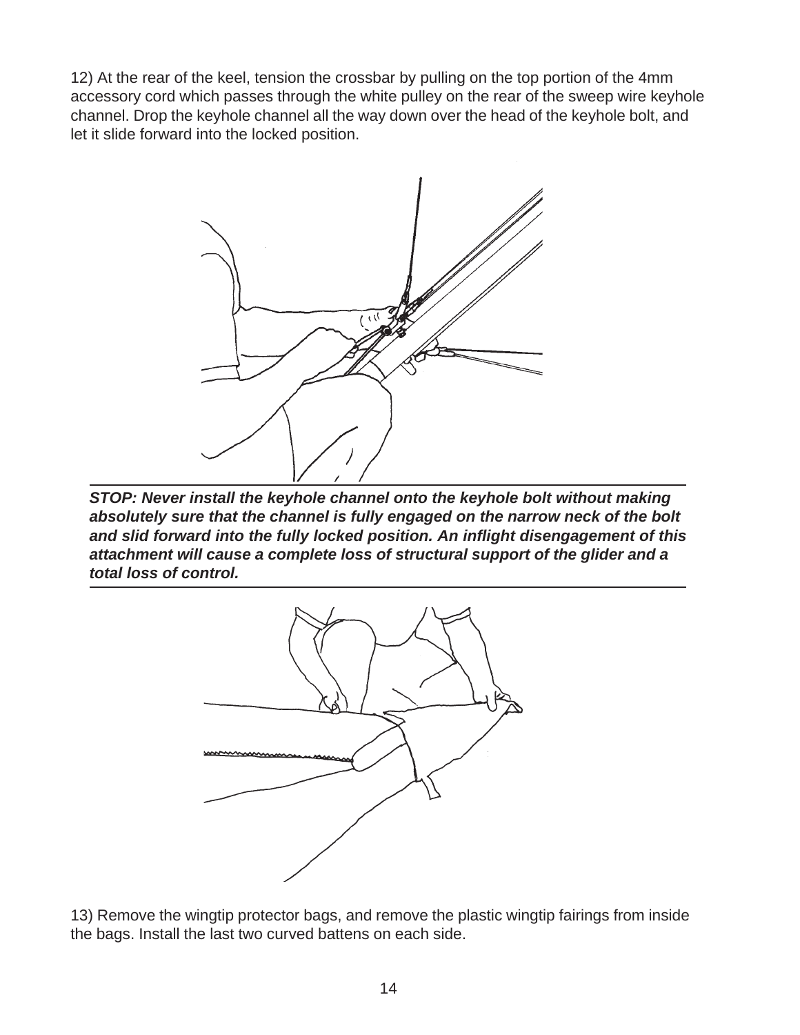12) At the rear of the keel, tension the crossbar by pulling on the top portion of the 4mm accessory cord which passes through the white pulley on the rear of the sweep wire keyhole channel. Drop the keyhole channel all the way down over the head of the keyhole bolt, and let it slide forward into the locked position.

***STOP: Never install the keyhole channel onto the keyhole bolt without making absolutely sure that the channel is fully engaged on the narrow neck of the bolt and slid forward into the fully locked position. An inflight disengagement of this attachment will cause a complete loss of structural support of the glider and a total loss of control.***

13) Remove the wingtip protector bags, and remove the plastic wingtip fairings from inside the bags. Install the last two curved battens on each side.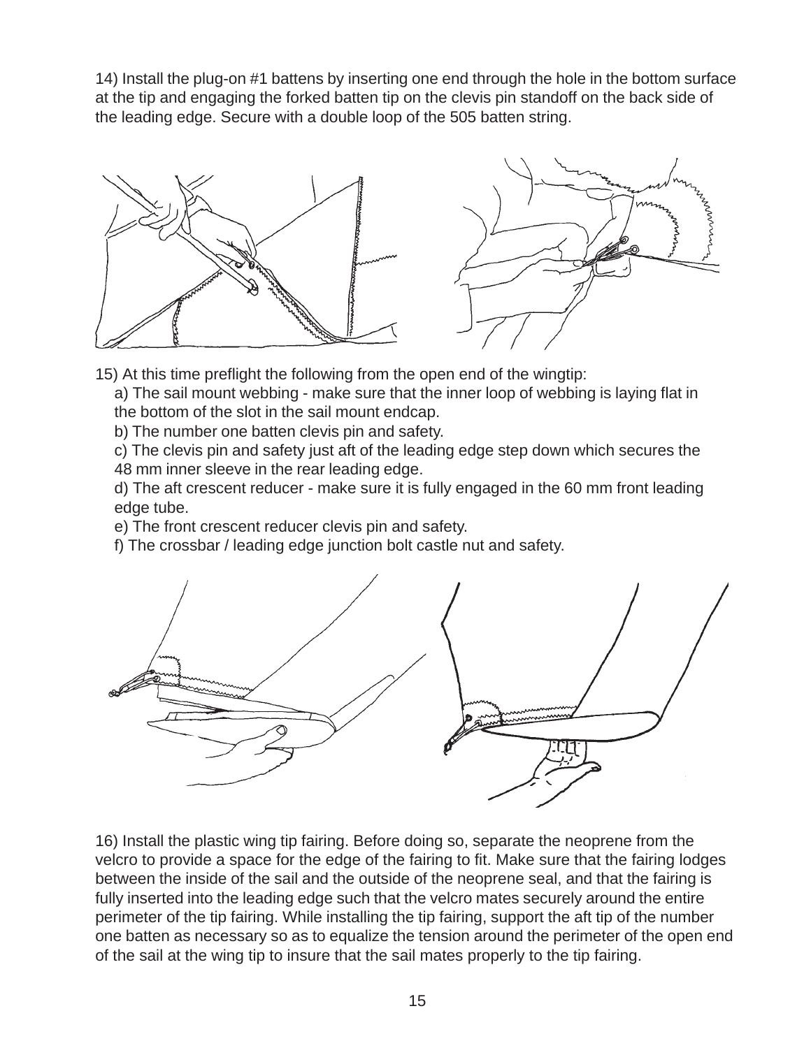14) Install the plug-on #1 battens by inserting one end through the hole in the bottom surface at the tip and engaging the forked batten tip on the clevis pin standoff on the back side of the leading edge. Secure with a double loop of the 505 batten string.

15) At this time preflight the following from the open end of the wingtip:

a) The sail mount webbing - make sure that the inner loop of webbing is laying flat in the bottom of the slot in the sail mount endcap.

b) The number one batten clevis pin and safety.

c) The clevis pin and safety just aft of the leading edge step down which secures the 48 mm inner sleeve in the rear leading edge.

d) The aft crescent reducer - make sure it is fully engaged in the 60 mm front leading edge tube.

e) The front crescent reducer clevis pin and safety.

f) The crossbar / leading edge junction bolt castle nut and safety.

16) Install the plastic wing tip fairing. Before doing so, separate the neoprene from the velcro to provide a space for the edge of the fairing to fit. Make sure that the fairing lodges between the inside of the sail and the outside of the neoprene seal, and that the fairing is fully inserted into the leading edge such that the velcro mates securely around the entire perimeter of the tip fairing. While installing the tip fairing, support the aft tip of the number one batten as necessary so as to equalize the tension around the perimeter of the open end of the sail at the wing tip to insure that the sail mates properly to the tip fairing.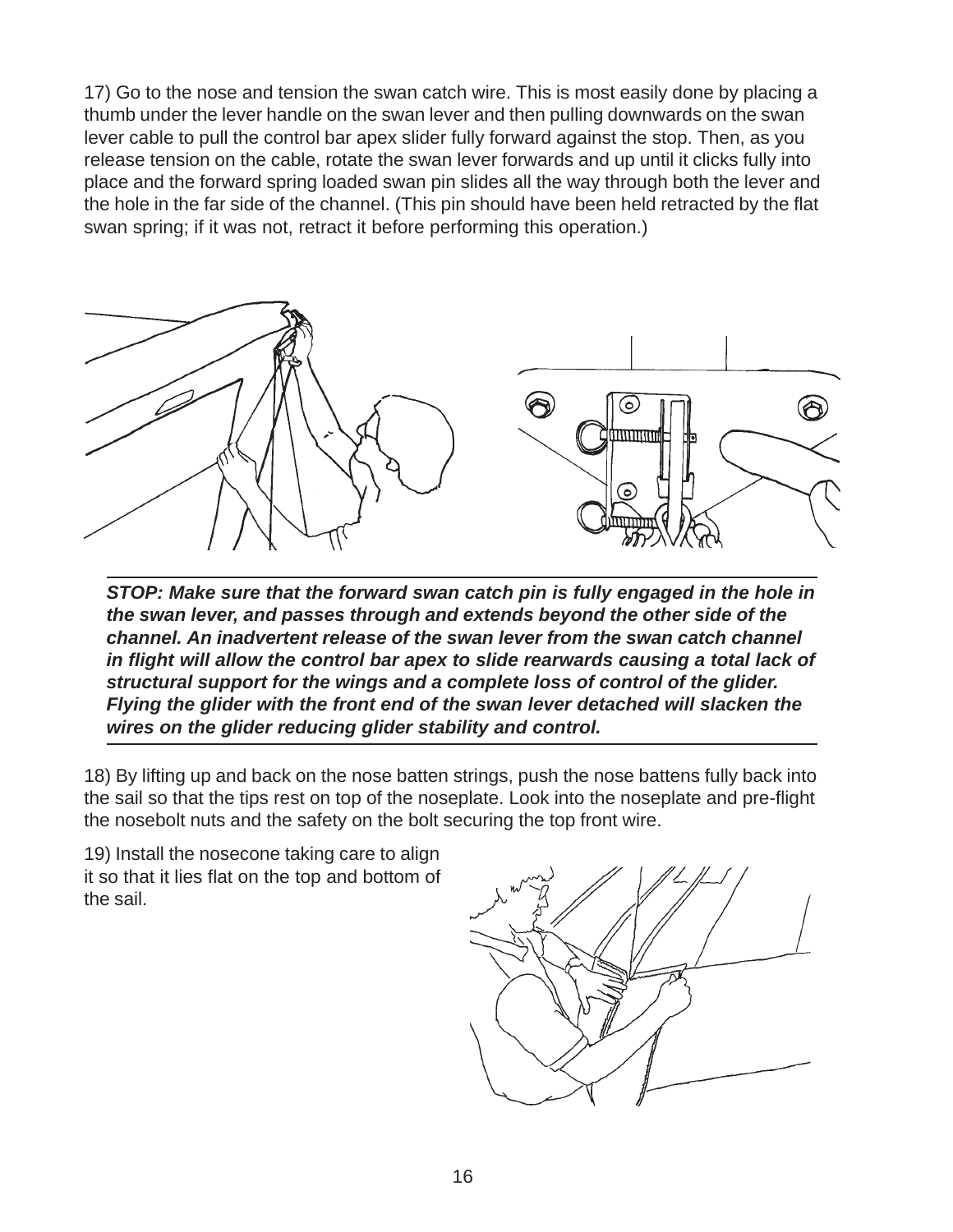17) Go to the nose and tension the swan catch wire. This is most easily done by placing a thumb under the lever handle on the swan lever and then pulling downwards on the swan lever cable to pull the control bar apex slider fully forward against the stop. Then, as you release tension on the cable, rotate the swan lever forwards and up until it clicks fully into place and the forward spring loaded swan pin slides all the way through both the lever and the hole in the far side of the channel. (This pin should have been held retracted by the flat swan spring; if it was not, retract it before performing this operation.)

---

***STOP: Make sure that the forward swan catch pin is fully engaged in the hole in the swan lever, and passes through and extends beyond the other side of the channel. An inadvertent release of the swan lever from the swan catch channel in flight will allow the control bar apex to slide rearwards causing a total lack of structural support for the wings and a complete loss of control of the glider. Flying the glider with the front end of the swan lever detached will slacken the wires on the glider reducing glider stability and control.***

---

18) By lifting up and back on the nose batten strings, push the nose battens fully back into the sail so that the tips rest on top of the noseplate. Look into the noseplate and pre-flight the nosebolt nuts and the safety on the bolt securing the top front wire.

19) Install the nosecone taking care to align it so that it lies flat on the top and bottom of the sail.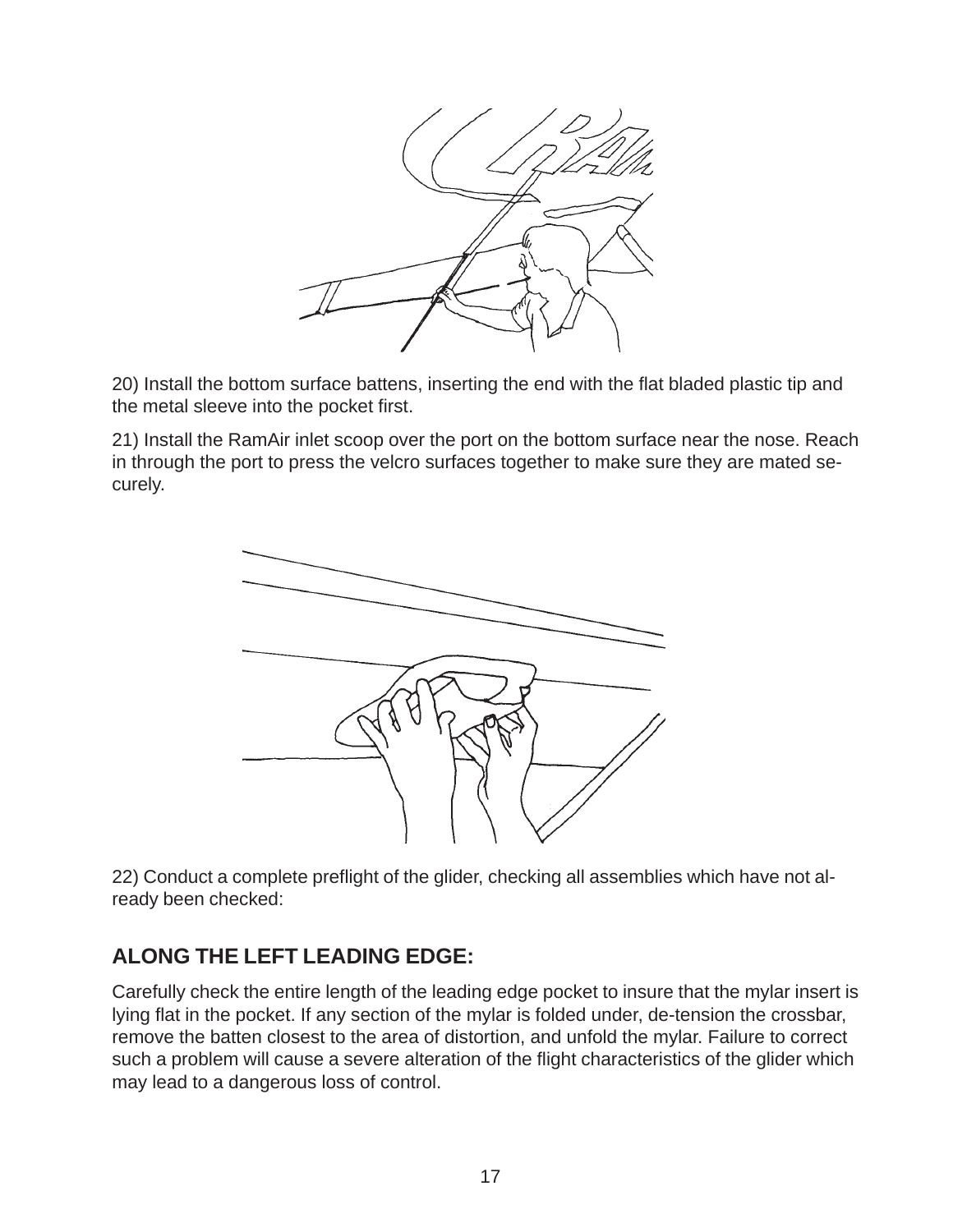20) Install the bottom surface battens, inserting the end with the flat bladed plastic tip and the metal sleeve into the pocket first.

21) Install the RamAir inlet scoop over the port on the bottom surface near the nose. Reach in through the port to press the velcro surfaces together to make sure they are mated securely.

22) Conduct a complete preflight of the glider, checking all assemblies which have not already been checked:

## ALONG THE LEFT LEADING EDGE:

Carefully check the entire length of the leading edge pocket to insure that the mylar insert is lying flat in the pocket. If any section of the mylar is folded under, de-tension the crossbar, remove the batten closest to the area of distortion, and unfold the mylar. Failure to correct such a problem will cause a severe alteration of the flight characteristics of the glider which may lead to a dangerous loss of control.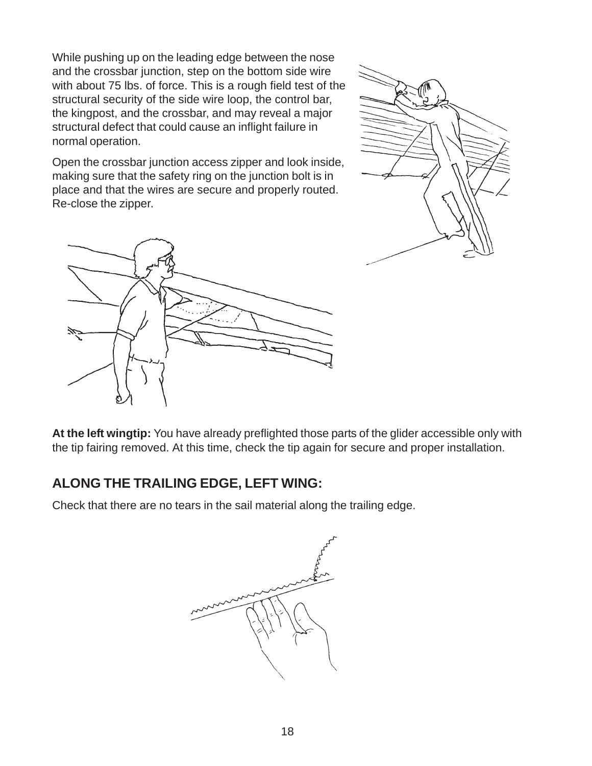While pushing up on the leading edge between the nose and the crossbar junction, step on the bottom side wire with about 75 lbs. of force. This is a rough field test of the structural security of the side wire loop, the control bar, the kingpost, and the crossbar, and may reveal a major structural defect that could cause an inflight failure in normal operation.

Open the crossbar junction access zipper and look inside, making sure that the safety ring on the junction bolt is in place and that the wires are secure and properly routed. Re-close the zipper.

**At the left wingtip:** You have already preflighted those parts of the glider accessible only with the tip fairing removed. At this time, check the tip again for secure and proper installation.

## ALONG THE TRAILING EDGE, LEFT WING:

Check that there are no tears in the sail material along the trailing edge.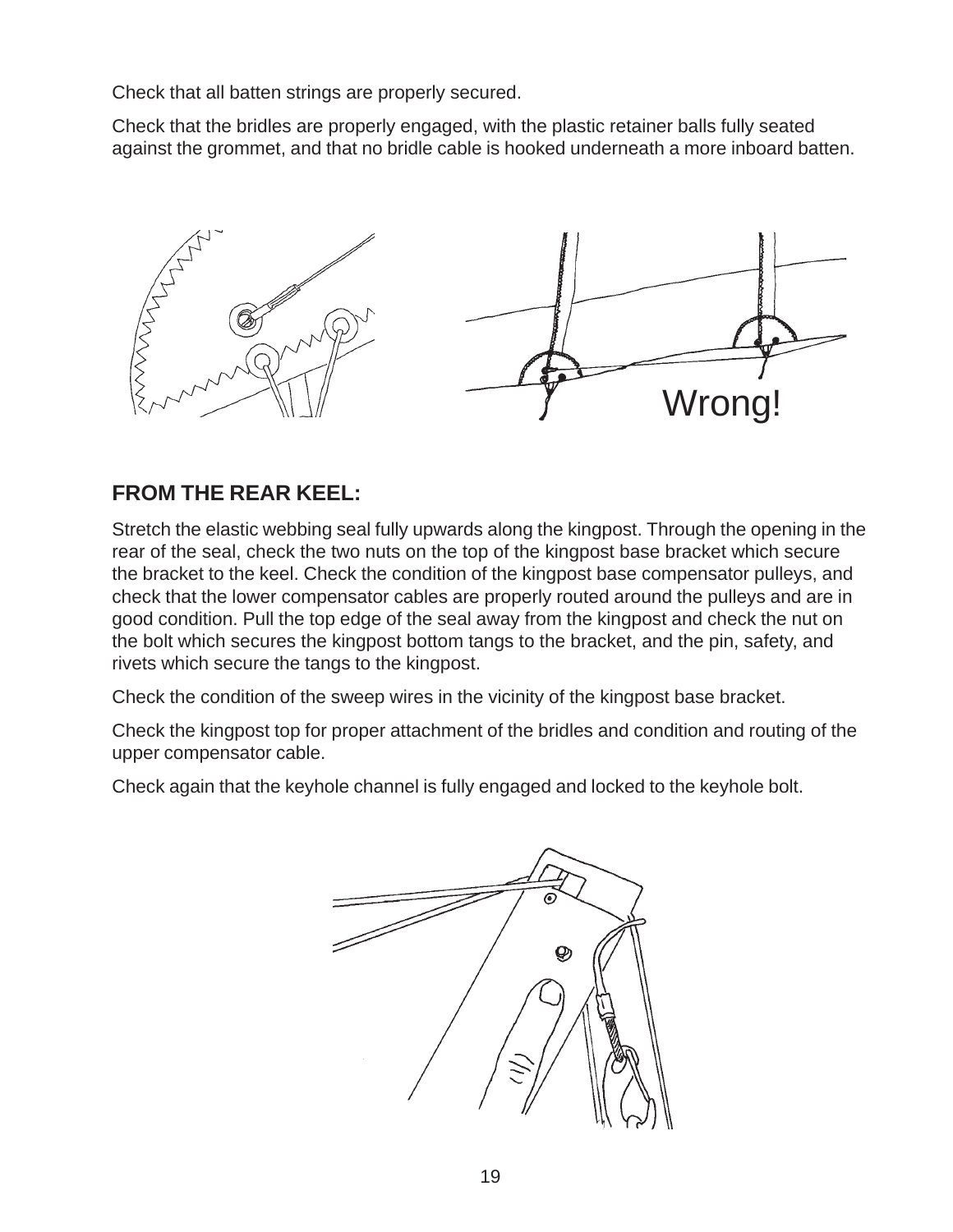Check that all batten strings are properly secured.

Check that the bridles are properly engaged, with the plastic retainer balls fully seated against the grommet, and that no bridle cable is hooked underneath a more inboard batten.

Wrong!

## FROM THE REAR KEEL:

Stretch the elastic webbing seal fully upwards along the kingpost. Through the opening in the rear of the seal, check the two nuts on the top of the kingpost base bracket which secure the bracket to the keel. Check the condition of the kingpost base compensator pulleys, and check that the lower compensator cables are properly routed around the pulleys and are in good condition. Pull the top edge of the seal away from the kingpost and check the nut on the bolt which secures the kingpost bottom tangs to the bracket, and the pin, safety, and rivets which secure the tangs to the kingpost.

Check the condition of the sweep wires in the vicinity of the kingpost base bracket.

Check the kingpost top for proper attachment of the bridles and condition and routing of the upper compensator cable.

Check again that the keyhole channel is fully engaged and locked to the keyhole bolt.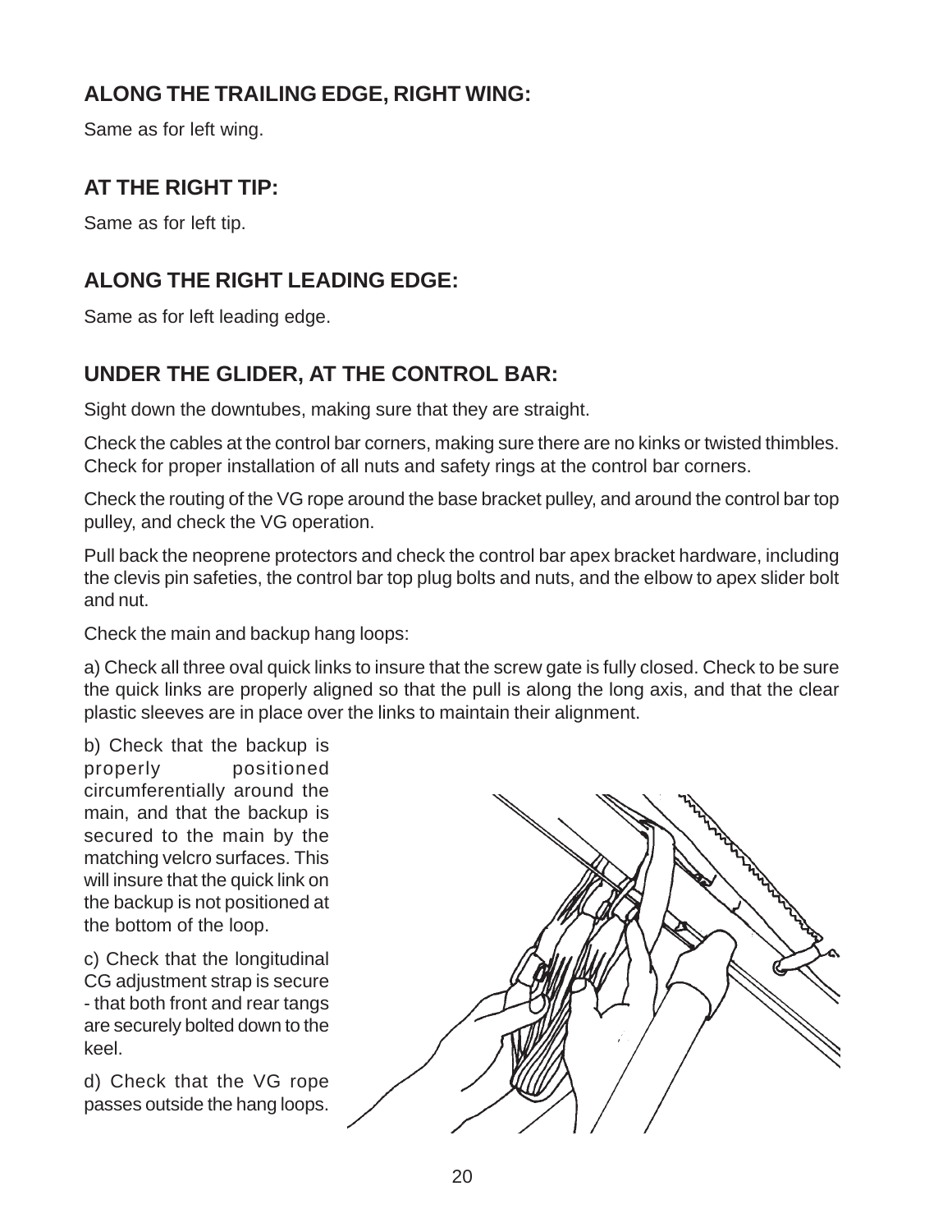## ALONG THE TRAILING EDGE, RIGHT WING:

Same as for left wing.

## AT THE RIGHT TIP:

Same as for left tip.

## ALONG THE RIGHT LEADING EDGE:

Same as for left leading edge.

## UNDER THE GLIDER, AT THE CONTROL BAR:

Sight down the downtubes, making sure that they are straight.

Check the cables at the control bar corners, making sure there are no kinks or twisted thimbles. Check for proper installation of all nuts and safety rings at the control bar corners.

Check the routing of the VG rope around the base bracket pulley, and around the control bar top pulley, and check the VG operation.

Pull back the neoprene protectors and check the control bar apex bracket hardware, including the clevis pin safeties, the control bar top plug bolts and nuts, and the elbow to apex slider bolt and nut.

Check the main and backup hang loops:

a) Check all three oval quick links to insure that the screw gate is fully closed. Check to be sure the quick links are properly aligned so that the pull is along the long axis, and that the clear plastic sleeves are in place over the links to maintain their alignment.

b) Check that the backup is properly positioned circumferentially around the main, and that the backup is secured to the main by the matching velcro surfaces. This will insure that the quick link on the backup is not positioned at the bottom of the loop.

c) Check that the longitudinal CG adjustment strap is secure - that both front and rear tangs are securely bolted down to the keel.

d) Check that the VG rope passes outside the hang loops.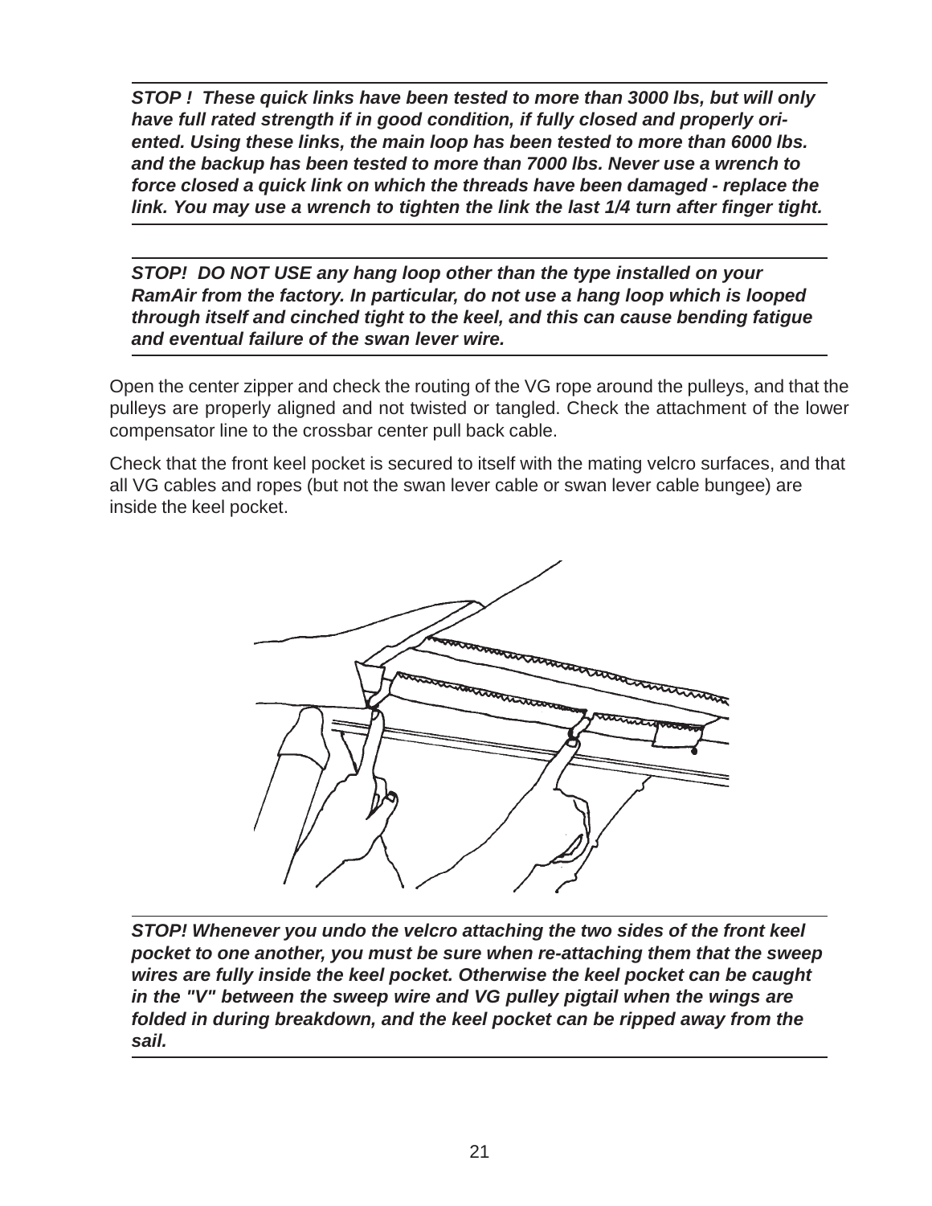***STOP ! These quick links have been tested to more than 3000 lbs, but will only have full rated strength if in good condition, if fully closed and properly oriented. Using these links, the main loop has been tested to more than 6000 lbs. and the backup has been tested to more than 7000 lbs. Never use a wrench to force closed a quick link on which the threads have been damaged - replace the link. You may use a wrench to tighten the link the last 1/4 turn after finger tight.***

***STOP! DO NOT USE any hang loop other than the type installed on your RamAir from the factory. In particular, do not use a hang loop which is looped through itself and cinched tight to the keel, and this can cause bending fatigue and eventual failure of the swan lever wire.***

Open the center zipper and check the routing of the VG rope around the pulleys, and that the pulleys are properly aligned and not twisted or tangled. Check the attachment of the lower compensator line to the crossbar center pull back cable.

Check that the front keel pocket is secured to itself with the mating velcro surfaces, and that all VG cables and ropes (but not the swan lever cable or swan lever cable bungee) are inside the keel pocket.

***STOP! Whenever you undo the velcro attaching the two sides of the front keel pocket to one another, you must be sure when re-attaching them that the sweep wires are fully inside the keel pocket. Otherwise the keel pocket can be caught in the "V" between the sweep wire and VG pulley pigtail when the wings are folded in during breakdown, and the keel pocket can be ripped away from the sail.***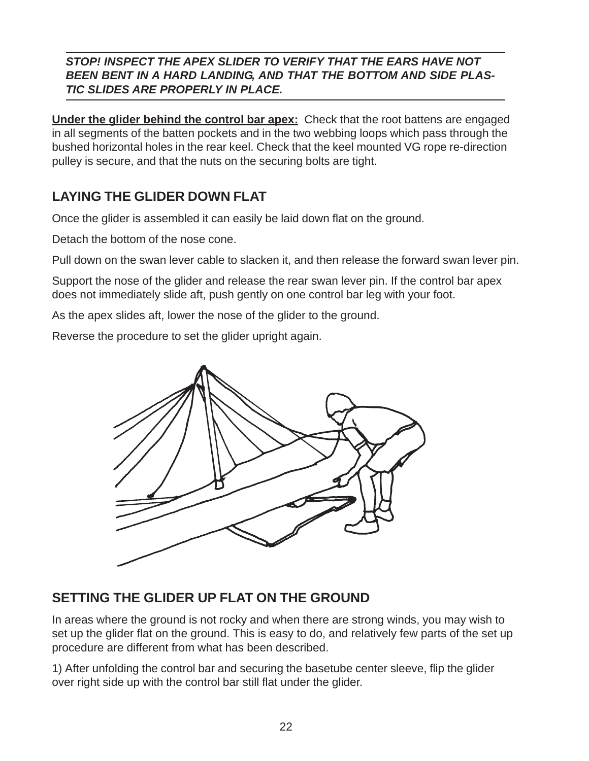***STOP! INSPECT THE APEX SLIDER TO VERIFY THAT THE EARS HAVE NOT BEEN BENT IN A HARD LANDING, AND THAT THE BOTTOM AND SIDE PLASTIC SLIDES ARE PROPERLY IN PLACE.***

**Under the glider behind the control bar apex:** Check that the root battens are engaged in all segments of the batten pockets and in the two webbing loops which pass through the bushed horizontal holes in the rear keel. Check that the keel mounted VG rope re-direction pulley is secure, and that the nuts on the securing bolts are tight.

## LAYING THE GLIDER DOWN FLAT

Once the glider is assembled it can easily be laid down flat on the ground.

Detach the bottom of the nose cone.

Pull down on the swan lever cable to slacken it, and then release the forward swan lever pin.

Support the nose of the glider and release the rear swan lever pin. If the control bar apex does not immediately slide aft, push gently on one control bar leg with your foot.

As the apex slides aft, lower the nose of the glider to the ground.

Reverse the procedure to set the glider upright again.

## SETTING THE GLIDER UP FLAT ON THE GROUND

In areas where the ground is not rocky and when there are strong winds, you may wish to set up the glider flat on the ground. This is easy to do, and relatively few parts of the set up procedure are different from what has been described.

1) After unfolding the control bar and securing the basetube center sleeve, flip the glider over right side up with the control bar still flat under the glider.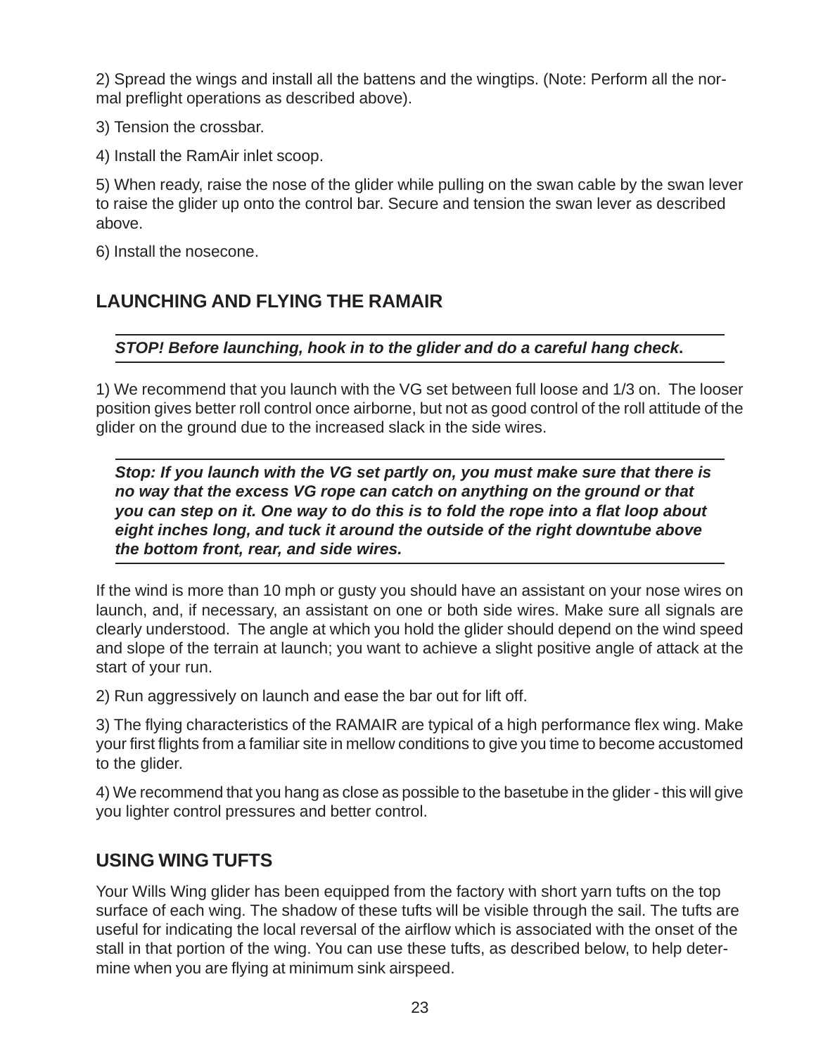2) Spread the wings and install all the battens and the wingtips. (Note: Perform all the normal preflight operations as described above).

3) Tension the crossbar.

4) Install the RamAir inlet scoop.

5) When ready, raise the nose of the glider while pulling on the swan cable by the swan lever to raise the glider up onto the control bar. Secure and tension the swan lever as described above.

6) Install the nosecone.

## LAUNCHING AND FLYING THE RAMAIR

***STOP! Before launching, hook in to the glider and do a careful hang check.***

1) We recommend that you launch with the VG set between full loose and 1/3 on. The looser position gives better roll control once airborne, but not as good control of the roll attitude of the glider on the ground due to the increased slack in the side wires.

***Stop: If you launch with the VG set partly on, you must make sure that there is no way that the excess VG rope can catch on anything on the ground or that you can step on it. One way to do this is to fold the rope into a flat loop about eight inches long, and tuck it around the outside of the right downtube above the bottom front, rear, and side wires.***

If the wind is more than 10 mph or gusty you should have an assistant on your nose wires on launch, and, if necessary, an assistant on one or both side wires. Make sure all signals are clearly understood. The angle at which you hold the glider should depend on the wind speed and slope of the terrain at launch; you want to achieve a slight positive angle of attack at the start of your run.

2) Run aggressively on launch and ease the bar out for lift off.

3) The flying characteristics of the RAMAIR are typical of a high performance flex wing. Make your first flights from a familiar site in mellow conditions to give you time to become accustomed to the glider.

4) We recommend that you hang as close as possible to the basetube in the glider - this will give you lighter control pressures and better control.

## USING WING TUFTS

Your Wills Wing glider has been equipped from the factory with short yarn tufts on the top surface of each wing. The shadow of these tufts will be visible through the sail. The tufts are useful for indicating the local reversal of the airflow which is associated with the onset of the stall in that portion of the wing. You can use these tufts, as described below, to help determine when you are flying at minimum sink airspeed.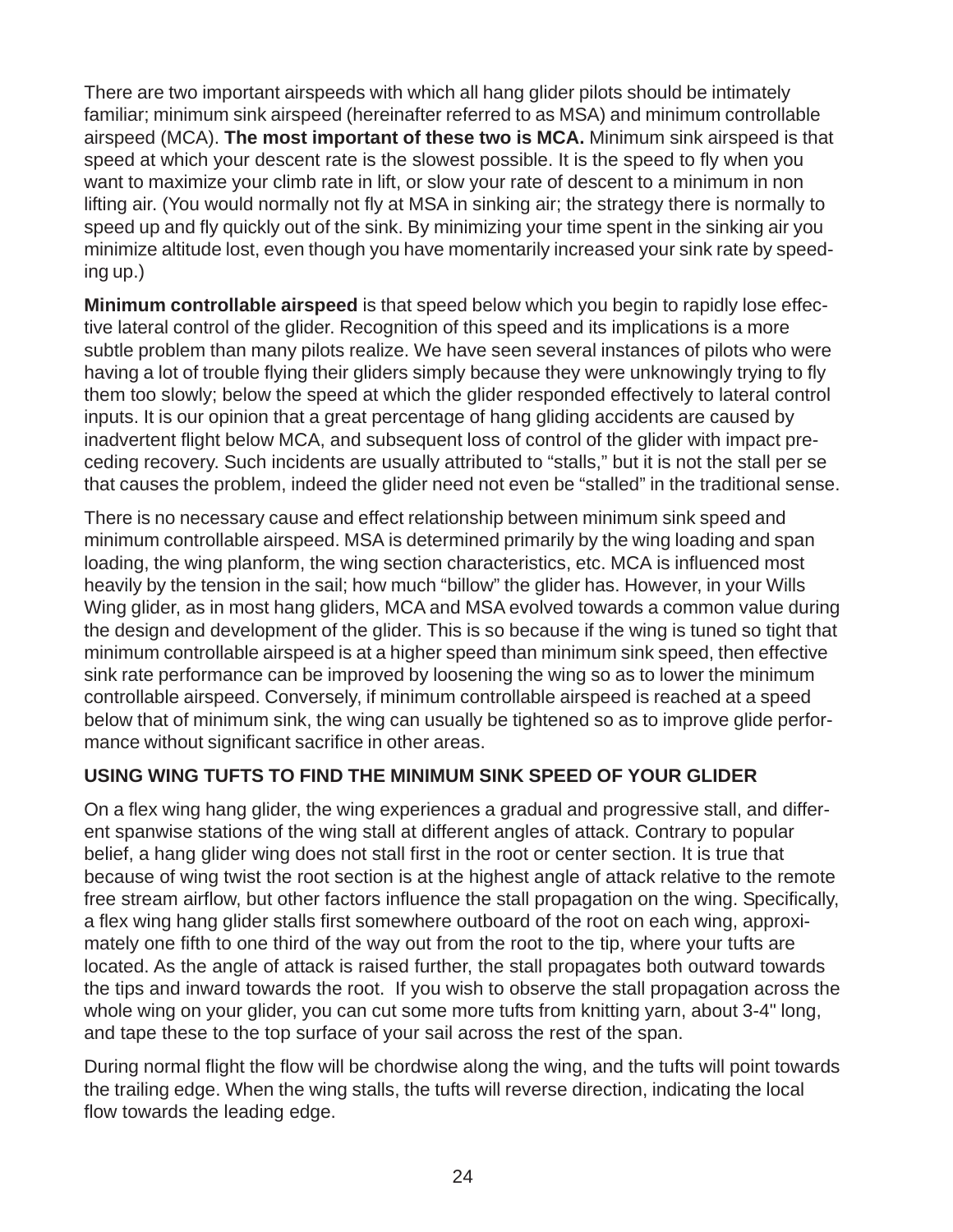There are two important airspeeds with which all hang glider pilots should be intimately familiar; minimum sink airspeed (hereinafter referred to as MSA) and minimum controllable airspeed (MCA). **The most important of these two is MCA.** Minimum sink airspeed is that speed at which your descent rate is the slowest possible. It is the speed to fly when you want to maximize your climb rate in lift, or slow your rate of descent to a minimum in non lifting air. (You would normally not fly at MSA in sinking air; the strategy there is normally to speed up and fly quickly out of the sink. By minimizing your time spent in the sinking air you minimize altitude lost, even though you have momentarily increased your sink rate by speeding up.)

**Minimum controllable airspeed** is that speed below which you begin to rapidly lose effective lateral control of the glider. Recognition of this speed and its implications is a more subtle problem than many pilots realize. We have seen several instances of pilots who were having a lot of trouble flying their gliders simply because they were unknowingly trying to fly them too slowly; below the speed at which the glider responded effectively to lateral control inputs. It is our opinion that a great percentage of hang gliding accidents are caused by inadvertent flight below MCA, and subsequent loss of control of the glider with impact preceding recovery. Such incidents are usually attributed to "stalls," but it is not the stall per se that causes the problem, indeed the glider need not even be "stalled" in the traditional sense.

There is no necessary cause and effect relationship between minimum sink speed and minimum controllable airspeed. MSA is determined primarily by the wing loading and span loading, the wing planform, the wing section characteristics, etc. MCA is influenced most heavily by the tension in the sail; how much "billow" the glider has. However, in your Wills Wing glider, as in most hang gliders, MCA and MSA evolved towards a common value during the design and development of the glider. This is so because if the wing is tuned so tight that minimum controllable airspeed is at a higher speed than minimum sink speed, then effective sink rate performance can be improved by loosening the wing so as to lower the minimum controllable airspeed. Conversely, if minimum controllable airspeed is reached at a speed below that of minimum sink, the wing can usually be tightened so as to improve glide performance without significant sacrifice in other areas.

## USING WING TUFTS TO FIND THE MINIMUM SINK SPEED OF YOUR GLIDER

On a flex wing hang glider, the wing experiences a gradual and progressive stall, and different spanwise stations of the wing stall at different angles of attack. Contrary to popular belief, a hang glider wing does not stall first in the root or center section. It is true that because of wing twist the root section is at the highest angle of attack relative to the remote free stream airflow, but other factors influence the stall propagation on the wing. Specifically, a flex wing hang glider stalls first somewhere outboard of the root on each wing, approximately one fifth to one third of the way out from the root to the tip, where your tufts are located. As the angle of attack is raised further, the stall propagates both outward towards the tips and inward towards the root. If you wish to observe the stall propagation across the whole wing on your glider, you can cut some more tufts from knitting yarn, about 3-4" long, and tape these to the top surface of your sail across the rest of the span.

During normal flight the flow will be chordwise along the wing, and the tufts will point towards the trailing edge. When the wing stalls, the tufts will reverse direction, indicating the local flow towards the leading edge.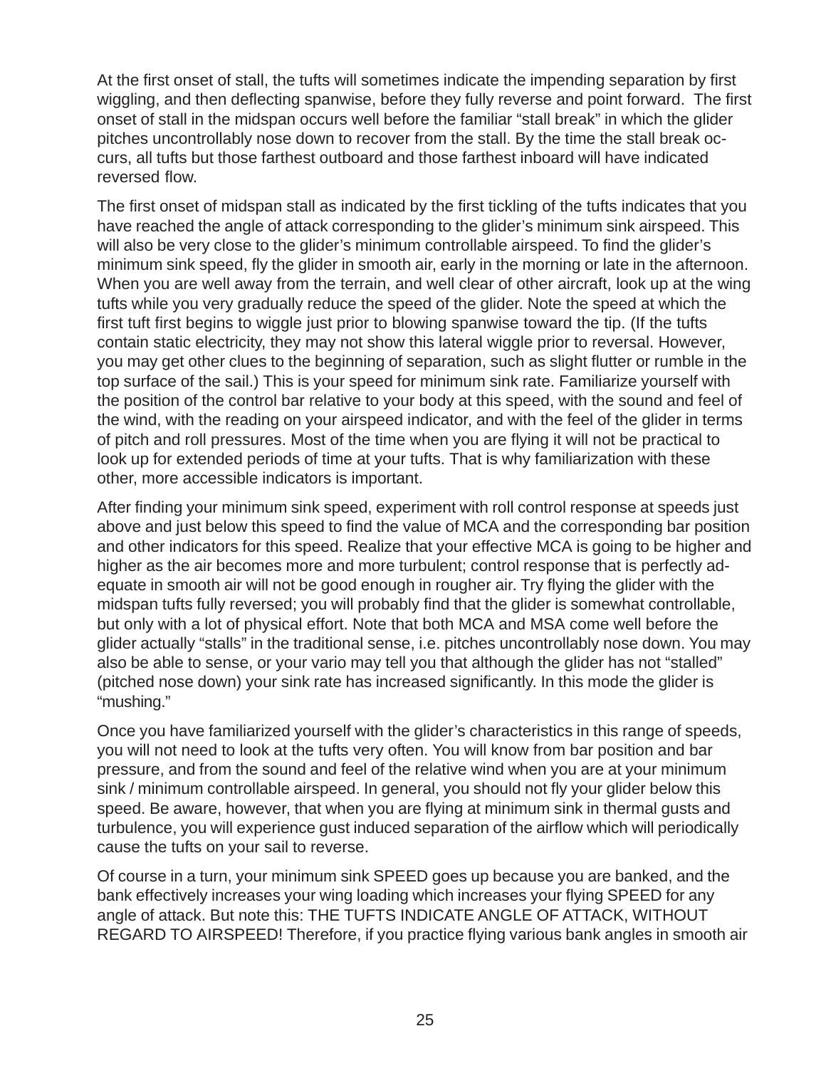At the first onset of stall, the tufts will sometimes indicate the impending separation by first wiggling, and then deflecting spanwise, before they fully reverse and point forward. The first onset of stall in the midspan occurs well before the familiar "stall break" in which the glider pitches uncontrollably nose down to recover from the stall. By the time the stall break occurs, all tufts but those farthest outboard and those farthest inboard will have indicated reversed flow.

The first onset of midspan stall as indicated by the first tickling of the tufts indicates that you have reached the angle of attack corresponding to the glider's minimum sink airspeed. This will also be very close to the glider's minimum controllable airspeed. To find the glider's minimum sink speed, fly the glider in smooth air, early in the morning or late in the afternoon. When you are well away from the terrain, and well clear of other aircraft, look up at the wing tufts while you very gradually reduce the speed of the glider. Note the speed at which the first tuft first begins to wiggle just prior to blowing spanwise toward the tip. (If the tufts contain static electricity, they may not show this lateral wiggle prior to reversal. However, you may get other clues to the beginning of separation, such as slight flutter or rumble in the top surface of the sail.) This is your speed for minimum sink rate. Familiarize yourself with the position of the control bar relative to your body at this speed, with the sound and feel of the wind, with the reading on your airspeed indicator, and with the feel of the glider in terms of pitch and roll pressures. Most of the time when you are flying it will not be practical to look up for extended periods of time at your tufts. That is why familiarization with these other, more accessible indicators is important.

After finding your minimum sink speed, experiment with roll control response at speeds just above and just below this speed to find the value of MCA and the corresponding bar position and other indicators for this speed. Realize that your effective MCA is going to be higher and higher as the air becomes more and more turbulent; control response that is perfectly adequate in smooth air will not be good enough in rougher air. Try flying the glider with the midspan tufts fully reversed; you will probably find that the glider is somewhat controllable, but only with a lot of physical effort. Note that both MCA and MSA come well before the glider actually "stalls" in the traditional sense, i.e. pitches uncontrollably nose down. You may also be able to sense, or your vario may tell you that although the glider has not "stalled" (pitched nose down) your sink rate has increased significantly. In this mode the glider is "mushing."

Once you have familiarized yourself with the glider's characteristics in this range of speeds, you will not need to look at the tufts very often. You will know from bar position and bar pressure, and from the sound and feel of the relative wind when you are at your minimum sink / minimum controllable airspeed. In general, you should not fly your glider below this speed. Be aware, however, that when you are flying at minimum sink in thermal gusts and turbulence, you will experience gust induced separation of the airflow which will periodically cause the tufts on your sail to reverse.

Of course in a turn, your minimum sink SPEED goes up because you are banked, and the bank effectively increases your wing loading which increases your flying SPEED for any angle of attack. But note this: THE TUFTS INDICATE ANGLE OF ATTACK, WITHOUT REGARD TO AIRSPEED! Therefore, if you practice flying various bank angles in smooth air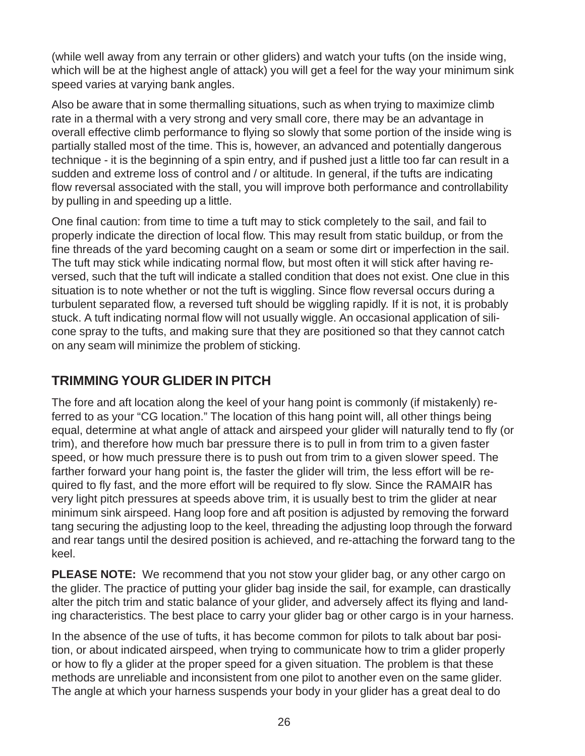(while well away from any terrain or other gliders) and watch your tufts (on the inside wing, which will be at the highest angle of attack) you will get a feel for the way your minimum sink speed varies at varying bank angles.

Also be aware that in some thermalling situations, such as when trying to maximize climb rate in a thermal with a very strong and very small core, there may be an advantage in overall effective climb performance to flying so slowly that some portion of the inside wing is partially stalled most of the time. This is, however, an advanced and potentially dangerous technique - it is the beginning of a spin entry, and if pushed just a little too far can result in a sudden and extreme loss of control and / or altitude. In general, if the tufts are indicating flow reversal associated with the stall, you will improve both performance and controllability by pulling in and speeding up a little.

One final caution: from time to time a tuft may to stick completely to the sail, and fail to properly indicate the direction of local flow. This may result from static buildup, or from the fine threads of the yard becoming caught on a seam or some dirt or imperfection in the sail. The tuft may stick while indicating normal flow, but most often it will stick after having reversed, such that the tuft will indicate a stalled condition that does not exist. One clue in this situation is to note whether or not the tuft is wiggling. Since flow reversal occurs during a turbulent separated flow, a reversed tuft should be wiggling rapidly. If it is not, it is probably stuck. A tuft indicating normal flow will not usually wiggle. An occasional application of silicone spray to the tufts, and making sure that they are positioned so that they cannot catch on any seam will minimize the problem of sticking.

## TRIMMING YOUR GLIDER IN PITCH

The fore and aft location along the keel of your hang point is commonly (if mistakenly) referred to as your "CG location." The location of this hang point will, all other things being equal, determine at what angle of attack and airspeed your glider will naturally tend to fly (or trim), and therefore how much bar pressure there is to pull in from trim to a given faster speed, or how much pressure there is to push out from trim to a given slower speed. The farther forward your hang point is, the faster the glider will trim, the less effort will be required to fly fast, and the more effort will be required to fly slow. Since the RAMAIR has very light pitch pressures at speeds above trim, it is usually best to trim the glider at near minimum sink airspeed. Hang loop fore and aft position is adjusted by removing the forward tang securing the adjusting loop to the keel, threading the adjusting loop through the forward and rear tangs until the desired position is achieved, and re-attaching the forward tang to the keel.

**PLEASE NOTE:** We recommend that you not stow your glider bag, or any other cargo on the glider. The practice of putting your glider bag inside the sail, for example, can drastically alter the pitch trim and static balance of your glider, and adversely affect its flying and landing characteristics. The best place to carry your glider bag or other cargo is in your harness.

In the absence of the use of tufts, it has become common for pilots to talk about bar position, or about indicated airspeed, when trying to communicate how to trim a glider properly or how to fly a glider at the proper speed for a given situation. The problem is that these methods are unreliable and inconsistent from one pilot to another even on the same glider. The angle at which your harness suspends your body in your glider has a great deal to do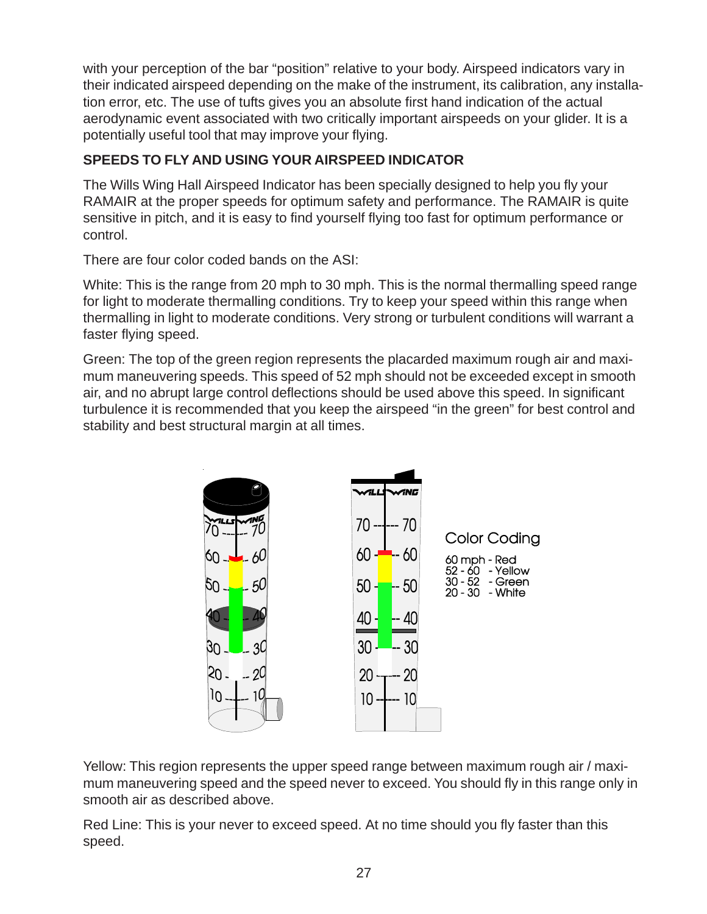with your perception of the bar "position" relative to your body. Airspeed indicators vary in their indicated airspeed depending on the make of the instrument, its calibration, any installation error, etc. The use of tufts gives you an absolute first hand indication of the actual aerodynamic event associated with two critically important airspeeds on your glider. It is a potentially useful tool that may improve your flying.

**SPEEDS TO FLY AND USING YOUR AIRSPEED INDICATOR**

The Wills Wing Hall Airspeed Indicator has been specially designed to help you fly your RAMAIR at the proper speeds for optimum safety and performance. The RAMAIR is quite sensitive in pitch, and it is easy to find yourself flying too fast for optimum performance or control.

There are four color coded bands on the ASI:

White: This is the range from 20 mph to 30 mph. This is the normal thermalling speed range for light to moderate thermalling conditions. Try to keep your speed within this range when thermalling in light to moderate conditions. Very strong or turbulent conditions will warrant a faster flying speed.

Green: The top of the green region represents the placarded maximum rough air and maximum maneuvering speeds. This speed of 52 mph should not be exceeded except in smooth air, and no abrupt large control deflections should be used above this speed. In significant turbulence it is recommended that you keep the airspeed "in the green" for best control and stability and best structural margin at all times.

Color Coding

60 mph - Red
52 - 60 - Yellow
30 - 52 - Green
20 - 30 - White

Yellow: This region represents the upper speed range between maximum rough air / maximum maneuvering speed and the speed never to exceed. You should fly in this range only in smooth air as described above.

Red Line: This is your never to exceed speed. At no time should you fly faster than this speed.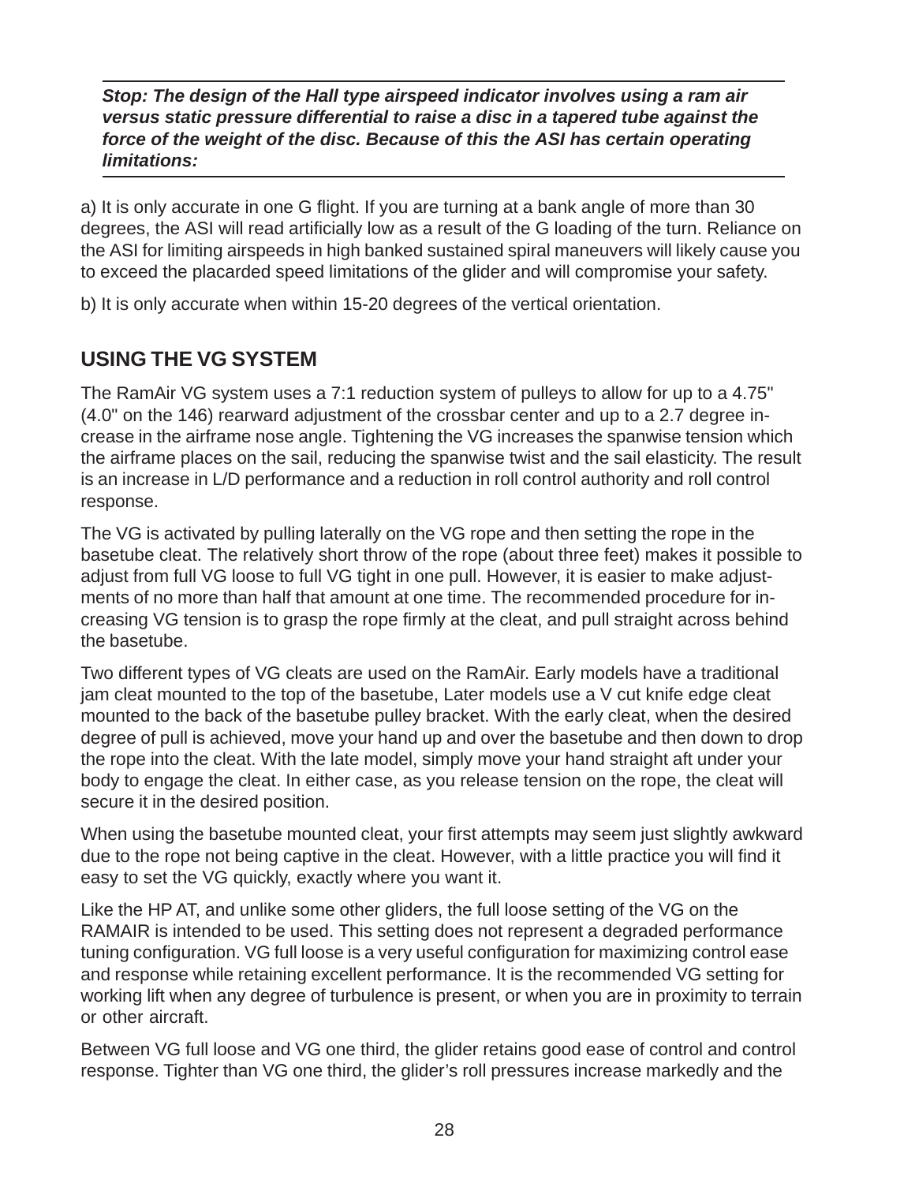***Stop: The design of the Hall type airspeed indicator involves using a ram air versus static pressure differential to raise a disc in a tapered tube against the force of the weight of the disc. Because of this the ASI has certain operating limitations:***

a) It is only accurate in one G flight. If you are turning at a bank angle of more than 30 degrees, the ASI will read artificially low as a result of the G loading of the turn. Reliance on the ASI for limiting airspeeds in high banked sustained spiral maneuvers will likely cause you to exceed the placarded speed limitations of the glider and will compromise your safety.

b) It is only accurate when within 15-20 degrees of the vertical orientation.

## USING THE VG SYSTEM

The RamAir VG system uses a 7:1 reduction system of pulleys to allow for up to a 4.75" (4.0" on the 146) rearward adjustment of the crossbar center and up to a 2.7 degree increase in the airframe nose angle. Tightening the VG increases the spanwise tension which the airframe places on the sail, reducing the spanwise twist and the sail elasticity. The result is an increase in L/D performance and a reduction in roll control authority and roll control response.

The VG is activated by pulling laterally on the VG rope and then setting the rope in the basetube cleat. The relatively short throw of the rope (about three feet) makes it possible to adjust from full VG loose to full VG tight in one pull. However, it is easier to make adjustments of no more than half that amount at one time. The recommended procedure for increasing VG tension is to grasp the rope firmly at the cleat, and pull straight across behind the basetube.

Two different types of VG cleats are used on the RamAir. Early models have a traditional jam cleat mounted to the top of the basetube, Later models use a V cut knife edge cleat mounted to the back of the basetube pulley bracket. With the early cleat, when the desired degree of pull is achieved, move your hand up and over the basetube and then down to drop the rope into the cleat. With the late model, simply move your hand straight aft under your body to engage the cleat. In either case, as you release tension on the rope, the cleat will secure it in the desired position.

When using the basetube mounted cleat, your first attempts may seem just slightly awkward due to the rope not being captive in the cleat. However, with a little practice you will find it easy to set the VG quickly, exactly where you want it.

Like the HP AT, and unlike some other gliders, the full loose setting of the VG on the RAMAIR is intended to be used. This setting does not represent a degraded performance tuning configuration. VG full loose is a very useful configuration for maximizing control ease and response while retaining excellent performance. It is the recommended VG setting for working lift when any degree of turbulence is present, or when you are in proximity to terrain or other aircraft.

Between VG full loose and VG one third, the glider retains good ease of control and control response. Tighter than VG one third, the glider's roll pressures increase markedly and the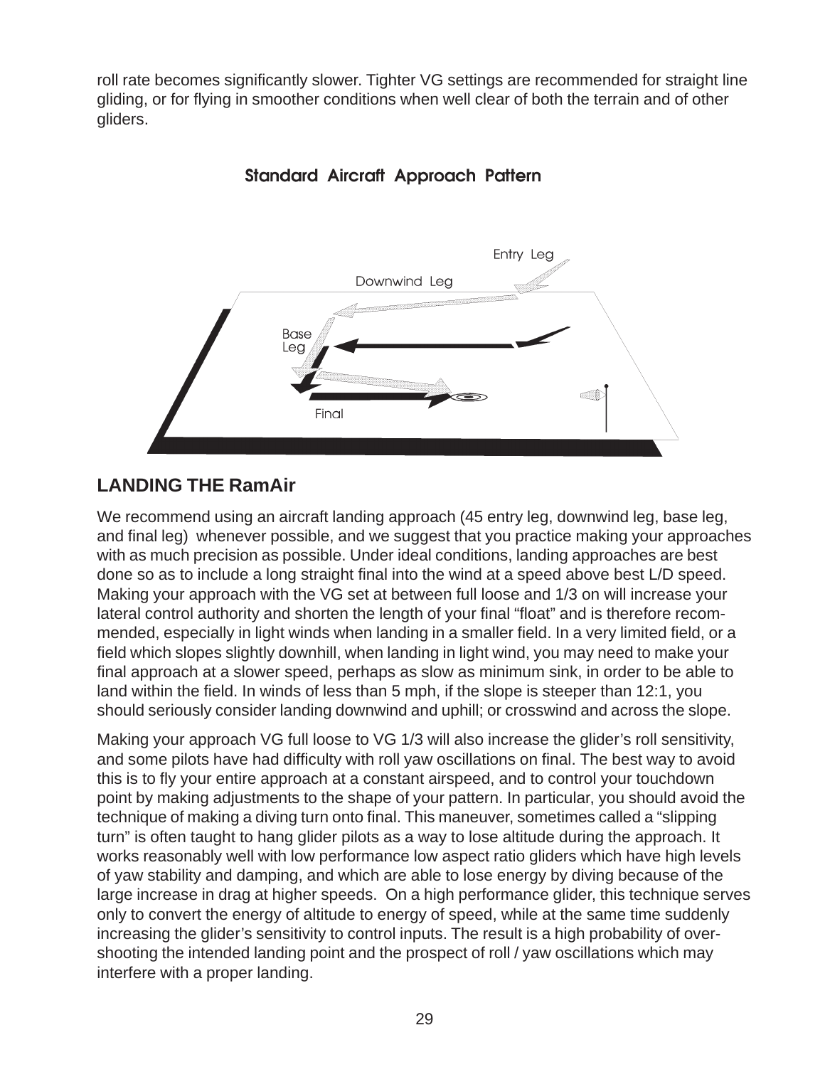roll rate becomes significantly slower. Tighter VG settings are recommended for straight line gliding, or for flying in smoother conditions when well clear of both the terrain and of other gliders.

**Standard Aircraft Approach Pattern**

Entry Leg

Downwind Leg

Base Leg

Final

## LANDING THE RamAir

We recommend using an aircraft landing approach (45 entry leg, downwind leg, base leg, and final leg) whenever possible, and we suggest that you practice making your approaches with as much precision as possible. Under ideal conditions, landing approaches are best done so as to include a long straight final into the wind at a speed above best L/D speed. Making your approach with the VG set at between full loose and 1/3 on will increase your lateral control authority and shorten the length of your final "float" and is therefore recommended, especially in light winds when landing in a smaller field. In a very limited field, or a field which slopes slightly downhill, when landing in light wind, you may need to make your final approach at a slower speed, perhaps as slow as minimum sink, in order to be able to land within the field. In winds of less than 5 mph, if the slope is steeper than 12:1, you should seriously consider landing downwind and uphill; or crosswind and across the slope.

Making your approach VG full loose to VG 1/3 will also increase the glider's roll sensitivity, and some pilots have had difficulty with roll yaw oscillations on final. The best way to avoid this is to fly your entire approach at a constant airspeed, and to control your touchdown point by making adjustments to the shape of your pattern. In particular, you should avoid the technique of making a diving turn onto final. This maneuver, sometimes called a "slipping turn" is often taught to hang glider pilots as a way to lose altitude during the approach. It works reasonably well with low performance low aspect ratio gliders which have high levels of yaw stability and damping, and which are able to lose energy by diving because of the large increase in drag at higher speeds. On a high performance glider, this technique serves only to convert the energy of altitude to energy of speed, while at the same time suddenly increasing the glider's sensitivity to control inputs. The result is a high probability of overshooting the intended landing point and the prospect of roll / yaw oscillations which may interfere with a proper landing.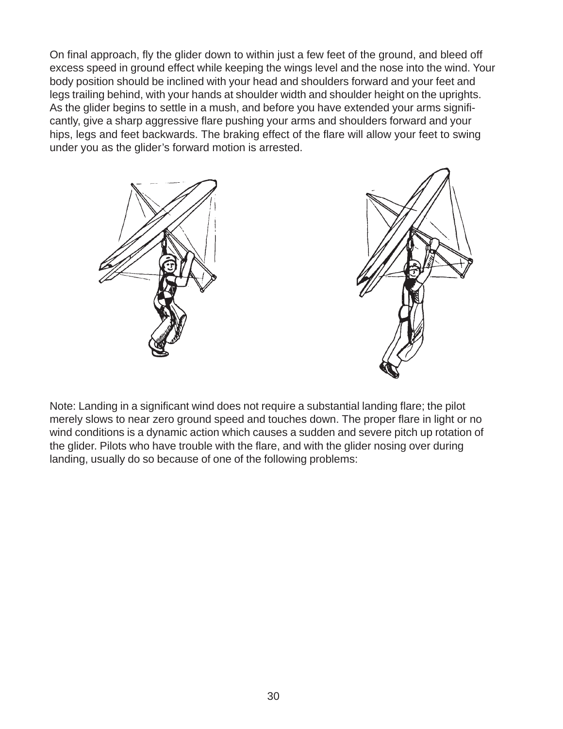On final approach, fly the glider down to within just a few feet of the ground, and bleed off excess speed in ground effect while keeping the wings level and the nose into the wind. Your body position should be inclined with your head and shoulders forward and your feet and legs trailing behind, with your hands at shoulder width and shoulder height on the uprights. As the glider begins to settle in a mush, and before you have extended your arms significantly, give a sharp aggressive flare pushing your arms and shoulders forward and your hips, legs and feet backwards. The braking effect of the flare will allow your feet to swing under you as the glider's forward motion is arrested.

Note: Landing in a significant wind does not require a substantial landing flare; the pilot merely slows to near zero ground speed and touches down. The proper flare in light or no wind conditions is a dynamic action which causes a sudden and severe pitch up rotation of the glider. Pilots who have trouble with the flare, and with the glider nosing over during landing, usually do so because of one of the following problems: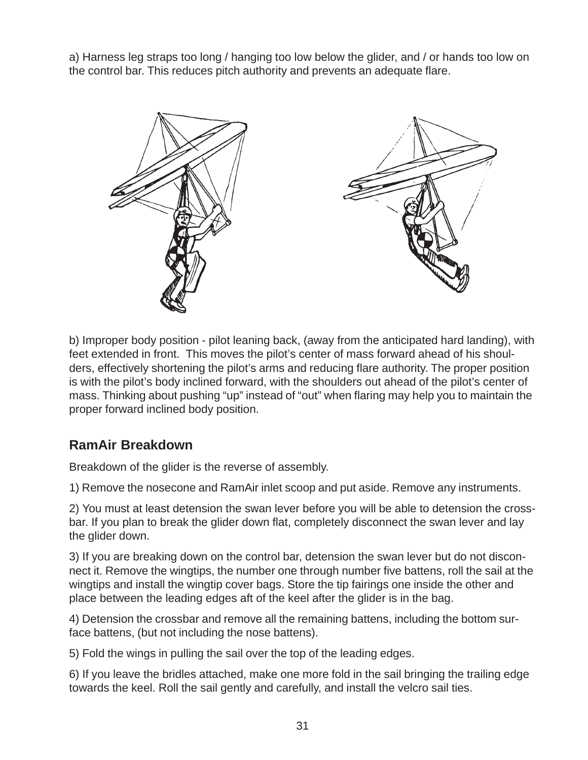a) Harness leg straps too long / hanging too low below the glider, and / or hands too low on the control bar. This reduces pitch authority and prevents an adequate flare.

b) Improper body position - pilot leaning back, (away from the anticipated hard landing), with feet extended in front.  This moves the pilot's center of mass forward ahead of his shoulders, effectively shortening the pilot's arms and reducing flare authority. The proper position is with the pilot's body inclined forward, with the shoulders out ahead of the pilot's center of mass. Thinking about pushing "up" instead of "out" when flaring may help you to maintain the proper forward inclined body position.

## RamAir Breakdown

Breakdown of the glider is the reverse of assembly.

1) Remove the nosecone and RamAir inlet scoop and put aside. Remove any instruments.

2) You must at least detension the swan lever before you will be able to detension the crossbar. If you plan to break the glider down flat, completely disconnect the swan lever and lay the glider down.

3) If you are breaking down on the control bar, detension the swan lever but do not disconnect it. Remove the wingtips, the number one through number five battens, roll the sail at the wingtips and install the wingtip cover bags. Store the tip fairings one inside the other and place between the leading edges aft of the keel after the glider is in the bag.

4) Detension the crossbar and remove all the remaining battens, including the bottom surface battens, (but not including the nose battens).

5) Fold the wings in pulling the sail over the top of the leading edges.

6) If you leave the bridles attached, make one more fold in the sail bringing the trailing edge towards the keel. Roll the sail gently and carefully, and install the velcro sail ties.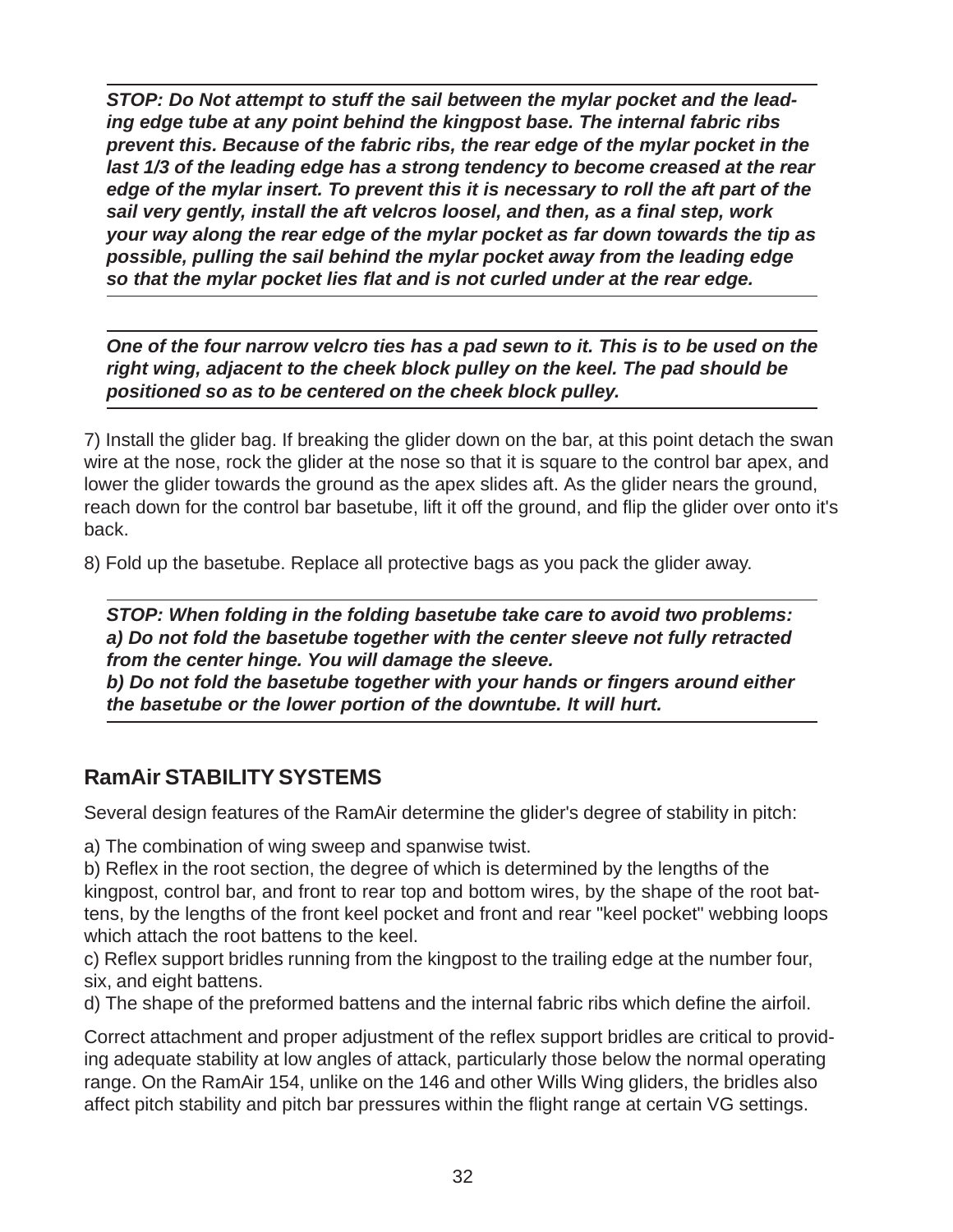***STOP: Do Not attempt to stuff the sail between the mylar pocket and the leading edge tube at any point behind the kingpost base. The internal fabric ribs prevent this. Because of the fabric ribs, the rear edge of the mylar pocket in the last 1/3 of the leading edge has a strong tendency to become creased at the rear edge of the mylar insert. To prevent this it is necessary to roll the aft part of the sail very gently, install the aft velcros loosel, and then, as a final step, work your way along the rear edge of the mylar pocket as far down towards the tip as possible, pulling the sail behind the mylar pocket away from the leading edge so that the mylar pocket lies flat and is not curled under at the rear edge.***

***One of the four narrow velcro ties has a pad sewn to it. This is to be used on the right wing, adjacent to the cheek block pulley on the keel. The pad should be positioned so as to be centered on the cheek block pulley.***

7) Install the glider bag. If breaking the glider down on the bar, at this point detach the swan wire at the nose, rock the glider at the nose so that it is square to the control bar apex, and lower the glider towards the ground as the apex slides aft. As the glider nears the ground, reach down for the control bar basetube, lift it off the ground, and flip the glider over onto it's back.

8) Fold up the basetube. Replace all protective bags as you pack the glider away.

***STOP: When folding in the folding basetube take care to avoid two problems:***
***a) Do not fold the basetube together with the center sleeve not fully retracted from the center hinge. You will damage the sleeve.***
***b) Do not fold the basetube together with your hands or fingers around either the basetube or the lower portion of the downtube. It will hurt.***

## RamAir STABILITY SYSTEMS

Several design features of the RamAir determine the glider's degree of stability in pitch:

a) The combination of wing sweep and spanwise twist.
b) Reflex in the root section, the degree of which is determined by the lengths of the kingpost, control bar, and front to rear top and bottom wires, by the shape of the root battens, by the lengths of the front keel pocket and front and rear "keel pocket" webbing loops which attach the root battens to the keel.
c) Reflex support bridles running from the kingpost to the trailing edge at the number four, six, and eight battens.
d) The shape of the preformed battens and the internal fabric ribs which define the airfoil.

Correct attachment and proper adjustment of the reflex support bridles are critical to providing adequate stability at low angles of attack, particularly those below the normal operating range. On the RamAir 154, unlike on the 146 and other Wills Wing gliders, the bridles also affect pitch stability and pitch bar pressures within the flight range at certain VG settings.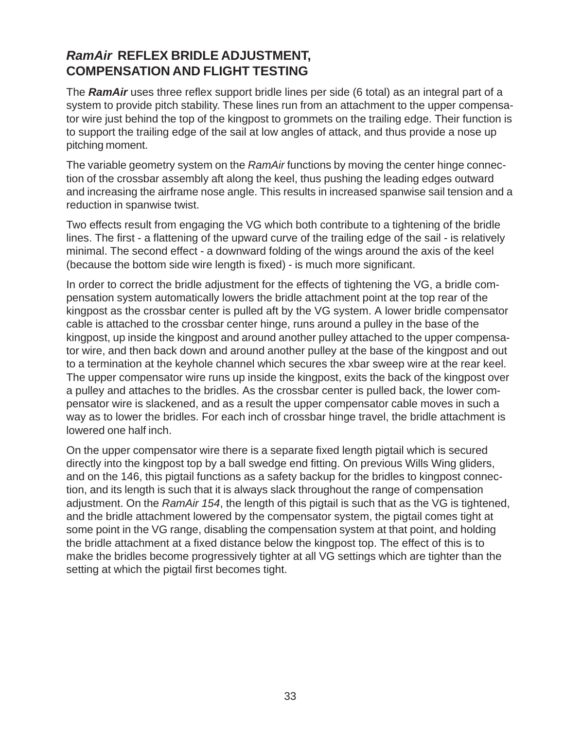## *RamAir* REFLEX BRIDLE ADJUSTMENT, COMPENSATION AND FLIGHT TESTING

The ***RamAir*** uses three reflex support bridle lines per side (6 total) as an integral part of a system to provide pitch stability. These lines run from an attachment to the upper compensator wire just behind the top of the kingpost to grommets on the trailing edge. Their function is to support the trailing edge of the sail at low angles of attack, and thus provide a nose up pitching moment.

The variable geometry system on the *RamAir* functions by moving the center hinge connection of the crossbar assembly aft along the keel, thus pushing the leading edges outward and increasing the airframe nose angle. This results in increased spanwise sail tension and a reduction in spanwise twist.

Two effects result from engaging the VG which both contribute to a tightening of the bridle lines. The first - a flattening of the upward curve of the trailing edge of the sail - is relatively minimal. The second effect - a downward folding of the wings around the axis of the keel (because the bottom side wire length is fixed) - is much more significant.

In order to correct the bridle adjustment for the effects of tightening the VG, a bridle compensation system automatically lowers the bridle attachment point at the top rear of the kingpost as the crossbar center is pulled aft by the VG system. A lower bridle compensator cable is attached to the crossbar center hinge, runs around a pulley in the base of the kingpost, up inside the kingpost and around another pulley attached to the upper compensator wire, and then back down and around another pulley at the base of the kingpost and out to a termination at the keyhole channel which secures the xbar sweep wire at the rear keel. The upper compensator wire runs up inside the kingpost, exits the back of the kingpost over a pulley and attaches to the bridles. As the crossbar center is pulled back, the lower compensator wire is slackened, and as a result the upper compensator cable moves in such a way as to lower the bridles. For each inch of crossbar hinge travel, the bridle attachment is lowered one half inch.

On the upper compensator wire there is a separate fixed length pigtail which is secured directly into the kingpost top by a ball swedge end fitting. On previous Wills Wing gliders, and on the 146, this pigtail functions as a safety backup for the bridles to kingpost connection, and its length is such that it is always slack throughout the range of compensation adjustment. On the *RamAir 154*, the length of this pigtail is such that as the VG is tightened, and the bridle attachment lowered by the compensator system, the pigtail comes tight at some point in the VG range, disabling the compensation system at that point, and holding the bridle attachment at a fixed distance below the kingpost top. The effect of this is to make the bridles become progressively tighter at all VG settings which are tighter than the setting at which the pigtail first becomes tight.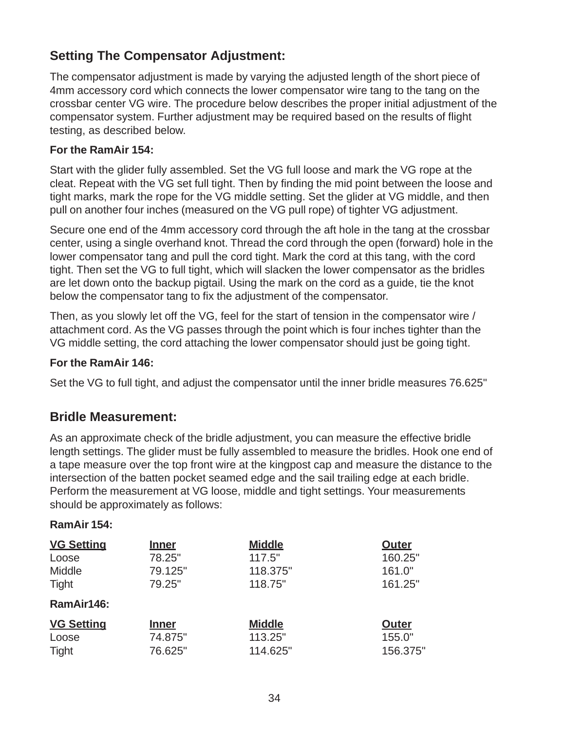## Setting The Compensator Adjustment:

The compensator adjustment is made by varying the adjusted length of the short piece of 4mm accessory cord which connects the lower compensator wire tang to the tang on the crossbar center VG wire. The procedure below describes the proper initial adjustment of the compensator system. Further adjustment may be required based on the results of flight testing, as described below.

**For the RamAir 154:**

Start with the glider fully assembled. Set the VG full loose and mark the VG rope at the cleat. Repeat with the VG set full tight. Then by finding the mid point between the loose and tight marks, mark the rope for the VG middle setting. Set the glider at VG middle, and then pull on another four inches (measured on the VG pull rope) of tighter VG adjustment.

Secure one end of the 4mm accessory cord through the aft hole in the tang at the crossbar center, using a single overhand knot. Thread the cord through the open (forward) hole in the lower compensator tang and pull the cord tight. Mark the cord at this tang, with the cord tight. Then set the VG to full tight, which will slacken the lower compensator as the bridles are let down onto the backup pigtail. Using the mark on the cord as a guide, tie the knot below the compensator tang to fix the adjustment of the compensator.

Then, as you slowly let off the VG, feel for the start of tension in the compensator wire / attachment cord. As the VG passes through the point which is four inches tighter than the VG middle setting, the cord attaching the lower compensator should just be going tight.

**For the RamAir 146:**

Set the VG to full tight, and adjust the compensator until the inner bridle measures 76.625"

## Bridle Measurement:

As an approximate check of the bridle adjustment, you can measure the effective bridle length settings. The glider must be fully assembled to measure the bridles. Hook one end of a tape measure over the top front wire at the kingpost cap and measure the distance to the intersection of the batten pocket seamed edge and the sail trailing edge at each bridle. Perform the measurement at VG loose, middle and tight settings. Your measurements should be approximately as follows:

**RamAir 154:**

| VG Setting | Inner | Middle | Outer |
|---|---|---|---|
| Loose | 78.25" | 117.5" | 160.25" |
| Middle | 79.125" | 118.375" | 161.0" |
| Tight | 79.25" | 118.75" | 161.25" |

**RamAir146:**

| VG Setting | Inner | Middle | Outer |
|---|---|---|---|
| Loose | 74.875" | 113.25" | 155.0" |
| Tight | 76.625" | 114.625" | 156.375" |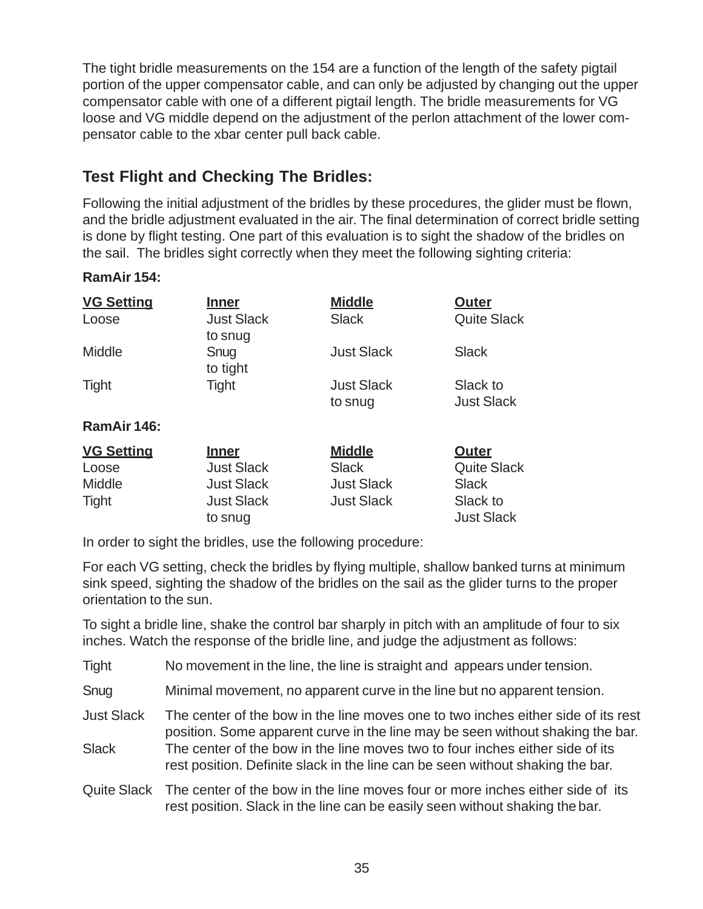The tight bridle measurements on the 154 are a function of the length of the safety pigtail portion of the upper compensator cable, and can only be adjusted by changing out the upper compensator cable with one of a different pigtail length. The bridle measurements for VG loose and VG middle depend on the adjustment of the perlon attachment of the lower compensator cable to the xbar center pull back cable.

## Test Flight and Checking The Bridles:

Following the initial adjustment of the bridles by these procedures, the glider must be flown, and the bridle adjustment evaluated in the air. The final determination of correct bridle setting is done by flight testing. One part of this evaluation is to sight the shadow of the bridles on the sail. The bridles sight correctly when they meet the following sighting criteria:

**RamAir 154:**

| VG Setting | Inner | Middle | Outer |
|---|---|---|---|
| Loose | Just Slack to snug | Slack | Quite Slack |
| Middle | Snug to tight | Just Slack | Slack |
| Tight | Tight | Just Slack to snug | Slack to Just Slack |

**RamAir 146:**

| VG Setting | Inner | Middle | Outer |
|---|---|---|---|
| Loose | Just Slack | Slack | Quite Slack |
| Middle | Just Slack | Just Slack | Slack |
| Tight | Just Slack to snug | Just Slack | Slack to Just Slack |

In order to sight the bridles, use the following procedure:

For each VG setting, check the bridles by flying multiple, shallow banked turns at minimum sink speed, sighting the shadow of the bridles on the sail as the glider turns to the proper orientation to the sun.

To sight a bridle line, shake the control bar sharply in pitch with an amplitude of four to six inches. Watch the response of the bridle line, and judge the adjustment as follows:

| | |
|---|---|
| Tight | No movement in the line, the line is straight and appears under tension. |
| Snug | Minimal movement, no apparent curve in the line but no apparent tension. |
| Just Slack | The center of the bow in the line moves one to two inches either side of its rest position. Some apparent curve in the line may be seen without shaking the bar. |
| Slack | The center of the bow in the line moves two to four inches either side of its rest position. Definite slack in the line can be seen without shaking the bar. |
| Quite Slack | The center of the bow in the line moves four or more inches either side of its rest position. Slack in the line can be easily seen without shaking the bar. |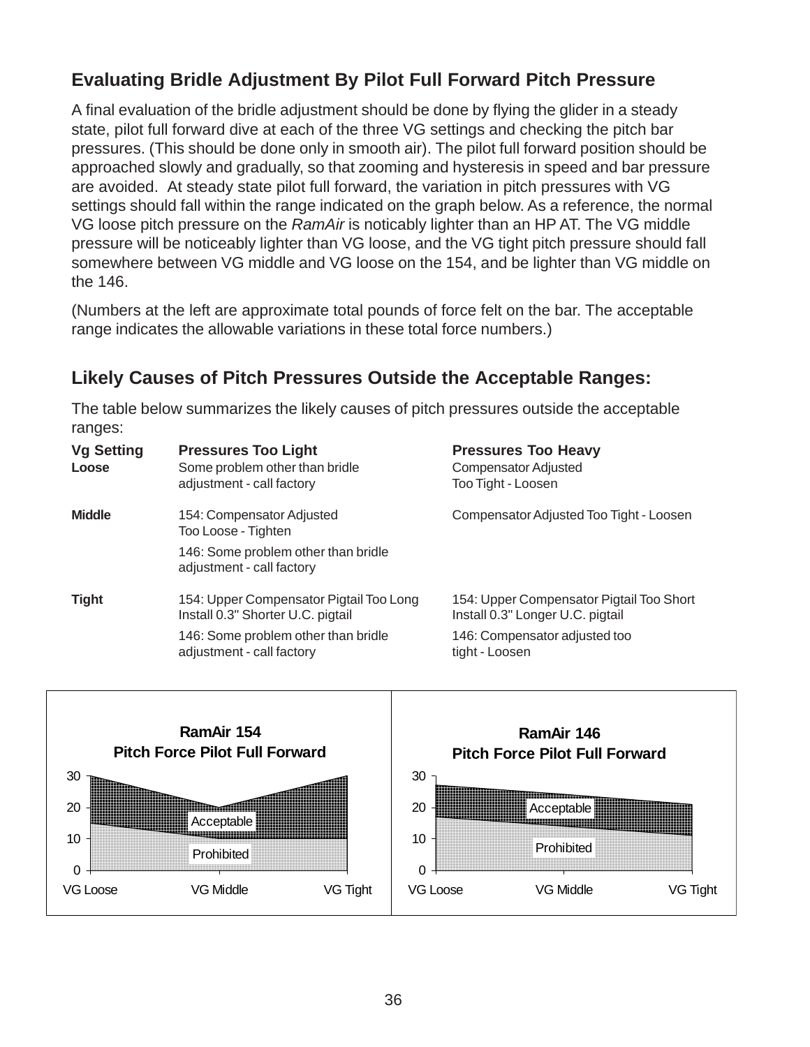## Evaluating Bridle Adjustment By Pilot Full Forward Pitch Pressure

A final evaluation of the bridle adjustment should be done by flying the glider in a steady state, pilot full forward dive at each of the three VG settings and checking the pitch bar pressures. (This should be done only in smooth air). The pilot full forward position should be approached slowly and gradually, so that zooming and hysteresis in speed and bar pressure are avoided. At steady state pilot full forward, the variation in pitch pressures with VG settings should fall within the range indicated on the graph below. As a reference, the normal VG loose pitch pressure on the *RamAir* is noticably lighter than an HP AT. The VG middle pressure will be noticeably lighter than VG loose, and the VG tight pitch pressure should fall somewhere between VG middle and VG loose on the 154, and be lighter than VG middle on the 146.

(Numbers at the left are approximate total pounds of force felt on the bar. The acceptable range indicates the allowable variations in these total force numbers.)

## Likely Causes of Pitch Pressures Outside the Acceptable Ranges:

The table below summarizes the likely causes of pitch pressures outside the acceptable ranges:

| Vg Setting | Pressures Too Light | Pressures Too Heavy |
|---|---|---|
| **Loose** | Some problem other than bridle adjustment - call factory | Compensator Adjusted Too Tight - Loosen |
| **Middle** | 154: Compensator Adjusted Too Loose - Tighten<br>146: Some problem other than bridle adjustment - call factory | Compensator Adjusted Too Tight - Loosen |
| **Tight** | 154: Upper Compensator Pigtail Too Long Install 0.3" Shorter U.C. pigtail<br>146: Some problem other than bridle adjustment - call factory | 154: Upper Compensator Pigtail Too Short Install 0.3" Longer U.C. pigtail<br>146: Compensator adjusted too tight - Loosen |

**RamAir 154**
**Pitch Force Pilot Full Forward**

| VG Setting | Prohibited (below) | Acceptable range |
|---|---|---|
| VG Loose | 0–15 | 15–30 |
| VG Middle | 0–10 | 10–20 |
| VG Tight | 0–10 | 10–30 |

**RamAir 146**
**Pitch Force Pilot Full Forward**

| VG Setting | Prohibited (below) | Acceptable range |
|---|---|---|
| VG Loose | 0–17 | 17–27 |
| VG Middle | 0–14 | 14–24 |
| VG Tight | 0–11 | 11–21 |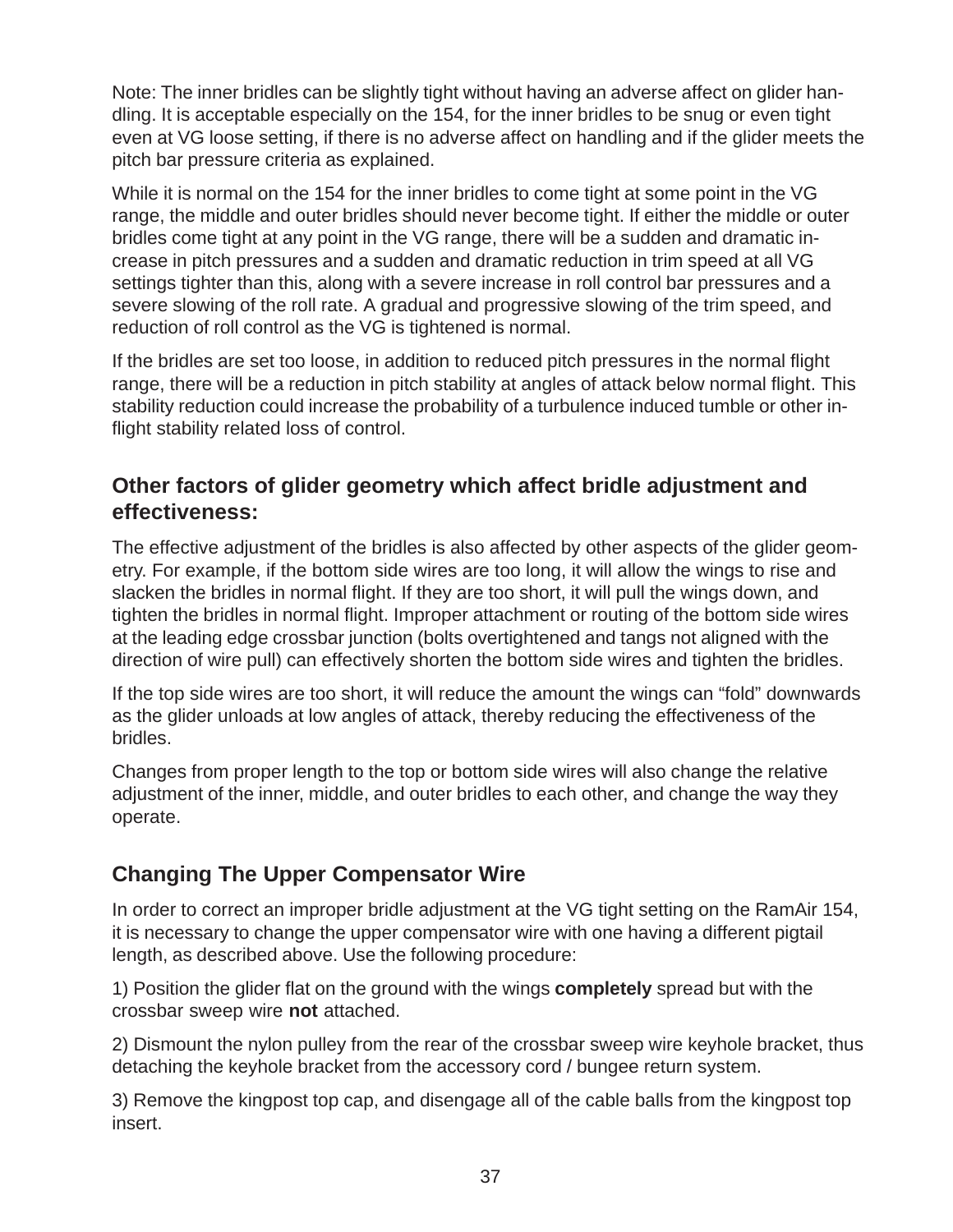Note: The inner bridles can be slightly tight without having an adverse affect on glider handling. It is acceptable especially on the 154, for the inner bridles to be snug or even tight even at VG loose setting, if there is no adverse affect on handling and if the glider meets the pitch bar pressure criteria as explained.

While it is normal on the 154 for the inner bridles to come tight at some point in the VG range, the middle and outer bridles should never become tight. If either the middle or outer bridles come tight at any point in the VG range, there will be a sudden and dramatic increase in pitch pressures and a sudden and dramatic reduction in trim speed at all VG settings tighter than this, along with a severe increase in roll control bar pressures and a severe slowing of the roll rate. A gradual and progressive slowing of the trim speed, and reduction of roll control as the VG is tightened is normal.

If the bridles are set too loose, in addition to reduced pitch pressures in the normal flight range, there will be a reduction in pitch stability at angles of attack below normal flight. This stability reduction could increase the probability of a turbulence induced tumble or other in-flight stability related loss of control.

## Other factors of glider geometry which affect bridle adjustment and effectiveness:

The effective adjustment of the bridles is also affected by other aspects of the glider geometry. For example, if the bottom side wires are too long, it will allow the wings to rise and slacken the bridles in normal flight. If they are too short, it will pull the wings down, and tighten the bridles in normal flight. Improper attachment or routing of the bottom side wires at the leading edge crossbar junction (bolts overtightened and tangs not aligned with the direction of wire pull) can effectively shorten the bottom side wires and tighten the bridles.

If the top side wires are too short, it will reduce the amount the wings can "fold" downwards as the glider unloads at low angles of attack, thereby reducing the effectiveness of the bridles.

Changes from proper length to the top or bottom side wires will also change the relative adjustment of the inner, middle, and outer bridles to each other, and change the way they operate.

## Changing The Upper Compensator Wire

In order to correct an improper bridle adjustment at the VG tight setting on the RamAir 154, it is necessary to change the upper compensator wire with one having a different pigtail length, as described above. Use the following procedure:

1) Position the glider flat on the ground with the wings **completely** spread but with the crossbar sweep wire **not** attached.

2) Dismount the nylon pulley from the rear of the crossbar sweep wire keyhole bracket, thus detaching the keyhole bracket from the accessory cord / bungee return system.

3) Remove the kingpost top cap, and disengage all of the cable balls from the kingpost top insert.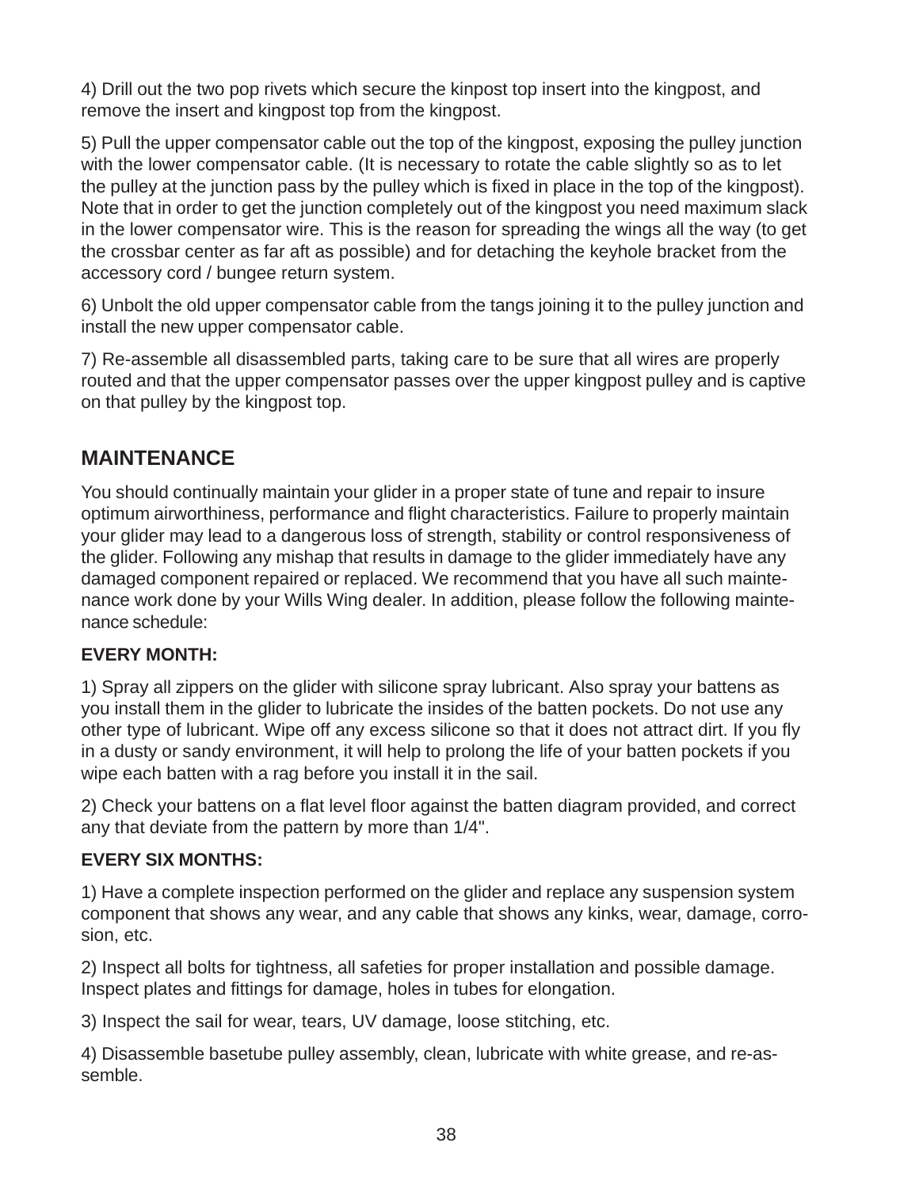4) Drill out the two pop rivets which secure the kinpost top insert into the kingpost, and remove the insert and kingpost top from the kingpost.

5) Pull the upper compensator cable out the top of the kingpost, exposing the pulley junction with the lower compensator cable. (It is necessary to rotate the cable slightly so as to let the pulley at the junction pass by the pulley which is fixed in place in the top of the kingpost). Note that in order to get the junction completely out of the kingpost you need maximum slack in the lower compensator wire. This is the reason for spreading the wings all the way (to get the crossbar center as far aft as possible) and for detaching the keyhole bracket from the accessory cord / bungee return system.

6) Unbolt the old upper compensator cable from the tangs joining it to the pulley junction and install the new upper compensator cable.

7) Re-assemble all disassembled parts, taking care to be sure that all wires are properly routed and that the upper compensator passes over the upper kingpost pulley and is captive on that pulley by the kingpost top.

## MAINTENANCE

You should continually maintain your glider in a proper state of tune and repair to insure optimum airworthiness, performance and flight characteristics. Failure to properly maintain your glider may lead to a dangerous loss of strength, stability or control responsiveness of the glider. Following any mishap that results in damage to the glider immediately have any damaged component repaired or replaced. We recommend that you have all such maintenance work done by your Wills Wing dealer. In addition, please follow the following maintenance schedule:

**EVERY MONTH:**

1) Spray all zippers on the glider with silicone spray lubricant. Also spray your battens as you install them in the glider to lubricate the insides of the batten pockets. Do not use any other type of lubricant. Wipe off any excess silicone so that it does not attract dirt. If you fly in a dusty or sandy environment, it will help to prolong the life of your batten pockets if you wipe each batten with a rag before you install it in the sail.

2) Check your battens on a flat level floor against the batten diagram provided, and correct any that deviate from the pattern by more than 1/4".

**EVERY SIX MONTHS:**

1) Have a complete inspection performed on the glider and replace any suspension system component that shows any wear, and any cable that shows any kinks, wear, damage, corrosion, etc.

2) Inspect all bolts for tightness, all safeties for proper installation and possible damage. Inspect plates and fittings for damage, holes in tubes for elongation.

3) Inspect the sail for wear, tears, UV damage, loose stitching, etc.

4) Disassemble basetube pulley assembly, clean, lubricate with white grease, and re-assemble.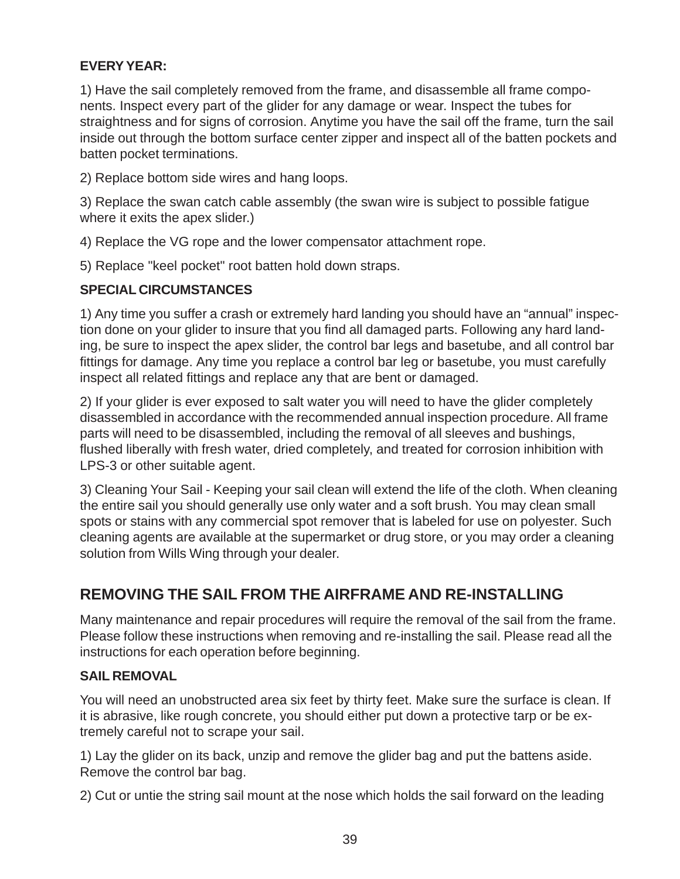**EVERY YEAR:**

1) Have the sail completely removed from the frame, and disassemble all frame components. Inspect every part of the glider for any damage or wear. Inspect the tubes for straightness and for signs of corrosion. Anytime you have the sail off the frame, turn the sail inside out through the bottom surface center zipper and inspect all of the batten pockets and batten pocket terminations.

2) Replace bottom side wires and hang loops.

3) Replace the swan catch cable assembly (the swan wire is subject to possible fatigue where it exits the apex slider.)

4) Replace the VG rope and the lower compensator attachment rope.

5) Replace "keel pocket" root batten hold down straps.

**SPECIAL CIRCUMSTANCES**

1) Any time you suffer a crash or extremely hard landing you should have an "annual" inspection done on your glider to insure that you find all damaged parts. Following any hard landing, be sure to inspect the apex slider, the control bar legs and basetube, and all control bar fittings for damage. Any time you replace a control bar leg or basetube, you must carefully inspect all related fittings and replace any that are bent or damaged.

2) If your glider is ever exposed to salt water you will need to have the glider completely disassembled in accordance with the recommended annual inspection procedure. All frame parts will need to be disassembled, including the removal of all sleeves and bushings, flushed liberally with fresh water, dried completely, and treated for corrosion inhibition with LPS-3 or other suitable agent.

3) Cleaning Your Sail - Keeping your sail clean will extend the life of the cloth. When cleaning the entire sail you should generally use only water and a soft brush. You may clean small spots or stains with any commercial spot remover that is labeled for use on polyester. Such cleaning agents are available at the supermarket or drug store, or you may order a cleaning solution from Wills Wing through your dealer.

## REMOVING THE SAIL FROM THE AIRFRAME AND RE-INSTALLING

Many maintenance and repair procedures will require the removal of the sail from the frame. Please follow these instructions when removing and re-installing the sail. Please read all the instructions for each operation before beginning.

**SAIL REMOVAL**

You will need an unobstructed area six feet by thirty feet. Make sure the surface is clean. If it is abrasive, like rough concrete, you should either put down a protective tarp or be extremely careful not to scrape your sail.

1) Lay the glider on its back, unzip and remove the glider bag and put the battens aside. Remove the control bar bag.

2) Cut or untie the string sail mount at the nose which holds the sail forward on the leading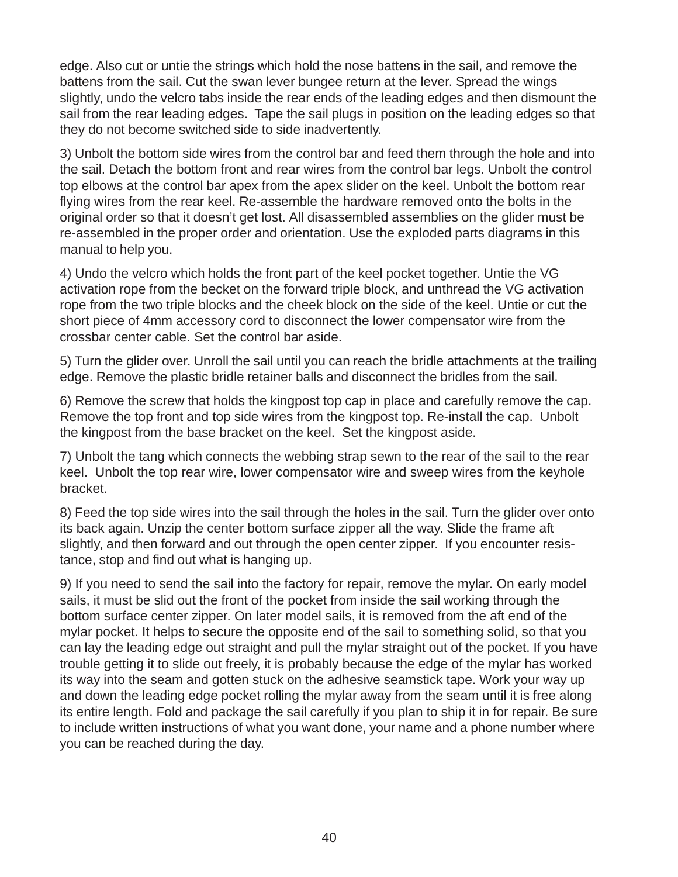edge. Also cut or untie the strings which hold the nose battens in the sail, and remove the battens from the sail. Cut the swan lever bungee return at the lever. Spread the wings slightly, undo the velcro tabs inside the rear ends of the leading edges and then dismount the sail from the rear leading edges. Tape the sail plugs in position on the leading edges so that they do not become switched side to side inadvertently.

3) Unbolt the bottom side wires from the control bar and feed them through the hole and into the sail. Detach the bottom front and rear wires from the control bar legs. Unbolt the control top elbows at the control bar apex from the apex slider on the keel. Unbolt the bottom rear flying wires from the rear keel. Re-assemble the hardware removed onto the bolts in the original order so that it doesn't get lost. All disassembled assemblies on the glider must be re-assembled in the proper order and orientation. Use the exploded parts diagrams in this manual to help you.

4) Undo the velcro which holds the front part of the keel pocket together. Untie the VG activation rope from the becket on the forward triple block, and unthread the VG activation rope from the two triple blocks and the cheek block on the side of the keel. Untie or cut the short piece of 4mm accessory cord to disconnect the lower compensator wire from the crossbar center cable. Set the control bar aside.

5) Turn the glider over. Unroll the sail until you can reach the bridle attachments at the trailing edge. Remove the plastic bridle retainer balls and disconnect the bridles from the sail.

6) Remove the screw that holds the kingpost top cap in place and carefully remove the cap. Remove the top front and top side wires from the kingpost top. Re-install the cap. Unbolt the kingpost from the base bracket on the keel. Set the kingpost aside.

7) Unbolt the tang which connects the webbing strap sewn to the rear of the sail to the rear keel. Unbolt the top rear wire, lower compensator wire and sweep wires from the keyhole bracket.

8) Feed the top side wires into the sail through the holes in the sail. Turn the glider over onto its back again. Unzip the center bottom surface zipper all the way. Slide the frame aft slightly, and then forward and out through the open center zipper. If you encounter resistance, stop and find out what is hanging up.

9) If you need to send the sail into the factory for repair, remove the mylar. On early model sails, it must be slid out the front of the pocket from inside the sail working through the bottom surface center zipper. On later model sails, it is removed from the aft end of the mylar pocket. It helps to secure the opposite end of the sail to something solid, so that you can lay the leading edge out straight and pull the mylar straight out of the pocket. If you have trouble getting it to slide out freely, it is probably because the edge of the mylar has worked its way into the seam and gotten stuck on the adhesive seamstick tape. Work your way up and down the leading edge pocket rolling the mylar away from the seam until it is free along its entire length. Fold and package the sail carefully if you plan to ship it in for repair. Be sure to include written instructions of what you want done, your name and a phone number where you can be reached during the day.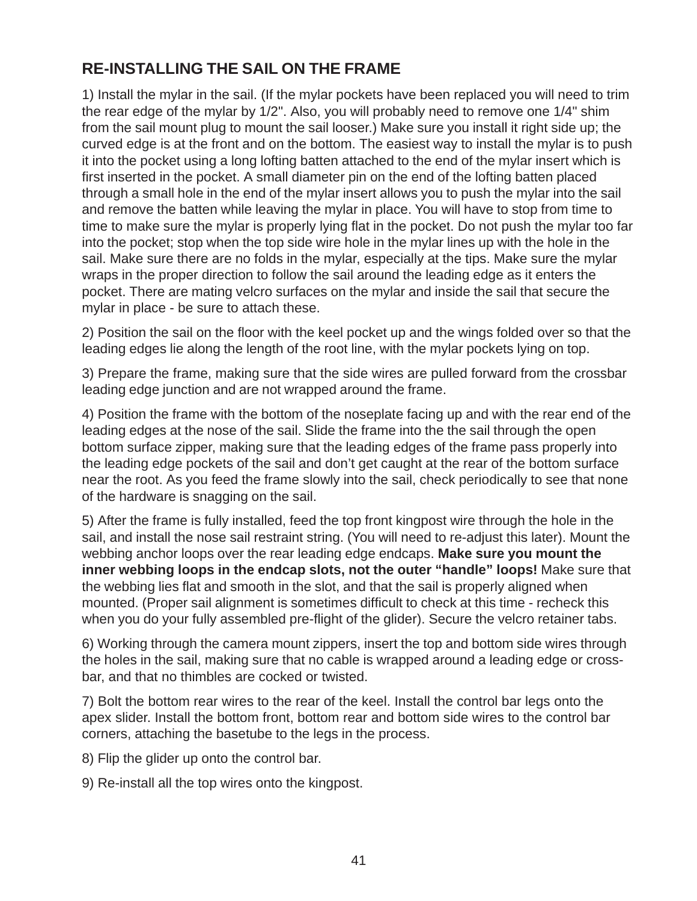## RE-INSTALLING THE SAIL ON THE FRAME

1) Install the mylar in the sail. (If the mylar pockets have been replaced you will need to trim the rear edge of the mylar by 1/2". Also, you will probably need to remove one 1/4" shim from the sail mount plug to mount the sail looser.) Make sure you install it right side up; the curved edge is at the front and on the bottom. The easiest way to install the mylar is to push it into the pocket using a long lofting batten attached to the end of the mylar insert which is first inserted in the pocket. A small diameter pin on the end of the lofting batten placed through a small hole in the end of the mylar insert allows you to push the mylar into the sail and remove the batten while leaving the mylar in place. You will have to stop from time to time to make sure the mylar is properly lying flat in the pocket. Do not push the mylar too far into the pocket; stop when the top side wire hole in the mylar lines up with the hole in the sail. Make sure there are no folds in the mylar, especially at the tips. Make sure the mylar wraps in the proper direction to follow the sail around the leading edge as it enters the pocket. There are mating velcro surfaces on the mylar and inside the sail that secure the mylar in place - be sure to attach these.

2) Position the sail on the floor with the keel pocket up and the wings folded over so that the leading edges lie along the length of the root line, with the mylar pockets lying on top.

3) Prepare the frame, making sure that the side wires are pulled forward from the crossbar leading edge junction and are not wrapped around the frame.

4) Position the frame with the bottom of the noseplate facing up and with the rear end of the leading edges at the nose of the sail. Slide the frame into the the sail through the open bottom surface zipper, making sure that the leading edges of the frame pass properly into the leading edge pockets of the sail and don’t get caught at the rear of the bottom surface near the root. As you feed the frame slowly into the sail, check periodically to see that none of the hardware is snagging on the sail.

5) After the frame is fully installed, feed the top front kingpost wire through the hole in the sail, and install the nose sail restraint string. (You will need to re-adjust this later). Mount the webbing anchor loops over the rear leading edge endcaps. **Make sure you mount the inner webbing loops in the endcap slots, not the outer “handle” loops!** Make sure that the webbing lies flat and smooth in the slot, and that the sail is properly aligned when mounted. (Proper sail alignment is sometimes difficult to check at this time - recheck this when you do your fully assembled pre-flight of the glider). Secure the velcro retainer tabs.

6) Working through the camera mount zippers, insert the top and bottom side wires through the holes in the sail, making sure that no cable is wrapped around a leading edge or cross-bar, and that no thimbles are cocked or twisted.

7) Bolt the bottom rear wires to the rear of the keel. Install the control bar legs onto the apex slider. Install the bottom front, bottom rear and bottom side wires to the control bar corners, attaching the basetube to the legs in the process.

8) Flip the glider up onto the control bar.

9) Re-install all the top wires onto the kingpost.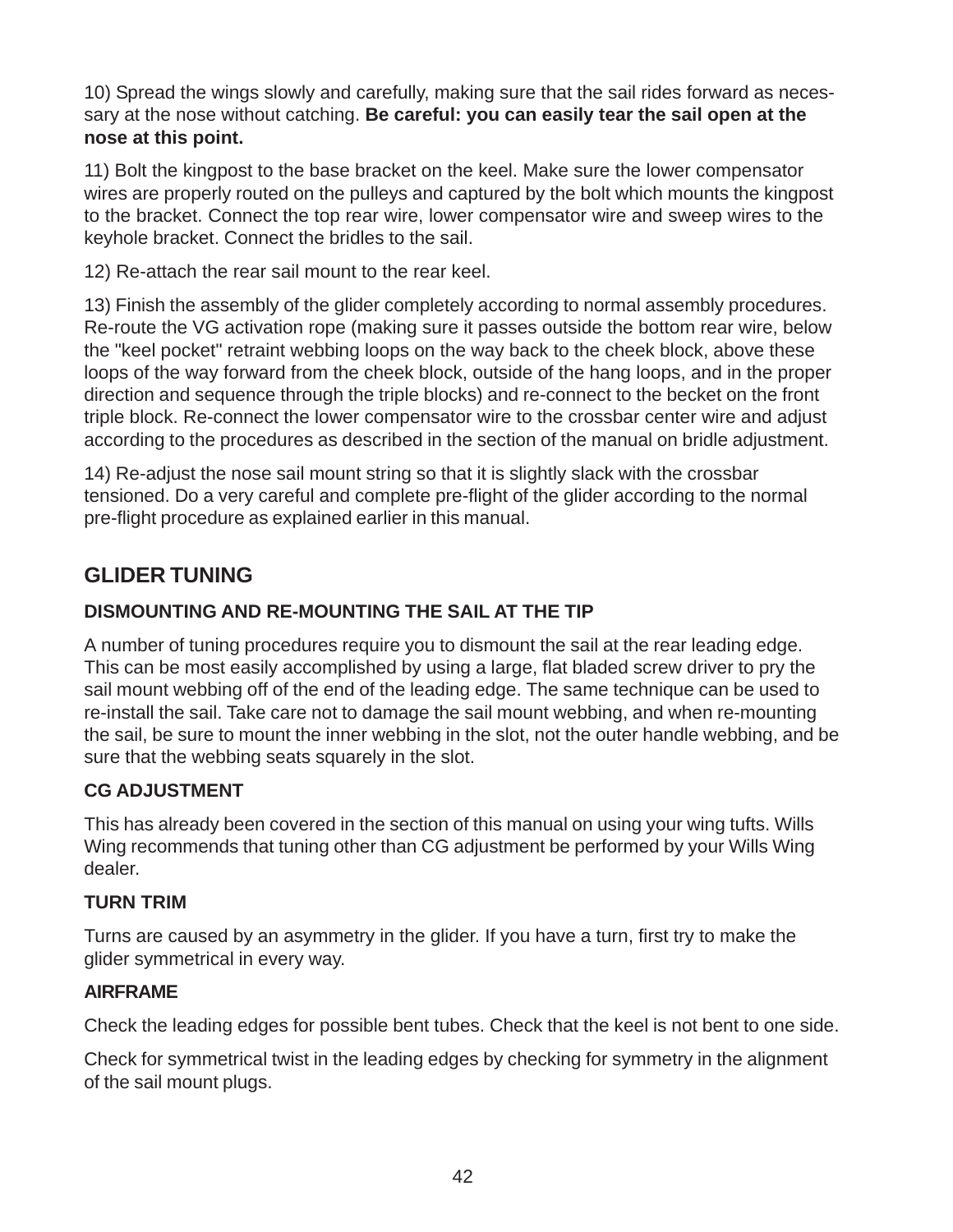10) Spread the wings slowly and carefully, making sure that the sail rides forward as necessary at the nose without catching. **Be careful: you can easily tear the sail open at the nose at this point.**

11) Bolt the kingpost to the base bracket on the keel. Make sure the lower compensator wires are properly routed on the pulleys and captured by the bolt which mounts the kingpost to the bracket. Connect the top rear wire, lower compensator wire and sweep wires to the keyhole bracket. Connect the bridles to the sail.

12) Re-attach the rear sail mount to the rear keel.

13) Finish the assembly of the glider completely according to normal assembly procedures. Re-route the VG activation rope (making sure it passes outside the bottom rear wire, below the "keel pocket" retraint webbing loops on the way back to the cheek block, above these loops of the way forward from the cheek block, outside of the hang loops, and in the proper direction and sequence through the triple blocks) and re-connect to the becket on the front triple block. Re-connect the lower compensator wire to the crossbar center wire and adjust according to the procedures as described in the section of the manual on bridle adjustment.

14) Re-adjust the nose sail mount string so that it is slightly slack with the crossbar tensioned. Do a very careful and complete pre-flight of the glider according to the normal pre-flight procedure as explained earlier in this manual.

## GLIDER TUNING

### DISMOUNTING AND RE-MOUNTING THE SAIL AT THE TIP

A number of tuning procedures require you to dismount the sail at the rear leading edge. This can be most easily accomplished by using a large, flat bladed screw driver to pry the sail mount webbing off of the end of the leading edge. The same technique can be used to re-install the sail. Take care not to damage the sail mount webbing, and when re-mounting the sail, be sure to mount the inner webbing in the slot, not the outer handle webbing, and be sure that the webbing seats squarely in the slot.

### CG ADJUSTMENT

This has already been covered in the section of this manual on using your wing tufts. Wills Wing recommends that tuning other than CG adjustment be performed by your Wills Wing dealer.

### TURN TRIM

Turns are caused by an asymmetry in the glider. If you have a turn, first try to make the glider symmetrical in every way.

### AIRFRAME

Check the leading edges for possible bent tubes. Check that the keel is not bent to one side.

Check for symmetrical twist in the leading edges by checking for symmetry in the alignment of the sail mount plugs.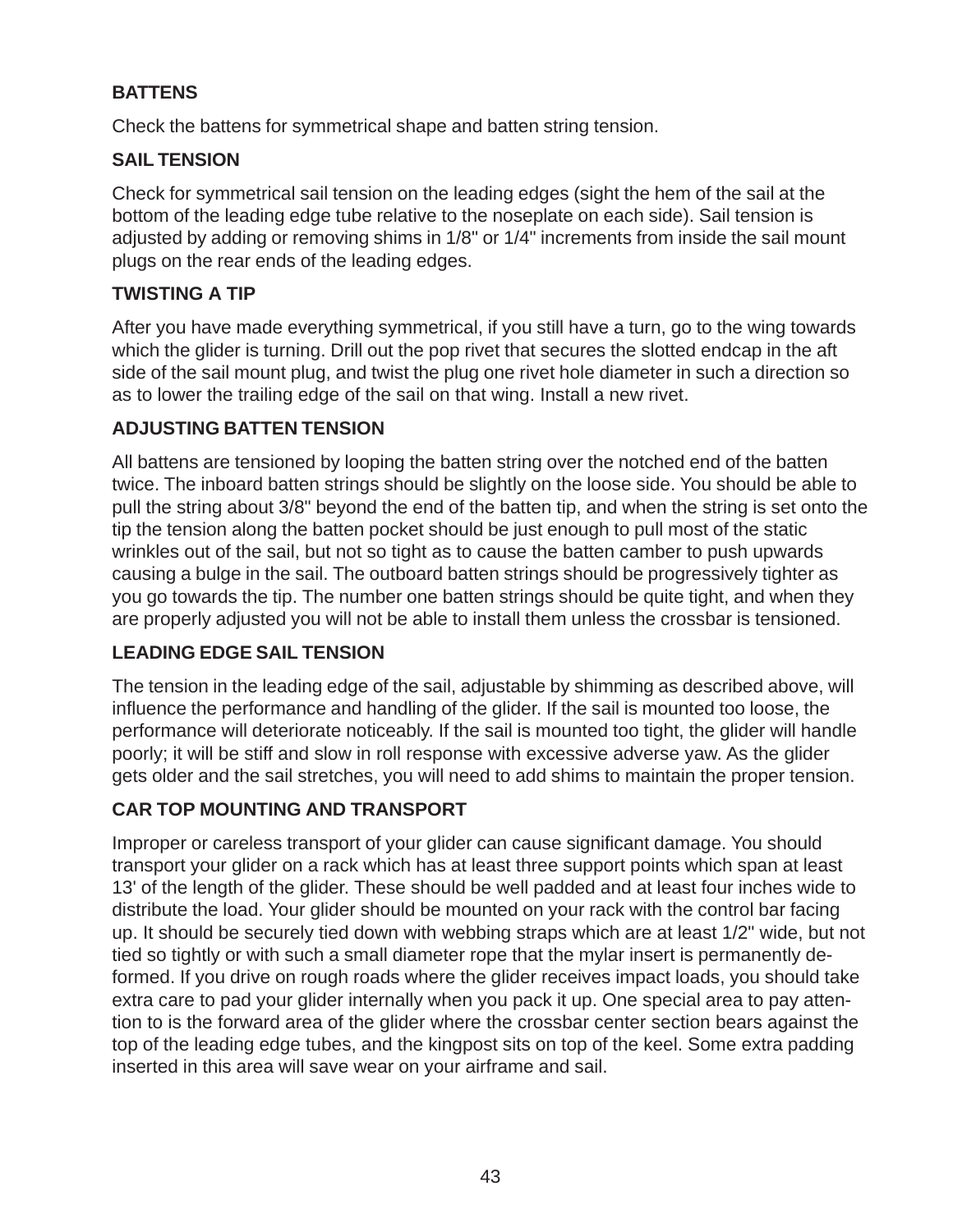### BATTENS

Check the battens for symmetrical shape and batten string tension.

### SAIL TENSION

Check for symmetrical sail tension on the leading edges (sight the hem of the sail at the bottom of the leading edge tube relative to the noseplate on each side). Sail tension is adjusted by adding or removing shims in 1/8" or 1/4" increments from inside the sail mount plugs on the rear ends of the leading edges.

### TWISTING A TIP

After you have made everything symmetrical, if you still have a turn, go to the wing towards which the glider is turning. Drill out the pop rivet that secures the slotted endcap in the aft side of the sail mount plug, and twist the plug one rivet hole diameter in such a direction so as to lower the trailing edge of the sail on that wing. Install a new rivet.

### ADJUSTING BATTEN TENSION

All battens are tensioned by looping the batten string over the notched end of the batten twice. The inboard batten strings should be slightly on the loose side. You should be able to pull the string about 3/8" beyond the end of the batten tip, and when the string is set onto the tip the tension along the batten pocket should be just enough to pull most of the static wrinkles out of the sail, but not so tight as to cause the batten camber to push upwards causing a bulge in the sail. The outboard batten strings should be progressively tighter as you go towards the tip. The number one batten strings should be quite tight, and when they are properly adjusted you will not be able to install them unless the crossbar is tensioned.

### LEADING EDGE SAIL TENSION

The tension in the leading edge of the sail, adjustable by shimming as described above, will influence the performance and handling of the glider. If the sail is mounted too loose, the performance will deteriorate noticeably. If the sail is mounted too tight, the glider will handle poorly; it will be stiff and slow in roll response with excessive adverse yaw. As the glider gets older and the sail stretches, you will need to add shims to maintain the proper tension.

### CAR TOP MOUNTING AND TRANSPORT

Improper or careless transport of your glider can cause significant damage. You should transport your glider on a rack which has at least three support points which span at least 13' of the length of the glider. These should be well padded and at least four inches wide to distribute the load. Your glider should be mounted on your rack with the control bar facing up. It should be securely tied down with webbing straps which are at least 1/2" wide, but not tied so tightly or with such a small diameter rope that the mylar insert is permanently deformed. If you drive on rough roads where the glider receives impact loads, you should take extra care to pad your glider internally when you pack it up. One special area to pay attention to is the forward area of the glider where the crossbar center section bears against the top of the leading edge tubes, and the kingpost sits on top of the keel. Some extra padding inserted in this area will save wear on your airframe and sail.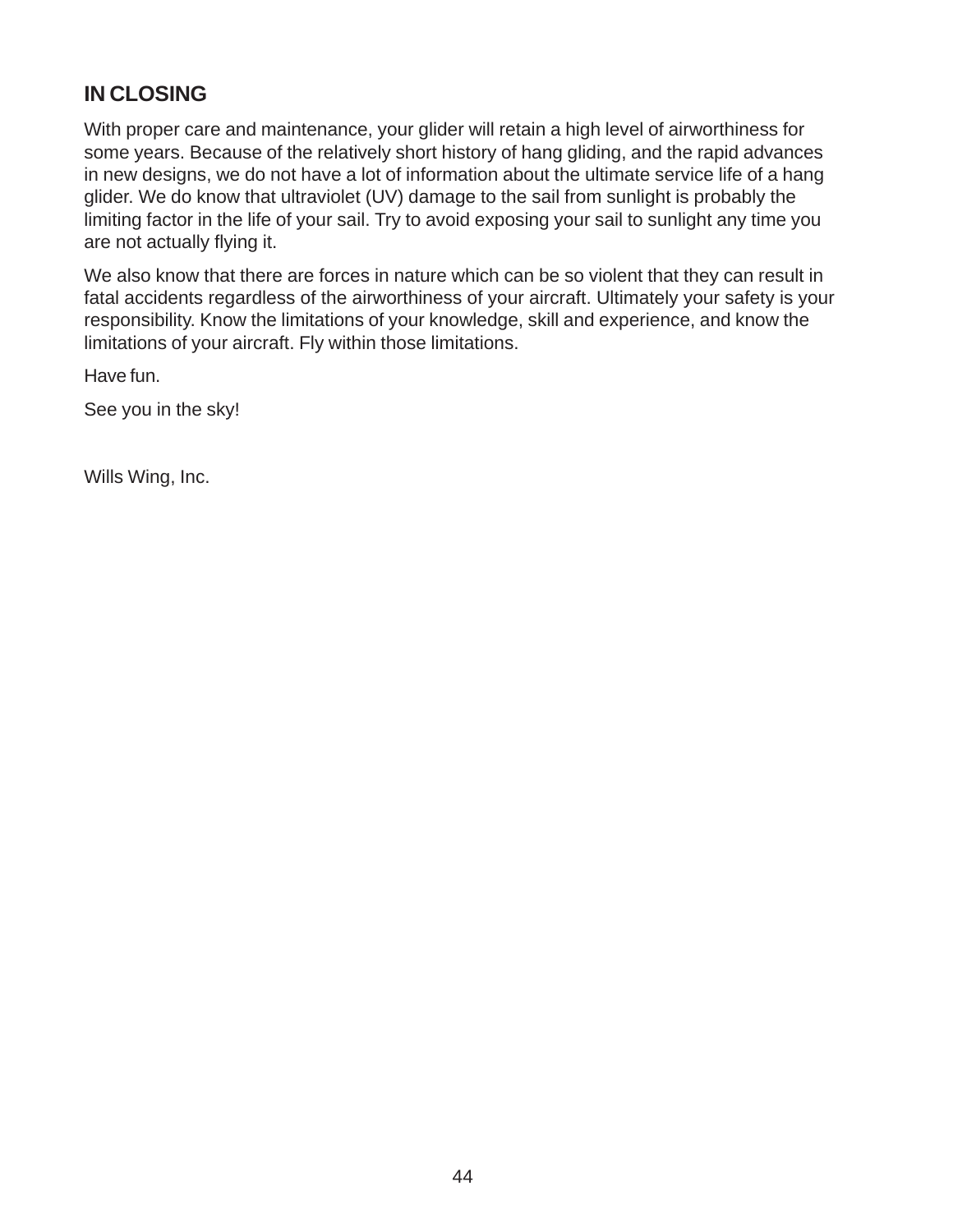## IN CLOSING

With proper care and maintenance, your glider will retain a high level of airworthiness for some years. Because of the relatively short history of hang gliding, and the rapid advances in new designs, we do not have a lot of information about the ultimate service life of a hang glider. We do know that ultraviolet (UV) damage to the sail from sunlight is probably the limiting factor in the life of your sail. Try to avoid exposing your sail to sunlight any time you are not actually flying it.

We also know that there are forces in nature which can be so violent that they can result in fatal accidents regardless of the airworthiness of your aircraft. Ultimately your safety is your responsibility. Know the limitations of your knowledge, skill and experience, and know the limitations of your aircraft. Fly within those limitations.

Have fun.

See you in the sky!

Wills Wing, Inc.